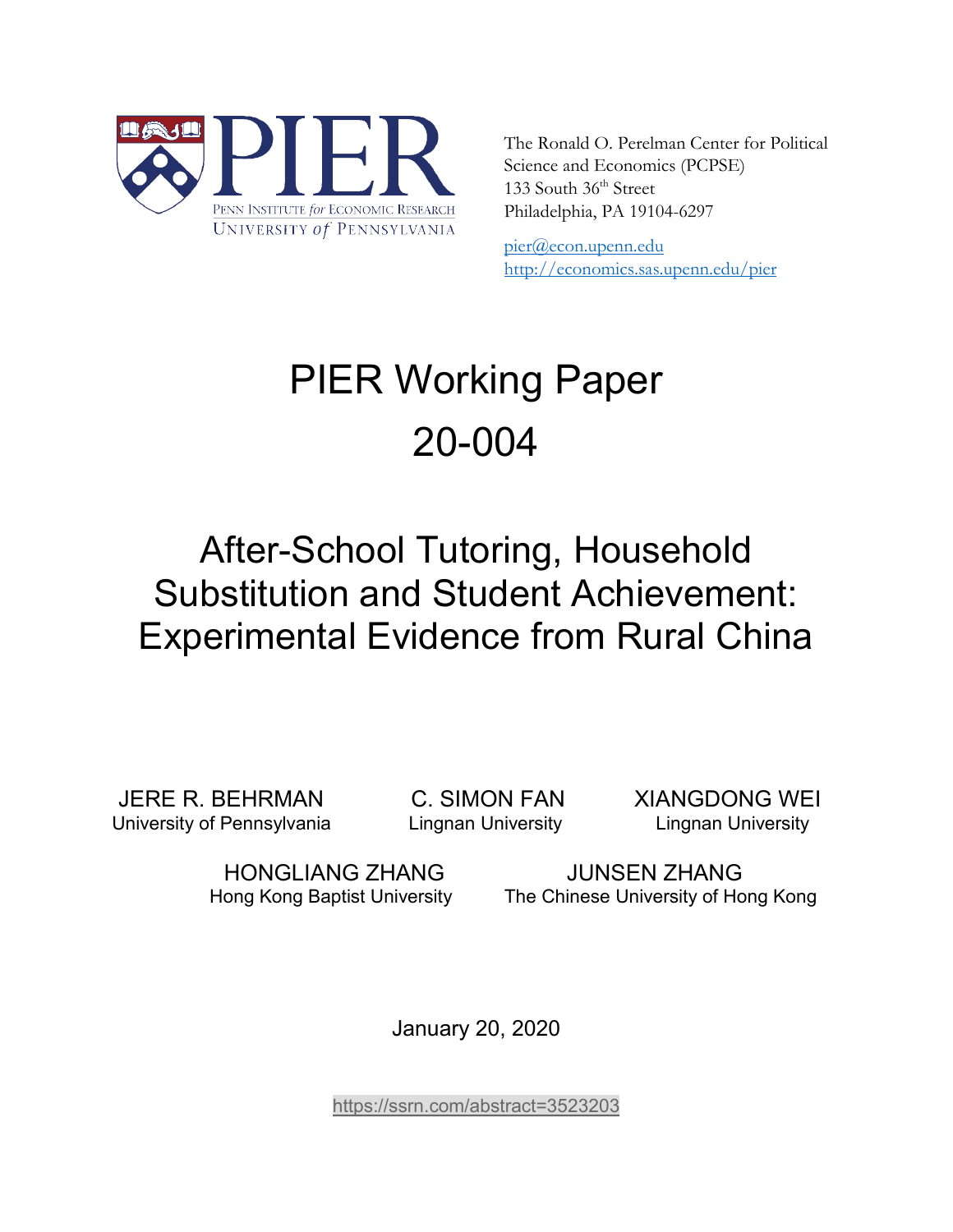PENN INSTITUTE for ECONOMIC RESEARCH
UNIVERSITY of PENNSYLVANIA

The Ronald O. Perelman Center for Political Science and Economics (PCPSE)
133 South 36[th] Street
Philadelphia, PA 19104-6297

pier@econ.upenn.edu
http://economics.sas.upenn.edu/pier

# PIER Working Paper 20-004

# After-School Tutoring, Household Substitution and Student Achievement: Experimental Evidence from Rural China

JERE R. BEHRMAN
University of Pennsylvania

C. SIMON FAN
Lingnan University

XIANGDONG WEI
Lingnan University

HONGLIANG ZHANG
Hong Kong Baptist University

JUNSEN ZHANG
The Chinese University of Hong Kong

January 20, 2020

https://ssrn.com/abstract=3523203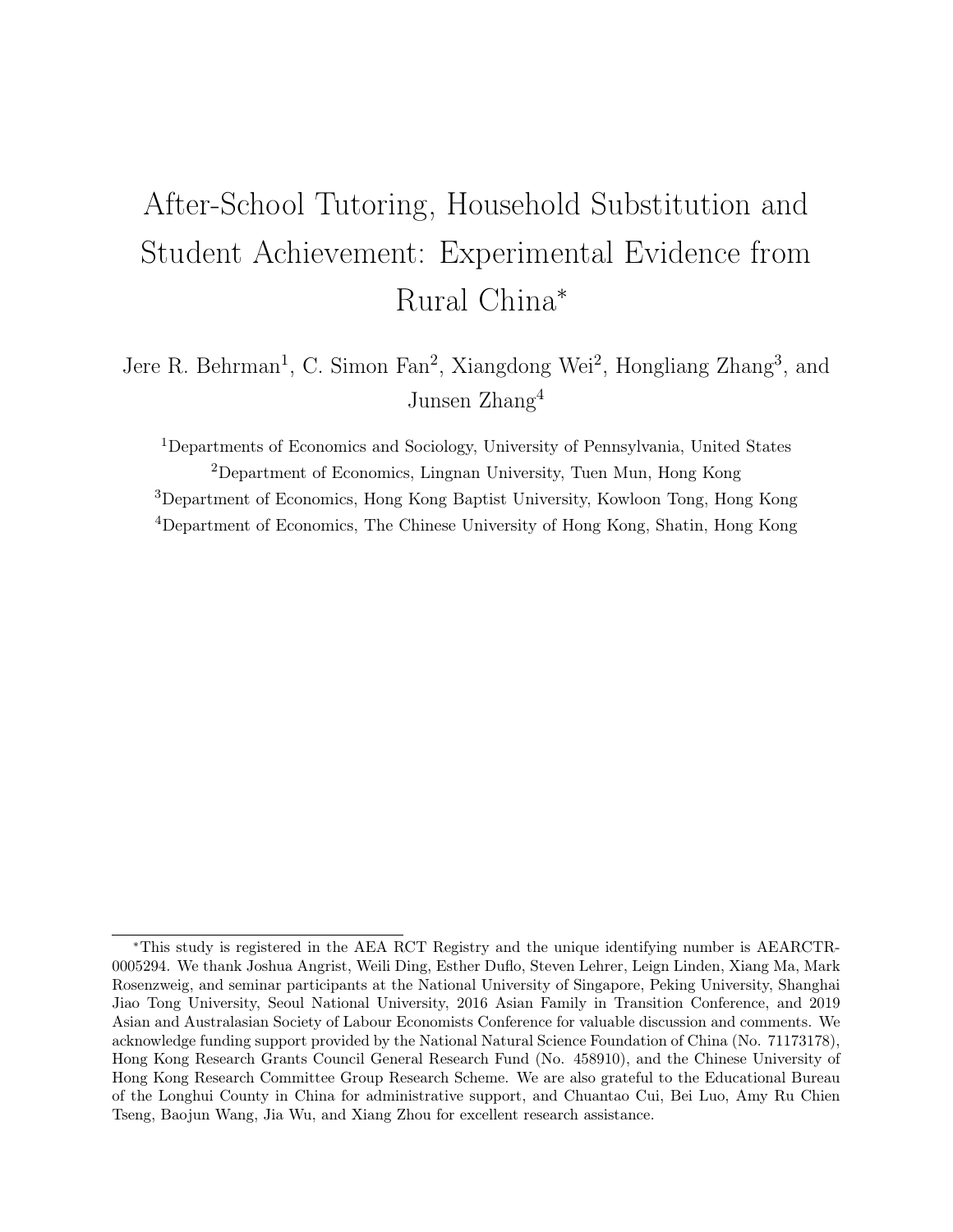# After-School Tutoring, Household Substitution and Student Achievement: Experimental Evidence from Rural China*

Jere R. Behrman[1], C. Simon Fan[2], Xiangdong Wei[2], Hongliang Zhang[3], and Junsen Zhang[4]

[1]Departments of Economics and Sociology, University of Pennsylvania, United States

[2]Department of Economics, Lingnan University, Tuen Mun, Hong Kong

[3]Department of Economics, Hong Kong Baptist University, Kowloon Tong, Hong Kong

[4]Department of Economics, The Chinese University of Hong Kong, Shatin, Hong Kong

---

*This study is registered in the AEA RCT Registry and the unique identifying number is AEARCTR-0005294. We thank Joshua Angrist, Weili Ding, Esther Duflo, Steven Lehrer, Leigh Linden, Xiang Ma, Mark Rosenzweig, and seminar participants at the National University of Singapore, Peking University, Shanghai Jiao Tong University, Seoul National University, 2016 Asian Family in Transition Conference, and 2019 Asian and Australasian Society of Labour Economists Conference for valuable discussion and comments. We acknowledge funding support provided by the National Natural Science Foundation of China (No. 71173178), Hong Kong Research Grants Council General Research Fund (No. 458910), and the Chinese University of Hong Kong Research Committee Group Research Scheme. We are also grateful to the Educational Bureau of the Longhui County in China for administrative support, and Chuantao Cui, Bei Luo, Amy Ru Chien Tseng, Baojun Wang, Jia Wu, and Xiang Zhou for excellent research assistance.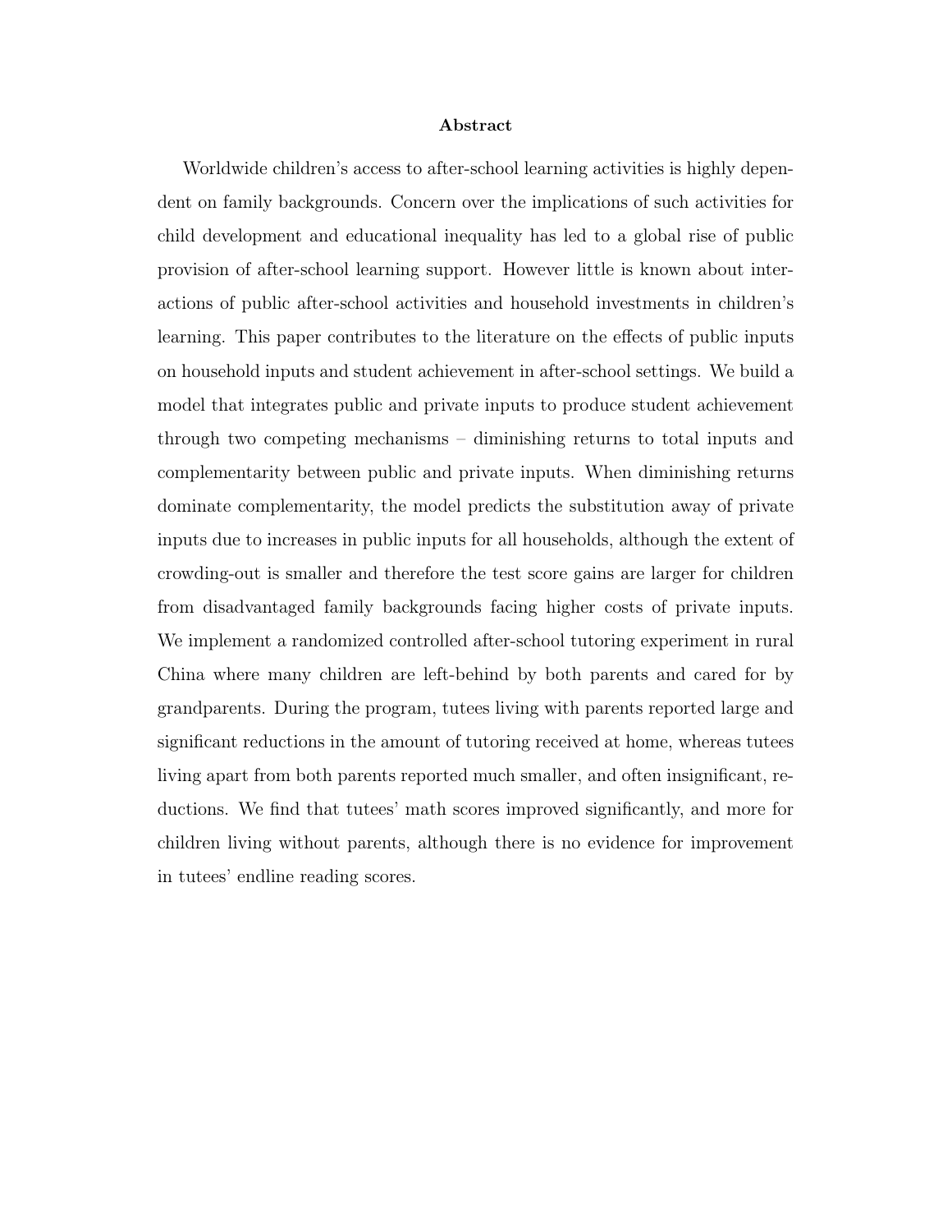**Abstract**

Worldwide children's access to after-school learning activities is highly dependent on family backgrounds. Concern over the implications of such activities for child development and educational inequality has led to a global rise of public provision of after-school learning support. However little is known about interactions of public after-school activities and household investments in children's learning. This paper contributes to the literature on the effects of public inputs on household inputs and student achievement in after-school settings. We build a model that integrates public and private inputs to produce student achievement through two competing mechanisms – diminishing returns to total inputs and complementarity between public and private inputs. When diminishing returns dominate complementarity, the model predicts the substitution away of private inputs due to increases in public inputs for all households, although the extent of crowding-out is smaller and therefore the test score gains are larger for children from disadvantaged family backgrounds facing higher costs of private inputs. We implement a randomized controlled after-school tutoring experiment in rural China where many children are left-behind by both parents and cared for by grandparents. During the program, tutees living with parents reported large and significant reductions in the amount of tutoring received at home, whereas tutees living apart from both parents reported much smaller, and often insignificant, reductions. We find that tutees' math scores improved significantly, and more for children living without parents, although there is no evidence for improvement in tutees' endline reading scores.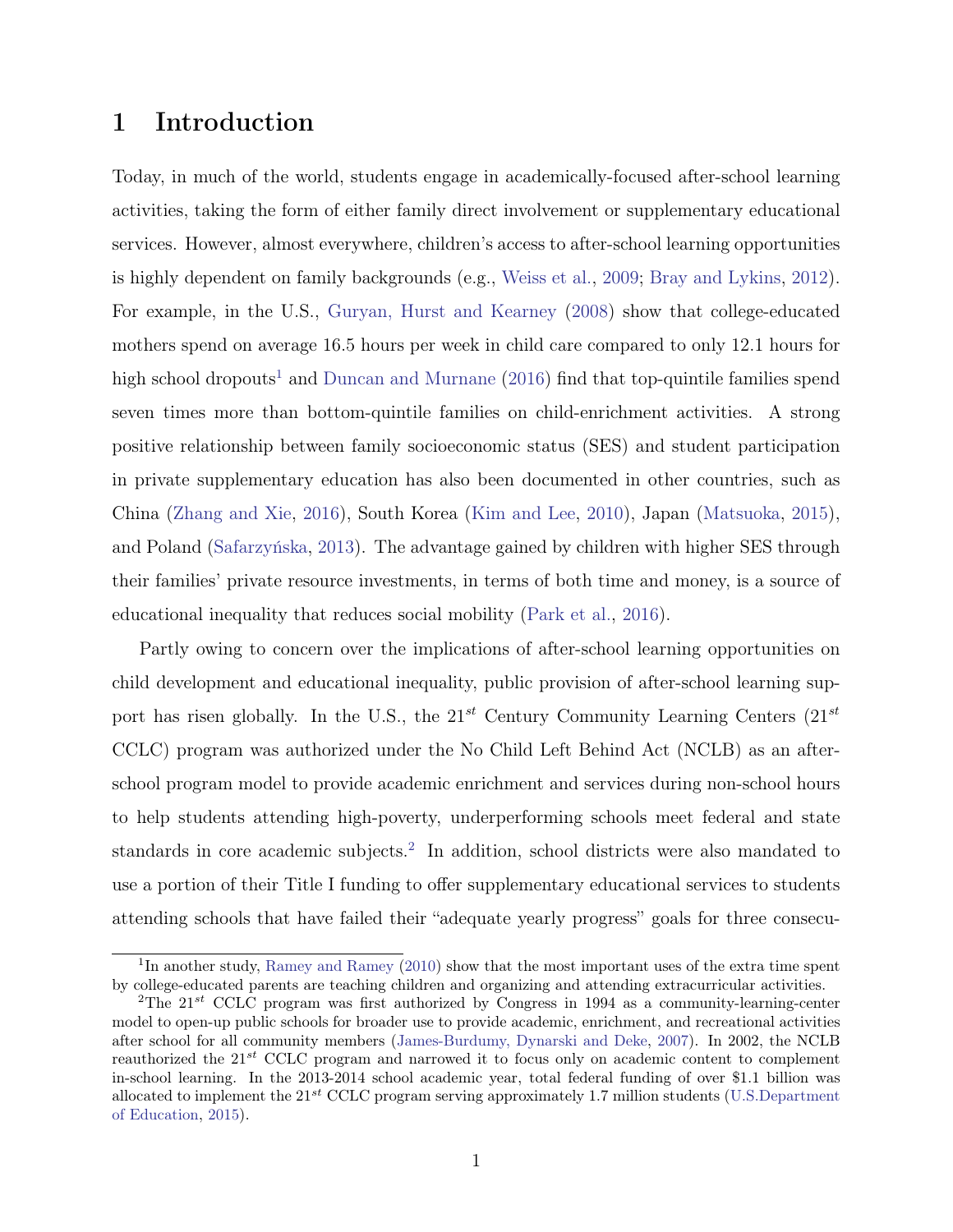# 1 Introduction

Today, in much of the world, students engage in academically-focused after-school learning activities, taking the form of either family direct involvement or supplementary educational services. However, almost everywhere, children's access to after-school learning opportunities is highly dependent on family backgrounds (e.g., Weiss et al., 2009; Bray and Lykins, 2012). For example, in the U.S., Guryan, Hurst and Kearney (2008) show that college-educated mothers spend on average 16.5 hours per week in child care compared to only 12.1 hours for high school dropouts[1] and Duncan and Murnane (2016) find that top-quintile families spend seven times more than bottom-quintile families on child-enrichment activities. A strong positive relationship between family socioeconomic status (SES) and student participation in private supplementary education has also been documented in other countries, such as China (Zhang and Xie, 2016), South Korea (Kim and Lee, 2010), Japan (Matsuoka, 2015), and Poland (Safarzyńska, 2013). The advantage gained by children with higher SES through their families' private resource investments, in terms of both time and money, is a source of educational inequality that reduces social mobility (Park et al., 2016).

Partly owing to concern over the implications of after-school learning opportunities on child development and educational inequality, public provision of after-school learning support has risen globally. In the U.S., the $21^{st}$ Century Community Learning Centers ($21^{st}$ CCLC) program was authorized under the No Child Left Behind Act (NCLB) as an after-school program model to provide academic enrichment and services during non-school hours to help students attending high-poverty, underperforming schools meet federal and state standards in core academic subjects.[2] In addition, school districts were also mandated to use a portion of their Title I funding to offer supplementary educational services to students attending schools that have failed their "adequate yearly progress" goals for three consecu-

[1] In another study, Ramey and Ramey (2010) show that the most important uses of the extra time spent by college-educated parents are teaching children and organizing and attending extracurricular activities.

[2] The $21^{st}$ CCLC program was first authorized by Congress in 1994 as a community-learning-center model to open-up public schools for broader use to provide academic, enrichment, and recreational activities after school for all community members (James-Burdumy, Dynarski and Deke, 2007). In 2002, the NCLB reauthorized the $21^{st}$ CCLC program and narrowed it to focus only on academic content to complement in-school learning. In the 2013-2014 school academic year, total federal funding of over $1.1 billion was allocated to implement the $21^{st}$ CCLC program serving approximately 1.7 million students (U.S.Department of Education, 2015).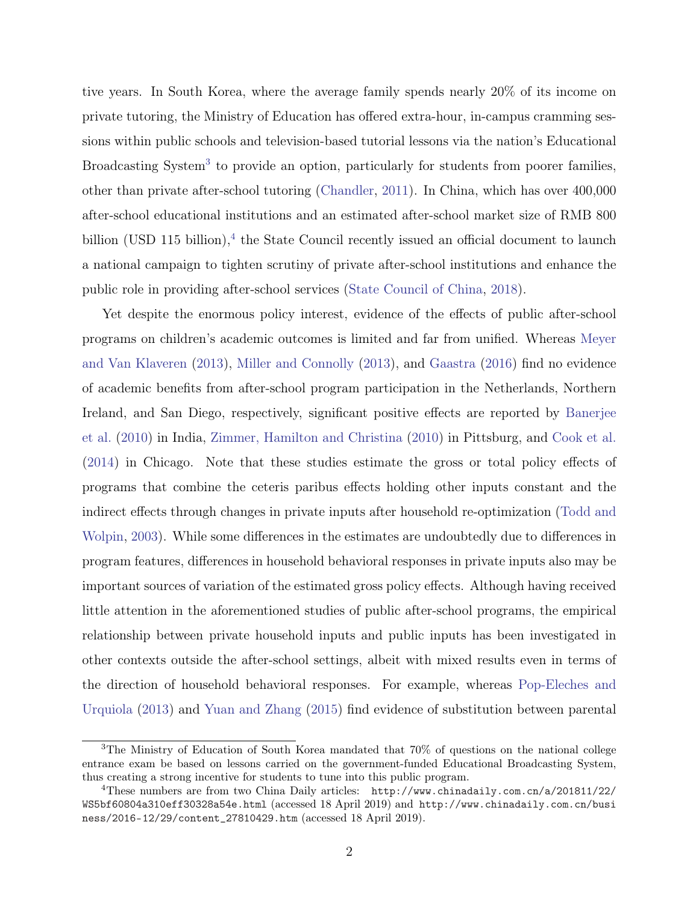tive years. In South Korea, where the average family spends nearly 20% of its income on private tutoring, the Ministry of Education has offered extra-hour, in-campus cramming sessions within public schools and television-based tutorial lessons via the nation's Educational Broadcasting System[3] to provide an option, particularly for students from poorer families, other than private after-school tutoring (Chandler, 2011). In China, which has over 400,000 after-school educational institutions and an estimated after-school market size of RMB 800 billion (USD 115 billion),[4] the State Council recently issued an official document to launch a national campaign to tighten scrutiny of private after-school institutions and enhance the public role in providing after-school services (State Council of China, 2018).

Yet despite the enormous policy interest, evidence of the effects of public after-school programs on children's academic outcomes is limited and far from unified. Whereas Meyer and Van Klaveren (2013), Miller and Connolly (2013), and Gaastra (2016) find no evidence of academic benefits from after-school program participation in the Netherlands, Northern Ireland, and San Diego, respectively, significant positive effects are reported by Banerjee et al. (2010) in India, Zimmer, Hamilton and Christina (2010) in Pittsburg, and Cook et al. (2014) in Chicago. Note that these studies estimate the gross or total policy effects of programs that combine the ceteris paribus effects holding other inputs constant and the indirect effects through changes in private inputs after household re-optimization (Todd and Wolpin, 2003). While some differences in the estimates are undoubtedly due to differences in program features, differences in household behavioral responses in private inputs also may be important sources of variation of the estimated gross policy effects. Although having received little attention in the aforementioned studies of public after-school programs, the empirical relationship between private household inputs and public inputs has been investigated in other contexts outside the after-school settings, albeit with mixed results even in terms of the direction of household behavioral responses. For example, whereas Pop-Eleches and Urquiola (2013) and Yuan and Zhang (2015) find evidence of substitution between parental

---

[3] The Ministry of Education of South Korea mandated that 70% of questions on the national college entrance exam be based on lessons carried on the government-funded Educational Broadcasting System, thus creating a strong incentive for students to tune into this public program.

[4] These numbers are from two China Daily articles: http://www.chinadaily.com.cn/a/201811/22/WS5bf60804a310eff30328a54e.html (accessed 18 April 2019) and http://www.chinadaily.com.cn/business/2016-12/29/content_27810429.htm (accessed 18 April 2019).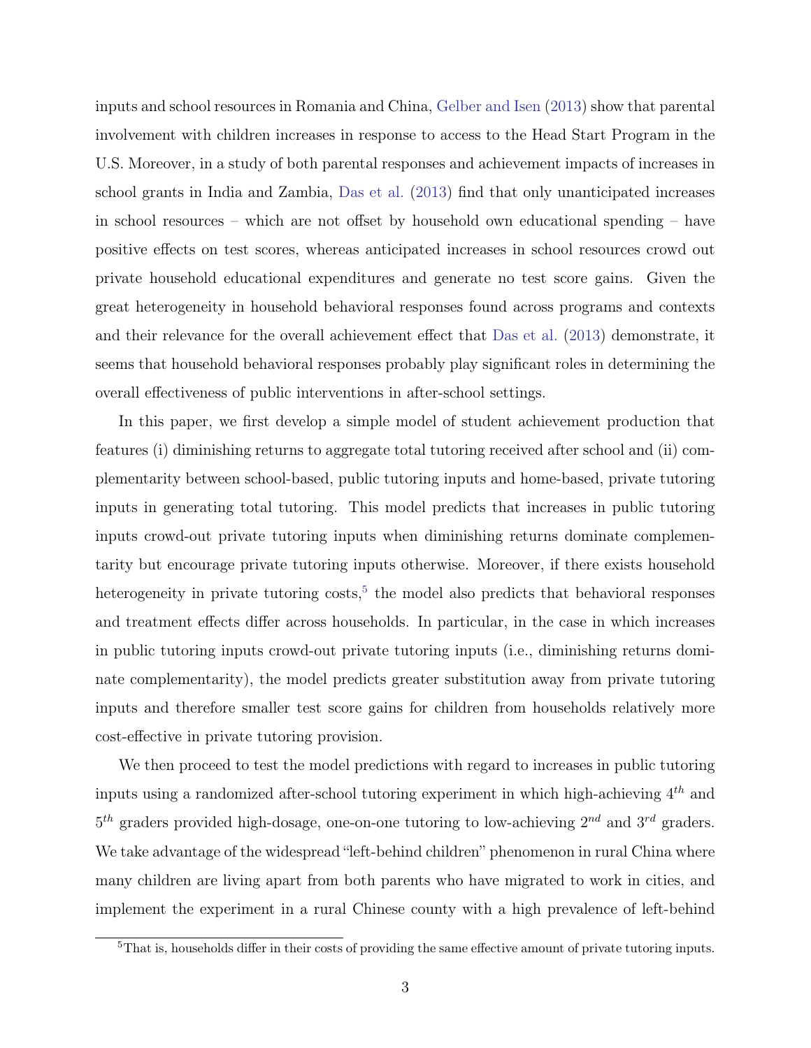inputs and school resources in Romania and China, Gelber and Isen (2013) show that parental involvement with children increases in response to access to the Head Start Program in the U.S. Moreover, in a study of both parental responses and achievement impacts of increases in school grants in India and Zambia, Das et al. (2013) find that only unanticipated increases in school resources – which are not offset by household own educational spending – have positive effects on test scores, whereas anticipated increases in school resources crowd out private household educational expenditures and generate no test score gains. Given the great heterogeneity in household behavioral responses found across programs and contexts and their relevance for the overall achievement effect that Das et al. (2013) demonstrate, it seems that household behavioral responses probably play significant roles in determining the overall effectiveness of public interventions in after-school settings.

In this paper, we first develop a simple model of student achievement production that features (i) diminishing returns to aggregate total tutoring received after school and (ii) complementarity between school-based, public tutoring inputs and home-based, private tutoring inputs in generating total tutoring. This model predicts that increases in public tutoring inputs crowd-out private tutoring inputs when diminishing returns dominate complementarity but encourage private tutoring inputs otherwise. Moreover, if there exists household heterogeneity in private tutoring costs,[5] the model also predicts that behavioral responses and treatment effects differ across households. In particular, in the case in which increases in public tutoring inputs crowd-out private tutoring inputs (i.e., diminishing returns dominate complementarity), the model predicts greater substitution away from private tutoring inputs and therefore smaller test score gains for children from households relatively more cost-effective in private tutoring provision.

We then proceed to test the model predictions with regard to increases in public tutoring inputs using a randomized after-school tutoring experiment in which high-achieving $4^{th}$ and $5^{th}$ graders provided high-dosage, one-on-one tutoring to low-achieving $2^{nd}$ and $3^{rd}$ graders. We take advantage of the widespread "left-behind children" phenomenon in rural China where many children are living apart from both parents who have migrated to work in cities, and implement the experiment in a rural Chinese county with a high prevalence of left-behind

[5] That is, households differ in their costs of providing the same effective amount of private tutoring inputs.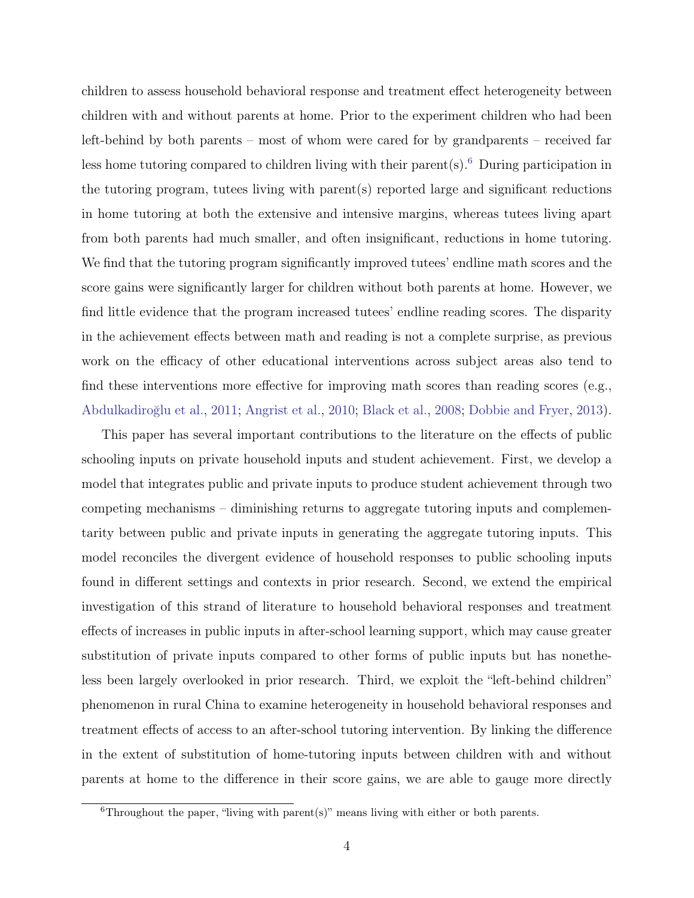children to assess household behavioral response and treatment effect heterogeneity between children with and without parents at home. Prior to the experiment children who had been left-behind by both parents – most of whom were cared for by grandparents – received far less home tutoring compared to children living with their parent(s).[6] During participation in the tutoring program, tutees living with parent(s) reported large and significant reductions in home tutoring at both the extensive and intensive margins, whereas tutees living apart from both parents had much smaller, and often insignificant, reductions in home tutoring. We find that the tutoring program significantly improved tutees' endline math scores and the score gains were significantly larger for children without both parents at home. However, we find little evidence that the program increased tutees' endline reading scores. The disparity in the achievement effects between math and reading is not a complete surprise, as previous work on the efficacy of other educational interventions across subject areas also tend to find these interventions more effective for improving math scores than reading scores (e.g., Abdulkadiroğlu et al., 2011; Angrist et al., 2010; Black et al., 2008; Dobbie and Fryer, 2013).

This paper has several important contributions to the literature on the effects of public schooling inputs on private household inputs and student achievement. First, we develop a model that integrates public and private inputs to produce student achievement through two competing mechanisms – diminishing returns to aggregate tutoring inputs and complementarity between public and private inputs in generating the aggregate tutoring inputs. This model reconciles the divergent evidence of household responses to public schooling inputs found in different settings and contexts in prior research. Second, we extend the empirical investigation of this strand of literature to household behavioral responses and treatment effects of increases in public inputs in after-school learning support, which may cause greater substitution of private inputs compared to other forms of public inputs but has nonetheless been largely overlooked in prior research. Third, we exploit the "left-behind children" phenomenon in rural China to examine heterogeneity in household behavioral responses and treatment effects of access to an after-school tutoring intervention. By linking the difference in the extent of substitution of home-tutoring inputs between children with and without parents at home to the difference in their score gains, we are able to gauge more directly

[6] Throughout the paper, "living with parent(s)" means living with either or both parents.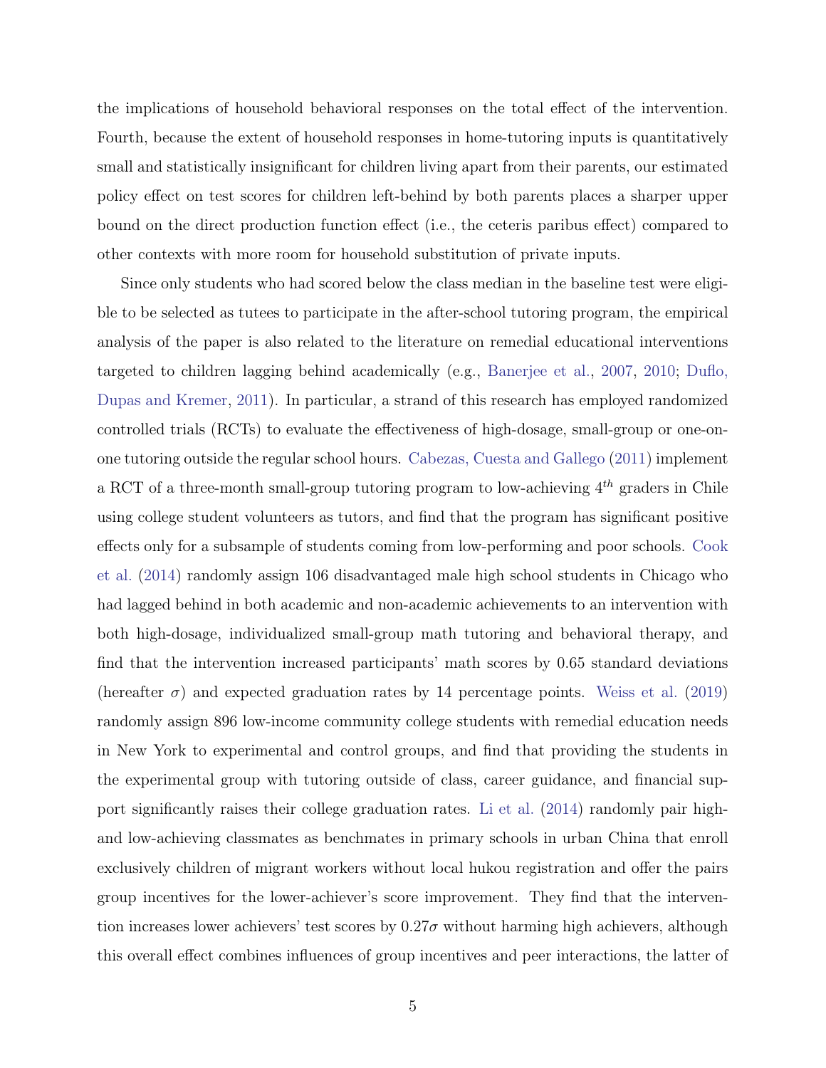the implications of household behavioral responses on the total effect of the intervention. Fourth, because the extent of household responses in home-tutoring inputs is quantitatively small and statistically insignificant for children living apart from their parents, our estimated policy effect on test scores for children left-behind by both parents places a sharper upper bound on the direct production function effect (i.e., the ceteris paribus effect) compared to other contexts with more room for household substitution of private inputs.

Since only students who had scored below the class median in the baseline test were eligible to be selected as tutees to participate in the after-school tutoring program, the empirical analysis of the paper is also related to the literature on remedial educational interventions targeted to children lagging behind academically (e.g., Banerjee et al., 2007, 2010; Duflo, Dupas and Kremer, 2011). In particular, a strand of this research has employed randomized controlled trials (RCTs) to evaluate the effectiveness of high-dosage, small-group or one-on-one tutoring outside the regular school hours. Cabezas, Cuesta and Gallego (2011) implement a RCT of a three-month small-group tutoring program to low-achieving $4^{th}$ graders in Chile using college student volunteers as tutors, and find that the program has significant positive effects only for a subsample of students coming from low-performing and poor schools. Cook et al. (2014) randomly assign 106 disadvantaged male high school students in Chicago who had lagged behind in both academic and non-academic achievements to an intervention with both high-dosage, individualized small-group math tutoring and behavioral therapy, and find that the intervention increased participants' math scores by 0.65 standard deviations (hereafter $\sigma$) and expected graduation rates by 14 percentage points. Weiss et al. (2019) randomly assign 896 low-income community college students with remedial education needs in New York to experimental and control groups, and find that providing the students in the experimental group with tutoring outside of class, career guidance, and financial support significantly raises their college graduation rates. Li et al. (2014) randomly pair high- and low-achieving classmates as benchmates in primary schools in urban China that enroll exclusively children of migrant workers without local hukou registration and offer the pairs group incentives for the lower-achiever's score improvement. They find that the intervention increases lower achievers' test scores by $0.27\sigma$ without harming high achievers, although this overall effect combines influences of group incentives and peer interactions, the latter of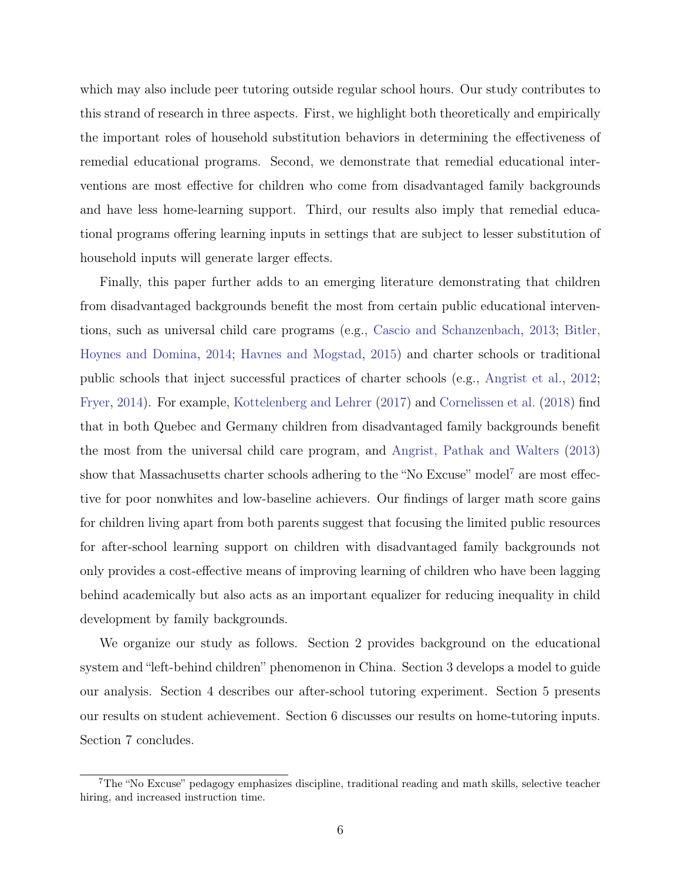which may also include peer tutoring outside regular school hours. Our study contributes to this strand of research in three aspects. First, we highlight both theoretically and empirically the important roles of household substitution behaviors in determining the effectiveness of remedial educational programs. Second, we demonstrate that remedial educational interventions are most effective for children who come from disadvantaged family backgrounds and have less home-learning support. Third, our results also imply that remedial educational programs offering learning inputs in settings that are subject to lesser substitution of household inputs will generate larger effects.

Finally, this paper further adds to an emerging literature demonstrating that children from disadvantaged backgrounds benefit the most from certain public educational interventions, such as universal child care programs (e.g., Cascio and Schanzenbach, 2013; Bitler, Hoynes and Domina, 2014; Havnes and Mogstad, 2015) and charter schools or traditional public schools that inject successful practices of charter schools (e.g., Angrist et al., 2012; Fryer, 2014). For example, Kottelenberg and Lehrer (2017) and Cornelissen et al. (2018) find that in both Quebec and Germany children from disadvantaged family backgrounds benefit the most from the universal child care program, and Angrist, Pathak and Walters (2013) show that Massachusetts charter schools adhering to the "No Excuse" model[7] are most effective for poor nonwhites and low-baseline achievers. Our findings of larger math score gains for children living apart from both parents suggest that focusing the limited public resources for after-school learning support on children with disadvantaged family backgrounds not only provides a cost-effective means of improving learning of children who have been lagging behind academically but also acts as an important equalizer for reducing inequality in child development by family backgrounds.

We organize our study as follows. Section 2 provides background on the educational system and "left-behind children" phenomenon in China. Section 3 develops a model to guide our analysis. Section 4 describes our after-school tutoring experiment. Section 5 presents our results on student achievement. Section 6 discusses our results on home-tutoring inputs. Section 7 concludes.

[7] The "No Excuse" pedagogy emphasizes discipline, traditional reading and math skills, selective teacher hiring, and increased instruction time.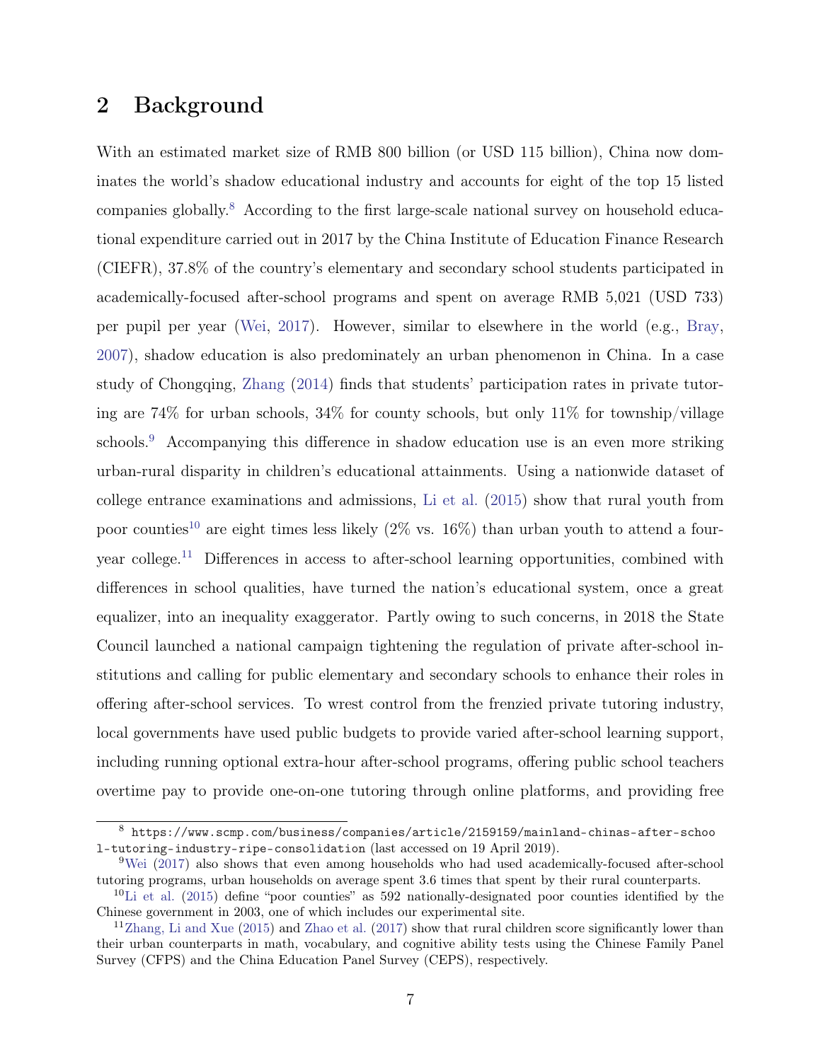## 2 Background

With an estimated market size of RMB 800 billion (or USD 115 billion), China now dominates the world's shadow educational industry and accounts for eight of the top 15 listed companies globally.[8] According to the first large-scale national survey on household educational expenditure carried out in 2017 by the China Institute of Education Finance Research (CIEFR), 37.8% of the country's elementary and secondary school students participated in academically-focused after-school programs and spent on average RMB 5,021 (USD 733) per pupil per year (Wei, 2017). However, similar to elsewhere in the world (e.g., Bray, 2007), shadow education is also predominately an urban phenomenon in China. In a case study of Chongqing, Zhang (2014) finds that students' participation rates in private tutoring are 74% for urban schools, 34% for county schools, but only 11% for township/village schools.[9] Accompanying this difference in shadow education use is an even more striking urban-rural disparity in children's educational attainments. Using a nationwide dataset of college entrance examinations and admissions, Li et al. (2015) show that rural youth from poor counties[10] are eight times less likely (2% vs. 16%) than urban youth to attend a four-year college.[11] Differences in access to after-school learning opportunities, combined with differences in school qualities, have turned the nation's educational system, once a great equalizer, into an inequality exaggerator. Partly owing to such concerns, in 2018 the State Council launched a national campaign tightening the regulation of private after-school institutions and calling for public elementary and secondary schools to enhance their roles in offering after-school services. To wrest control from the frenzied private tutoring industry, local governments have used public budgets to provide varied after-school learning support, including running optional extra-hour after-school programs, offering public school teachers overtime pay to provide one-on-one tutoring through online platforms, and providing free

[8] https://www.scmp.com/business/companies/article/2159159/mainland-chinas-after-school-tutoring-industry-ripe-consolidation (last accessed on 19 April 2019).

[9] Wei (2017) also shows that even among households who had used academically-focused after-school tutoring programs, urban households on average spent 3.6 times that spent by their rural counterparts.

[10] Li et al. (2015) define "poor counties" as 592 nationally-designated poor counties identified by the Chinese government in 2003, one of which includes our experimental site.

[11] Zhang, Li and Xue (2015) and Zhao et al. (2017) show that rural children score significantly lower than their urban counterparts in math, vocabulary, and cognitive ability tests using the Chinese Family Panel Survey (CFPS) and the China Education Panel Survey (CEPS), respectively.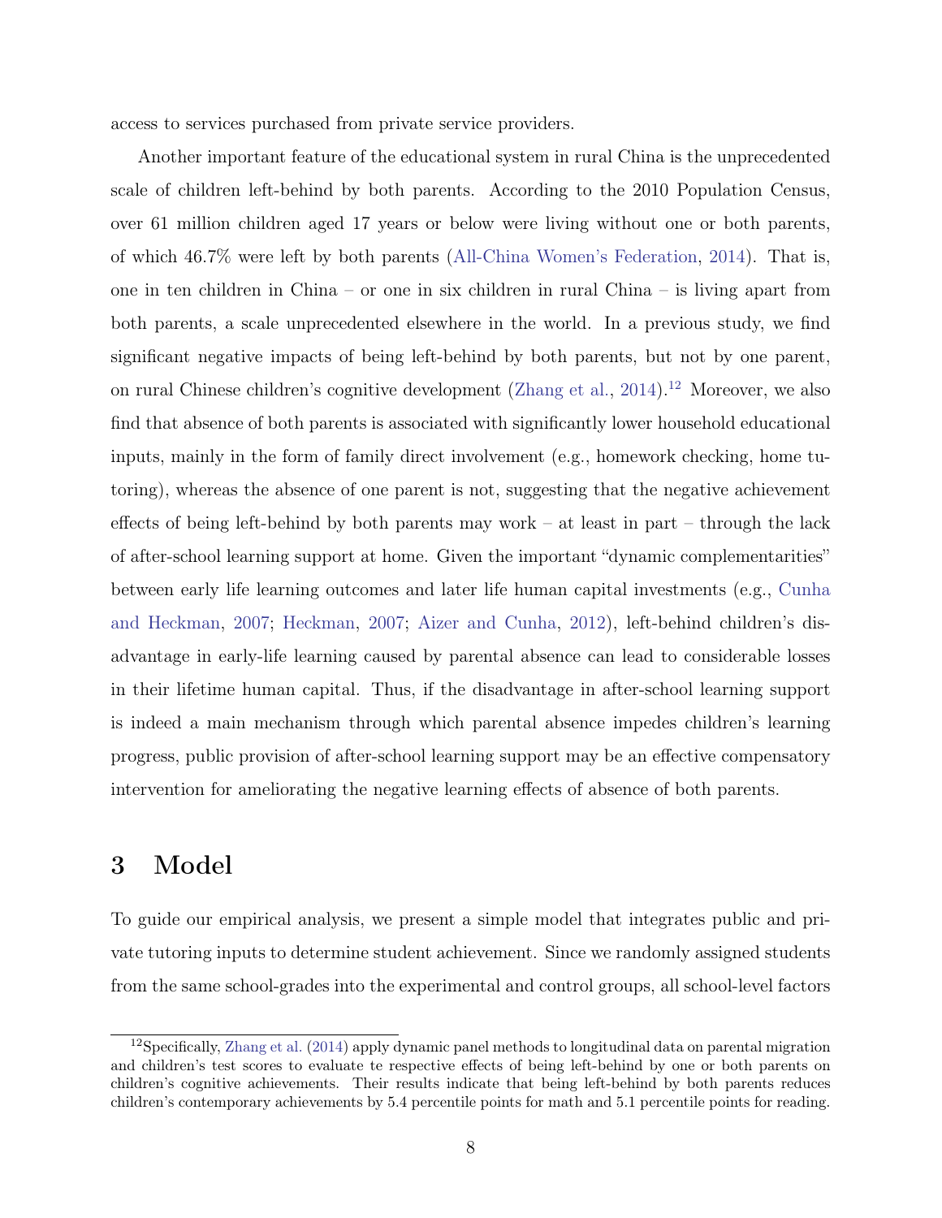access to services purchased from private service providers.

Another important feature of the educational system in rural China is the unprecedented scale of children left-behind by both parents. According to the 2010 Population Census, over 61 million children aged 17 years or below were living without one or both parents, of which 46.7% were left by both parents (All-China Women's Federation, 2014). That is, one in ten children in China – or one in six children in rural China – is living apart from both parents, a scale unprecedented elsewhere in the world. In a previous study, we find significant negative impacts of being left-behind by both parents, but not by one parent, on rural Chinese children's cognitive development (Zhang et al., 2014).[12] Moreover, we also find that absence of both parents is associated with significantly lower household educational inputs, mainly in the form of family direct involvement (e.g., homework checking, home tutoring), whereas the absence of one parent is not, suggesting that the negative achievement effects of being left-behind by both parents may work – at least in part – through the lack of after-school learning support at home. Given the important "dynamic complementarities" between early life learning outcomes and later life human capital investments (e.g., Cunha and Heckman, 2007; Heckman, 2007; Aizer and Cunha, 2012), left-behind children's disadvantage in early-life learning caused by parental absence can lead to considerable losses in their lifetime human capital. Thus, if the disadvantage in after-school learning support is indeed a main mechanism through which parental absence impedes children's learning progress, public provision of after-school learning support may be an effective compensatory intervention for ameliorating the negative learning effects of absence of both parents.

# 3 Model

To guide our empirical analysis, we present a simple model that integrates public and private tutoring inputs to determine student achievement. Since we randomly assigned students from the same school-grades into the experimental and control groups, all school-level factors

[12] Specifically, Zhang et al. (2014) apply dynamic panel methods to longitudinal data on parental migration and children's test scores to evaluate te respective effects of being left-behind by one or both parents on children's cognitive achievements. Their results indicate that being left-behind by both parents reduces children's contemporary achievements by 5.4 percentile points for math and 5.1 percentile points for reading.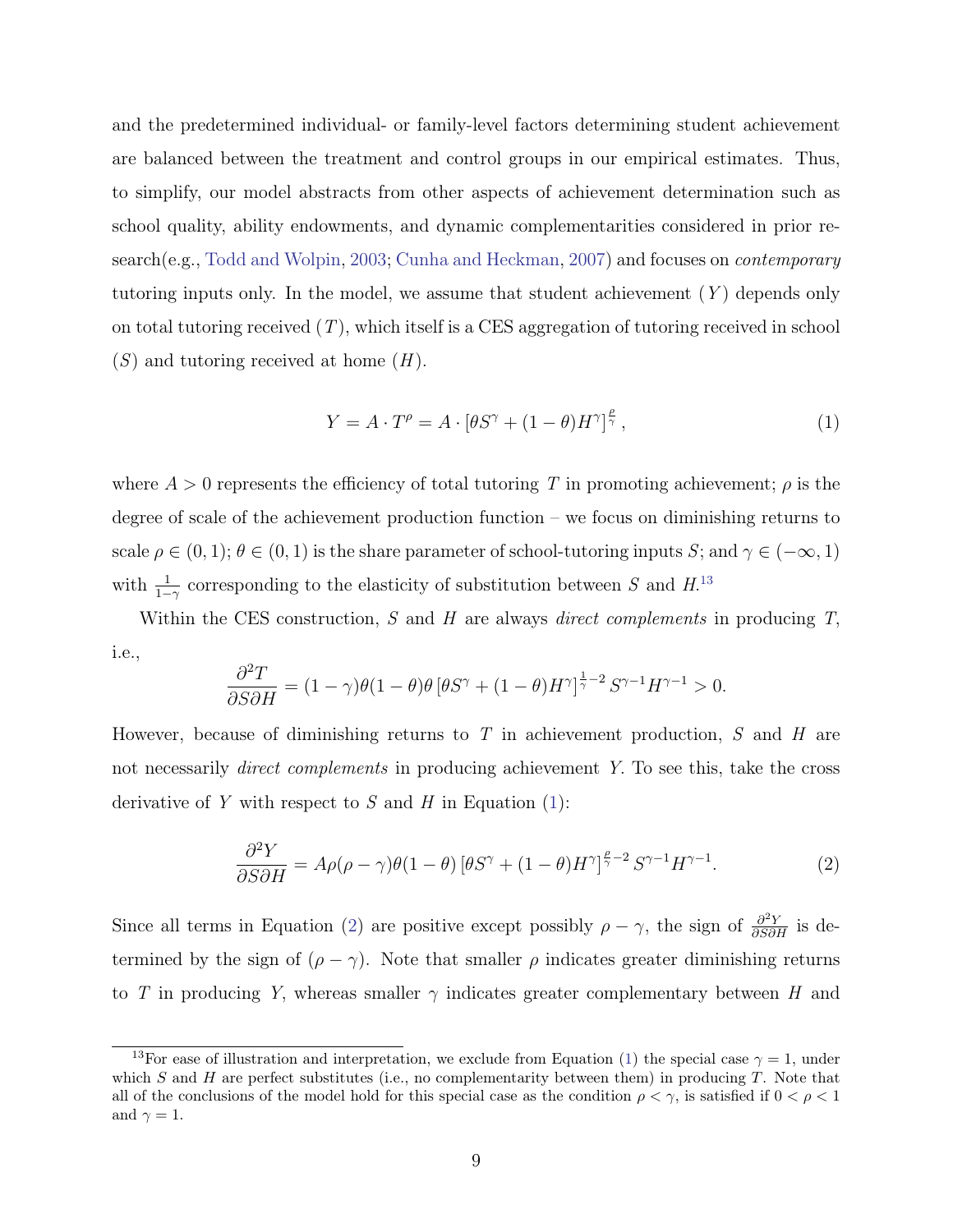and the predetermined individual- or family-level factors determining student achievement are balanced between the treatment and control groups in our empirical estimates. Thus, to simplify, our model abstracts from other aspects of achievement determination such as school quality, ability endowments, and dynamic complementarities considered in prior research(e.g., Todd and Wolpin, 2003; Cunha and Heckman, 2007) and focuses on *contemporary* tutoring inputs only. In the model, we assume that student achievement ($Y$) depends only on total tutoring received ($T$), which itself is a CES aggregation of tutoring received in school ($S$) and tutoring received at home ($H$).

$$Y = A \cdot T^{\rho} = A \cdot \left[\theta S^{\gamma} + (1-\theta)H^{\gamma}\right]^{\frac{\rho}{\gamma}}, \tag{1}$$

where $A > 0$ represents the efficiency of total tutoring $T$ in promoting achievement; $\rho$ is the degree of scale of the achievement production function – we focus on diminishing returns to scale $\rho \in (0, 1)$; $\theta \in (0, 1)$ is the share parameter of school-tutoring inputs $S$; and $\gamma \in (-\infty, 1)$ with $\frac{1}{1-\gamma}$ corresponding to the elasticity of substitution between $S$ and $H$.[13]

Within the CES construction, $S$ and $H$ are always *direct complements* in producing $T$, i.e.,

$$\frac{\partial^2 T}{\partial S \partial H} = (1-\gamma)\theta(1-\theta)\theta \left[\theta S^{\gamma} + (1-\theta)H^{\gamma}\right]^{\frac{1}{\gamma}-2} S^{\gamma-1}H^{\gamma-1} > 0.$$

However, because of diminishing returns to $T$ in achievement production, $S$ and $H$ are not necessarily *direct complements* in producing achievement $Y$. To see this, take the cross derivative of $Y$ with respect to $S$ and $H$ in Equation (1):

$$\frac{\partial^2 Y}{\partial S \partial H} = A\rho(\rho-\gamma)\theta(1-\theta) \left[\theta S^{\gamma} + (1-\theta)H^{\gamma}\right]^{\frac{\rho}{\gamma}-2} S^{\gamma-1}H^{\gamma-1}. \tag{2}$$

Since all terms in Equation (2) are positive except possibly $\rho - \gamma$, the sign of $\frac{\partial^2 Y}{\partial S \partial H}$ is determined by the sign of $(\rho - \gamma)$. Note that smaller $\rho$ indicates greater diminishing returns to $T$ in producing $Y$, whereas smaller $\gamma$ indicates greater complementary between $H$ and

[13] For ease of illustration and interpretation, we exclude from Equation (1) the special case $\gamma = 1$, under which $S$ and $H$ are perfect substitutes (i.e., no complementarity between them) in producing $T$. Note that all of the conclusions of the model hold for this special case as the condition $\rho < \gamma$, is satisfied if $0 < \rho < 1$ and $\gamma = 1$.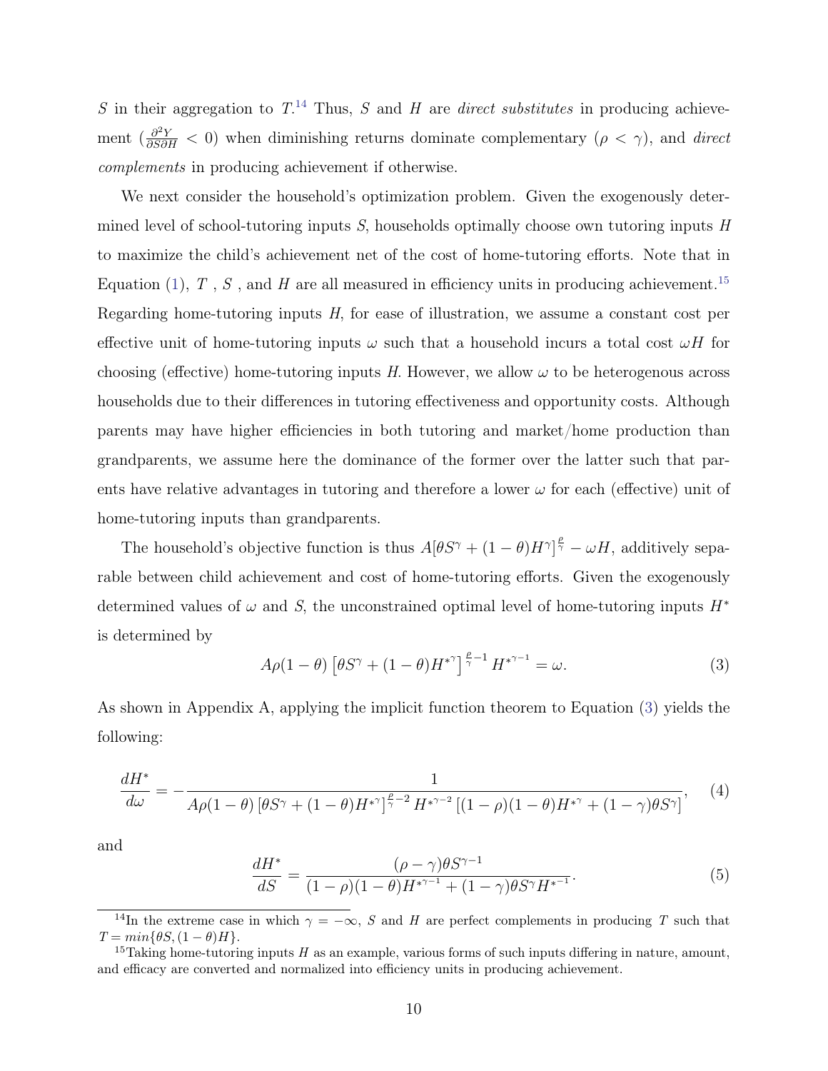$S$ in their aggregation to $T$.[14] Thus, $S$ and $H$ are *direct substitutes* in producing achievement ($\frac{\partial^2 Y}{\partial S \partial H} < 0$) when diminishing returns dominate complementary ($\rho < \gamma$), and *direct complements* in producing achievement if otherwise.

We next consider the household's optimization problem. Given the exogenously determined level of school-tutoring inputs $S$, households optimally choose own tutoring inputs $H$ to maximize the child's achievement net of the cost of home-tutoring efforts. Note that in Equation (1), $T$ , $S$ , and $H$ are all measured in efficiency units in producing achievement.[15] Regarding home-tutoring inputs $H$, for ease of illustration, we assume a constant cost per effective unit of home-tutoring inputs $\omega$ such that a household incurs a total cost $\omega H$ for choosing (effective) home-tutoring inputs $H$. However, we allow $\omega$ to be heterogenous across households due to their differences in tutoring effectiveness and opportunity costs. Although parents may have higher efficiencies in both tutoring and market/home production than grandparents, we assume here the dominance of the former over the latter such that parents have relative advantages in tutoring and therefore a lower $\omega$ for each (effective) unit of home-tutoring inputs than grandparents.

The household's objective function is thus $A[\theta S^\gamma + (1-\theta)H^\gamma]^{\frac{\rho}{\gamma}} - \omega H$, additively separable between child achievement and cost of home-tutoring efforts. Given the exogenously determined values of $\omega$ and $S$, the unconstrained optimal level of home-tutoring inputs $H^*$ is determined by

$$A\rho(1-\theta)\left[\theta S^\gamma + (1-\theta){H^*}^\gamma\right]^{\frac{\rho}{\gamma}-1} {H^*}^{\gamma-1} = \omega. \tag{3}$$

As shown in Appendix A, applying the implicit function theorem to Equation (3) yields the following:

$$\frac{dH^*}{d\omega} = -\frac{1}{A\rho(1-\theta)\left[\theta S^\gamma + (1-\theta){H^*}^\gamma\right]^{\frac{\rho}{\gamma}-2} {H^*}^{\gamma-2}\left[(1-\rho)(1-\theta){H^*}^\gamma + (1-\gamma)\theta S^\gamma\right]}, \tag{4}$$

and

$$\frac{dH^*}{dS} = \frac{(\rho-\gamma)\theta S^{\gamma-1}}{(1-\rho)(1-\theta){H^*}^{\gamma-1} + (1-\gamma)\theta S^\gamma {H^*}^{-1}}. \tag{5}$$

---

[14] In the extreme case in which $\gamma = -\infty$, $S$ and $H$ are perfect complements in producing $T$ such that $T = min\{\theta S, (1-\theta)H\}$.

[15] Taking home-tutoring inputs $H$ as an example, various forms of such inputs differing in nature, amount, and efficacy are converted and normalized into efficiency units in producing achievement.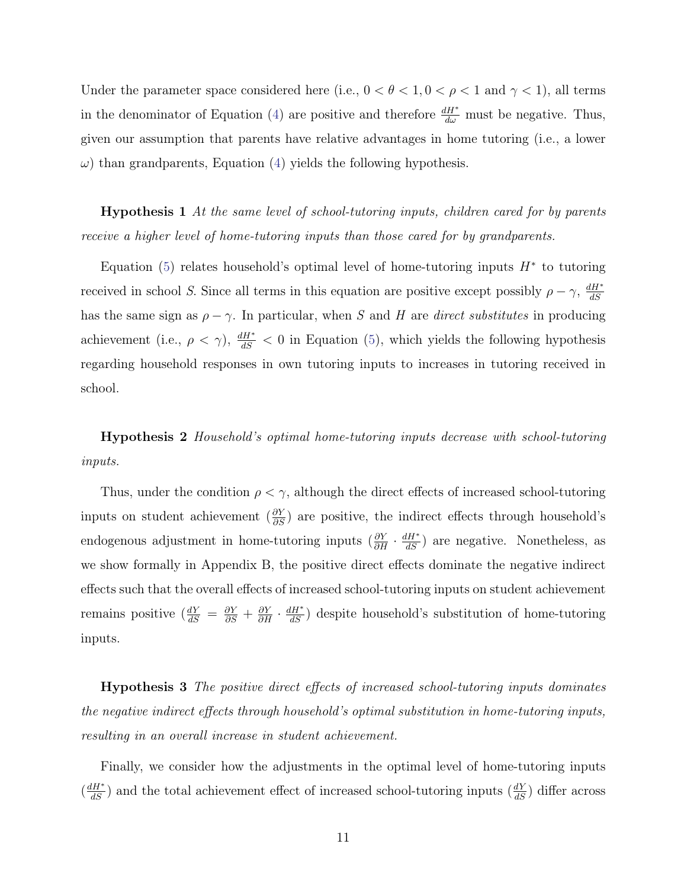Under the parameter space considered here (i.e., $0 < \theta < 1, 0 < \rho < 1$ and $\gamma < 1$), all terms in the denominator of Equation (4) are positive and therefore $\frac{dH^*}{d\omega}$ must be negative. Thus, given our assumption that parents have relative advantages in home tutoring (i.e., a lower $\omega$) than grandparents, Equation (4) yields the following hypothesis.

**Hypothesis 1** *At the same level of school-tutoring inputs, children cared for by parents receive a higher level of home-tutoring inputs than those cared for by grandparents.*

Equation (5) relates household's optimal level of home-tutoring inputs $H^*$ to tutoring received in school $S$. Since all terms in this equation are positive except possibly $\rho - \gamma$, $\frac{dH^*}{dS}$ has the same sign as $\rho - \gamma$. In particular, when $S$ and $H$ are *direct substitutes* in producing achievement (i.e., $\rho < \gamma$), $\frac{dH^*}{dS} < 0$ in Equation (5), which yields the following hypothesis regarding household responses in own tutoring inputs to increases in tutoring received in school.

**Hypothesis 2** *Household's optimal home-tutoring inputs decrease with school-tutoring inputs.*

Thus, under the condition $\rho < \gamma$, although the direct effects of increased school-tutoring inputs on student achievement ($\frac{\partial Y}{\partial S}$) are positive, the indirect effects through household's endogenous adjustment in home-tutoring inputs ($\frac{\partial Y}{\partial H} \cdot \frac{dH^*}{dS}$) are negative. Nonetheless, as we show formally in Appendix B, the positive direct effects dominate the negative indirect effects such that the overall effects of increased school-tutoring inputs on student achievement remains positive ($\frac{dY}{dS} = \frac{\partial Y}{\partial S} + \frac{\partial Y}{\partial H} \cdot \frac{dH^*}{dS}$) despite household's substitution of home-tutoring inputs.

**Hypothesis 3** *The positive direct effects of increased school-tutoring inputs dominates the negative indirect effects through household's optimal substitution in home-tutoring inputs, resulting in an overall increase in student achievement.*

Finally, we consider how the adjustments in the optimal level of home-tutoring inputs ($\frac{dH^*}{dS}$) and the total achievement effect of increased school-tutoring inputs ($\frac{dY}{dS}$) differ across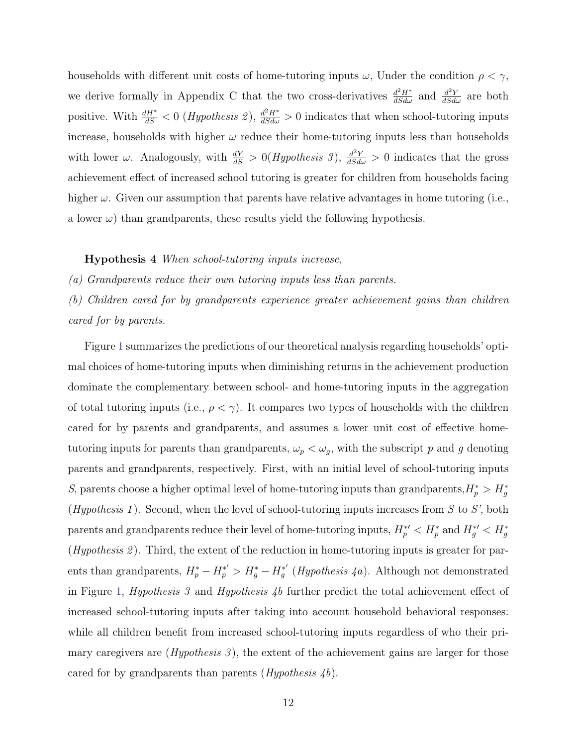households with different unit costs of home-tutoring inputs $\omega$, Under the condition $\rho < \gamma$, we derive formally in Appendix C that the two cross-derivatives $\frac{d^2H^*}{dSd\omega}$ and $\frac{d^2Y}{dSd\omega}$ are both positive. With $\frac{dH^*}{dS} < 0$ (*Hypothesis 2*), $\frac{d^2H^*}{dSd\omega} > 0$ indicates that when school-tutoring inputs increase, households with higher $\omega$ reduce their home-tutoring inputs less than households with lower $\omega$. Analogously, with $\frac{dY}{dS} > 0$(*Hypothesis 3*), $\frac{d^2Y}{dSd\omega} > 0$ indicates that the gross achievement effect of increased school tutoring is greater for children from households facing higher $\omega$. Given our assumption that parents have relative advantages in home tutoring (i.e., a lower $\omega$) than grandparents, these results yield the following hypothesis.

**Hypothesis 4** *When school-tutoring inputs increase,*

*(a) Grandparents reduce their own tutoring inputs less than parents.*

*(b) Children cared for by grandparents experience greater achievement gains than children cared for by parents.*

Figure 1 summarizes the predictions of our theoretical analysis regarding households' optimal choices of home-tutoring inputs when diminishing returns in the achievement production dominate the complementary between school- and home-tutoring inputs in the aggregation of total tutoring inputs (i.e., $\rho < \gamma$). It compares two types of households with the children cared for by parents and grandparents, and assumes a lower unit cost of effective home-tutoring inputs for parents than grandparents, $\omega_p < \omega_g$, with the subscript $p$ and $g$ denoting parents and grandparents, respectively. First, with an initial level of school-tutoring inputs $S$, parents choose a higher optimal level of home-tutoring inputs than grandparents,$H_p^* > H_g^*$ (*Hypothesis 1*). Second, when the level of school-tutoring inputs increases from $S$ to $S'$, both parents and grandparents reduce their level of home-tutoring inputs, $H_p^{*\prime} < H_p^*$ and $H_g^{*\prime} < H_g^*$ (*Hypothesis 2*). Third, the extent of the reduction in home-tutoring inputs is greater for parents than grandparents, $H_p^* - H_p^{*'} > H_g^* - H_g^{*'}$ (*Hypothesis 4a*). Although not demonstrated in Figure 1, *Hypothesis 3* and *Hypothesis 4b* further predict the total achievement effect of increased school-tutoring inputs after taking into account household behavioral responses: while all children benefit from increased school-tutoring inputs regardless of who their primary caregivers are (*Hypothesis 3*), the extent of the achievement gains are larger for those cared for by grandparents than parents (*Hypothesis 4b*).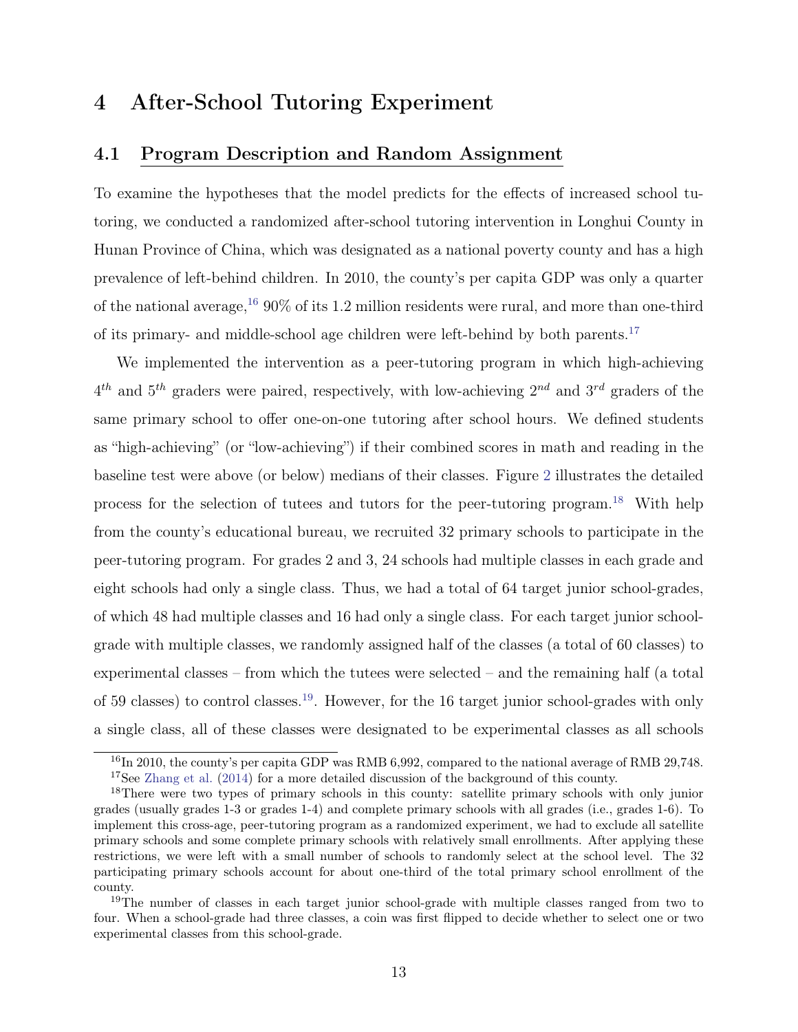# 4 After-School Tutoring Experiment

## 4.1 Program Description and Random Assignment

To examine the hypotheses that the model predicts for the effects of increased school tutoring, we conducted a randomized after-school tutoring intervention in Longhui County in Hunan Province of China, which was designated as a national poverty county and has a high prevalence of left-behind children. In 2010, the county's per capita GDP was only a quarter of the national average,[16] 90% of its 1.2 million residents were rural, and more than one-third of its primary- and middle-school age children were left-behind by both parents.[17]

We implemented the intervention as a peer-tutoring program in which high-achieving $4^{th}$ and $5^{th}$ graders were paired, respectively, with low-achieving $2^{nd}$ and $3^{rd}$ graders of the same primary school to offer one-on-one tutoring after school hours. We defined students as "high-achieving" (or "low-achieving") if their combined scores in math and reading in the baseline test were above (or below) medians of their classes. Figure 2 illustrates the detailed process for the selection of tutees and tutors for the peer-tutoring program.[18] With help from the county's educational bureau, we recruited 32 primary schools to participate in the peer-tutoring program. For grades 2 and 3, 24 schools had multiple classes in each grade and eight schools had only a single class. Thus, we had a total of 64 target junior school-grades, of which 48 had multiple classes and 16 had only a single class. For each target junior school-grade with multiple classes, we randomly assigned half of the classes (a total of 60 classes) to experimental classes – from which the tutees were selected – and the remaining half (a total of 59 classes) to control classes.[19]. However, for the 16 target junior school-grades with only a single class, all of these classes were designated to be experimental classes as all schools

[16] In 2010, the county's per capita GDP was RMB 6,992, compared to the national average of RMB 29,748.

[17] See Zhang et al. (2014) for a more detailed discussion of the background of this county.

[18] There were two types of primary schools in this county: satellite primary schools with only junior grades (usually grades 1-3 or grades 1-4) and complete primary schools with all grades (i.e., grades 1-6). To implement this cross-age, peer-tutoring program as a randomized experiment, we had to exclude all satellite primary schools and some complete primary schools with relatively small enrollments. After applying these restrictions, we were left with a small number of schools to randomly select at the school level. The 32 participating primary schools account for about one-third of the total primary school enrollment of the county.

[19] The number of classes in each target junior school-grade with multiple classes ranged from two to four. When a school-grade had three classes, a coin was first flipped to decide whether to select one or two experimental classes from this school-grade.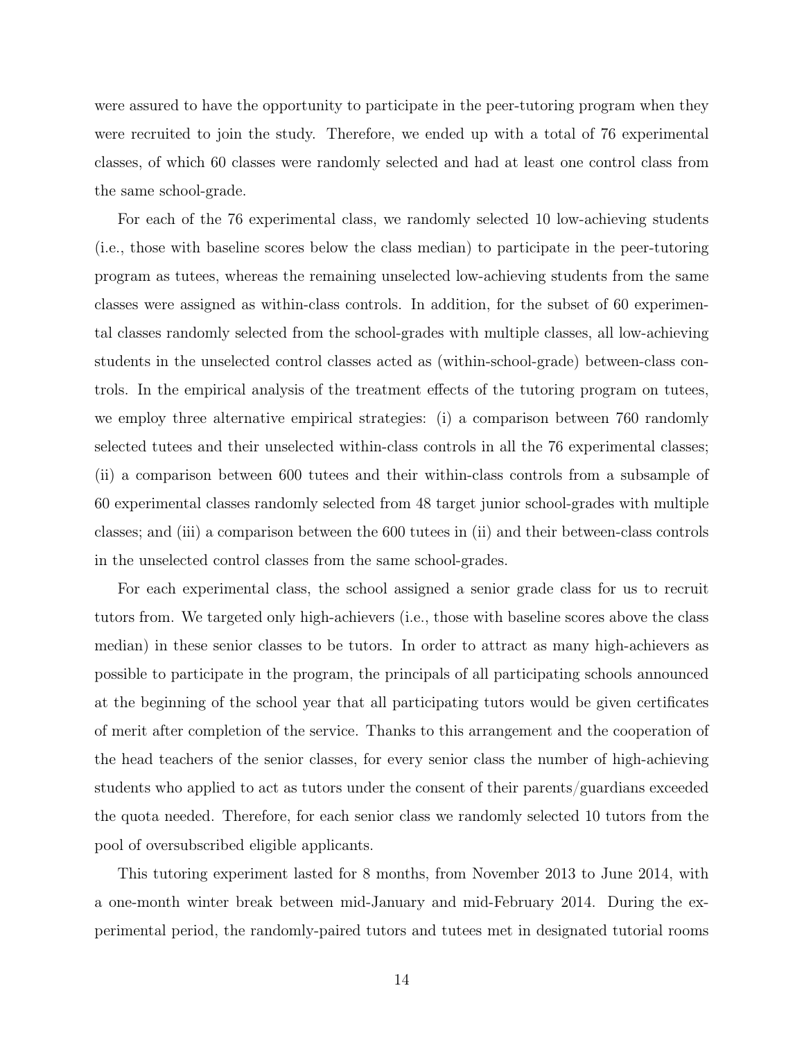were assured to have the opportunity to participate in the peer-tutoring program when they were recruited to join the study. Therefore, we ended up with a total of 76 experimental classes, of which 60 classes were randomly selected and had at least one control class from the same school-grade.

For each of the 76 experimental class, we randomly selected 10 low-achieving students (i.e., those with baseline scores below the class median) to participate in the peer-tutoring program as tutees, whereas the remaining unselected low-achieving students from the same classes were assigned as within-class controls. In addition, for the subset of 60 experimental classes randomly selected from the school-grades with multiple classes, all low-achieving students in the unselected control classes acted as (within-school-grade) between-class controls. In the empirical analysis of the treatment effects of the tutoring program on tutees, we employ three alternative empirical strategies: (i) a comparison between 760 randomly selected tutees and their unselected within-class controls in all the 76 experimental classes; (ii) a comparison between 600 tutees and their within-class controls from a subsample of 60 experimental classes randomly selected from 48 target junior school-grades with multiple classes; and (iii) a comparison between the 600 tutees in (ii) and their between-class controls in the unselected control classes from the same school-grades.

For each experimental class, the school assigned a senior grade class for us to recruit tutors from. We targeted only high-achievers (i.e., those with baseline scores above the class median) in these senior classes to be tutors. In order to attract as many high-achievers as possible to participate in the program, the principals of all participating schools announced at the beginning of the school year that all participating tutors would be given certificates of merit after completion of the service. Thanks to this arrangement and the cooperation of the head teachers of the senior classes, for every senior class the number of high-achieving students who applied to act as tutors under the consent of their parents/guardians exceeded the quota needed. Therefore, for each senior class we randomly selected 10 tutors from the pool of oversubscribed eligible applicants.

This tutoring experiment lasted for 8 months, from November 2013 to June 2014, with a one-month winter break between mid-January and mid-February 2014. During the experimental period, the randomly-paired tutors and tutees met in designated tutorial rooms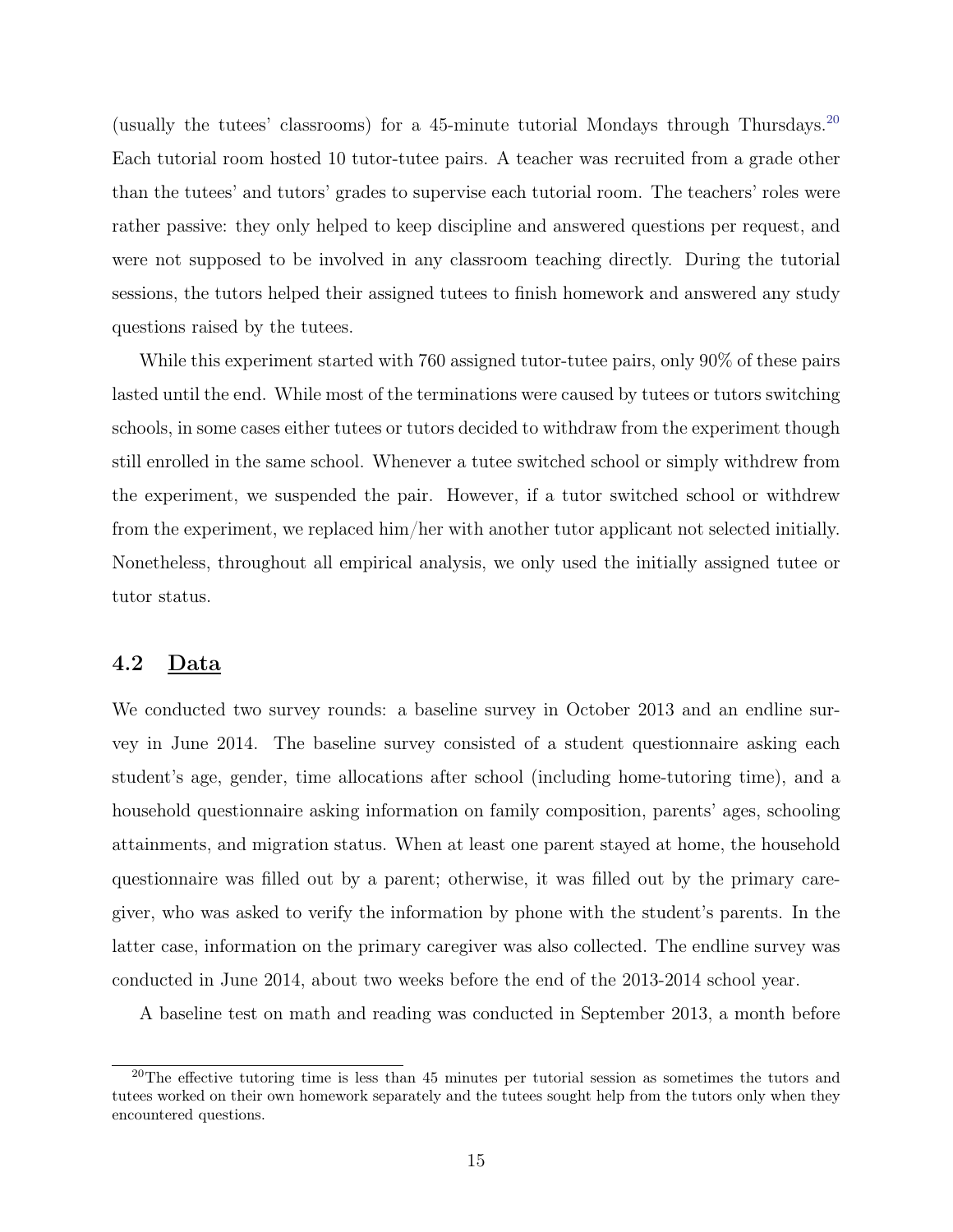(usually the tutees' classrooms) for a 45-minute tutorial Mondays through Thursdays.[20] Each tutorial room hosted 10 tutor-tutee pairs. A teacher was recruited from a grade other than the tutees' and tutors' grades to supervise each tutorial room. The teachers' roles were rather passive: they only helped to keep discipline and answered questions per request, and were not supposed to be involved in any classroom teaching directly. During the tutorial sessions, the tutors helped their assigned tutees to finish homework and answered any study questions raised by the tutees.

While this experiment started with 760 assigned tutor-tutee pairs, only 90% of these pairs lasted until the end. While most of the terminations were caused by tutees or tutors switching schools, in some cases either tutees or tutors decided to withdraw from the experiment though still enrolled in the same school. Whenever a tutee switched school or simply withdrew from the experiment, we suspended the pair. However, if a tutor switched school or withdrew from the experiment, we replaced him/her with another tutor applicant not selected initially. Nonetheless, throughout all empirical analysis, we only used the initially assigned tutee or tutor status.

## 4.2 Data

We conducted two survey rounds: a baseline survey in October 2013 and an endline survey in June 2014. The baseline survey consisted of a student questionnaire asking each student's age, gender, time allocations after school (including home-tutoring time), and a household questionnaire asking information on family composition, parents' ages, schooling attainments, and migration status. When at least one parent stayed at home, the household questionnaire was filled out by a parent; otherwise, it was filled out by the primary caregiver, who was asked to verify the information by phone with the student's parents. In the latter case, information on the primary caregiver was also collected. The endline survey was conducted in June 2014, about two weeks before the end of the 2013-2014 school year.

A baseline test on math and reading was conducted in September 2013, a month before

[20] The effective tutoring time is less than 45 minutes per tutorial session as sometimes the tutors and tutees worked on their own homework separately and the tutees sought help from the tutors only when they encountered questions.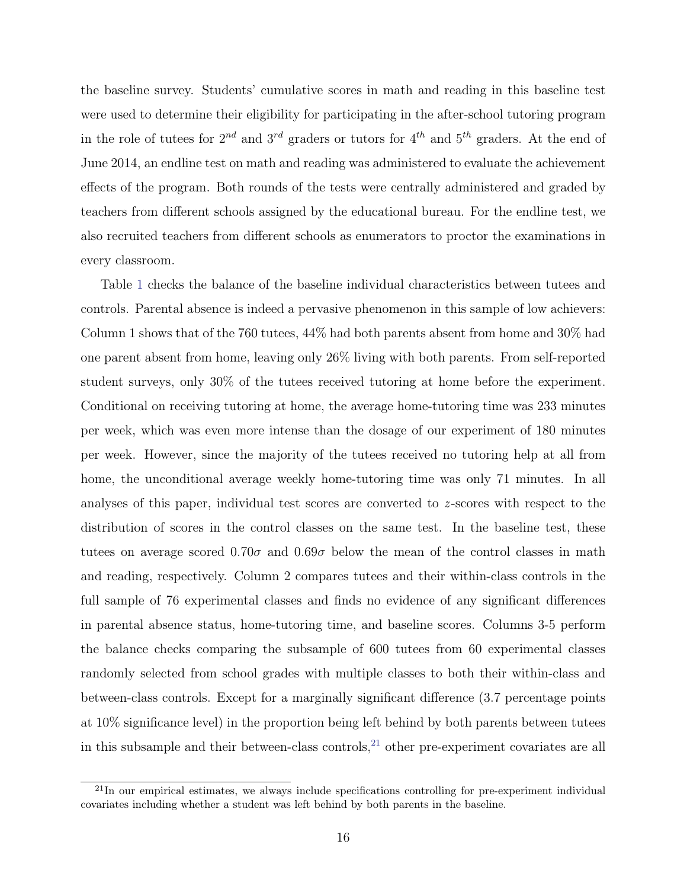the baseline survey. Students' cumulative scores in math and reading in this baseline test were used to determine their eligibility for participating in the after-school tutoring program in the role of tutees for $2^{nd}$ and $3^{rd}$ graders or tutors for $4^{th}$ and $5^{th}$ graders. At the end of June 2014, an endline test on math and reading was administered to evaluate the achievement effects of the program. Both rounds of the tests were centrally administered and graded by teachers from different schools assigned by the educational bureau. For the endline test, we also recruited teachers from different schools as enumerators to proctor the examinations in every classroom.

Table 1 checks the balance of the baseline individual characteristics between tutees and controls. Parental absence is indeed a pervasive phenomenon in this sample of low achievers: Column 1 shows that of the 760 tutees, 44% had both parents absent from home and 30% had one parent absent from home, leaving only 26% living with both parents. From self-reported student surveys, only 30% of the tutees received tutoring at home before the experiment. Conditional on receiving tutoring at home, the average home-tutoring time was 233 minutes per week, which was even more intense than the dosage of our experiment of 180 minutes per week. However, since the majority of the tutees received no tutoring help at all from home, the unconditional average weekly home-tutoring time was only 71 minutes. In all analyses of this paper, individual test scores are converted to $z$-scores with respect to the distribution of scores in the control classes on the same test. In the baseline test, these tutees on average scored $0.70\sigma$ and $0.69\sigma$ below the mean of the control classes in math and reading, respectively. Column 2 compares tutees and their within-class controls in the full sample of 76 experimental classes and finds no evidence of any significant differences in parental absence status, home-tutoring time, and baseline scores. Columns 3-5 perform the balance checks comparing the subsample of 600 tutees from 60 experimental classes randomly selected from school grades with multiple classes to both their within-class and between-class controls. Except for a marginally significant difference (3.7 percentage points at 10% significance level) in the proportion being left behind by both parents between tutees in this subsample and their between-class controls,[21] other pre-experiment covariates are all

[21] In our empirical estimates, we always include specifications controlling for pre-experiment individual covariates including whether a student was left behind by both parents in the baseline.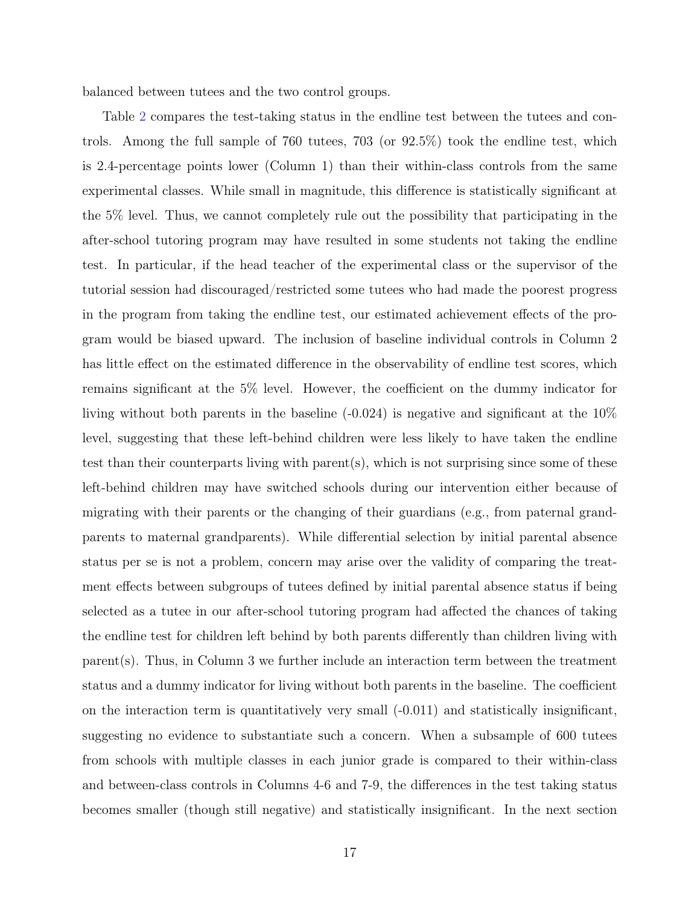balanced between tutees and the two control groups.

Table 2 compares the test-taking status in the endline test between the tutees and controls. Among the full sample of 760 tutees, 703 (or 92.5%) took the endline test, which is 2.4-percentage points lower (Column 1) than their within-class controls from the same experimental classes. While small in magnitude, this difference is statistically significant at the 5% level. Thus, we cannot completely rule out the possibility that participating in the after-school tutoring program may have resulted in some students not taking the endline test. In particular, if the head teacher of the experimental class or the supervisor of the tutorial session had discouraged/restricted some tutees who had made the poorest progress in the program from taking the endline test, our estimated achievement effects of the program would be biased upward. The inclusion of baseline individual controls in Column 2 has little effect on the estimated difference in the observability of endline test scores, which remains significant at the 5% level. However, the coefficient on the dummy indicator for living without both parents in the baseline (-0.024) is negative and significant at the 10% level, suggesting that these left-behind children were less likely to have taken the endline test than their counterparts living with parent(s), which is not surprising since some of these left-behind children may have switched schools during our intervention either because of migrating with their parents or the changing of their guardians (e.g., from paternal grandparents to maternal grandparents). While differential selection by initial parental absence status per se is not a problem, concern may arise over the validity of comparing the treatment effects between subgroups of tutees defined by initial parental absence status if being selected as a tutee in our after-school tutoring program had affected the chances of taking the endline test for children left behind by both parents differently than children living with parent(s). Thus, in Column 3 we further include an interaction term between the treatment status and a dummy indicator for living without both parents in the baseline. The coefficient on the interaction term is quantitatively very small (-0.011) and statistically insignificant, suggesting no evidence to substantiate such a concern. When a subsample of 600 tutees from schools with multiple classes in each junior grade is compared to their within-class and between-class controls in Columns 4-6 and 7-9, the differences in the test taking status becomes smaller (though still negative) and statistically insignificant. In the next section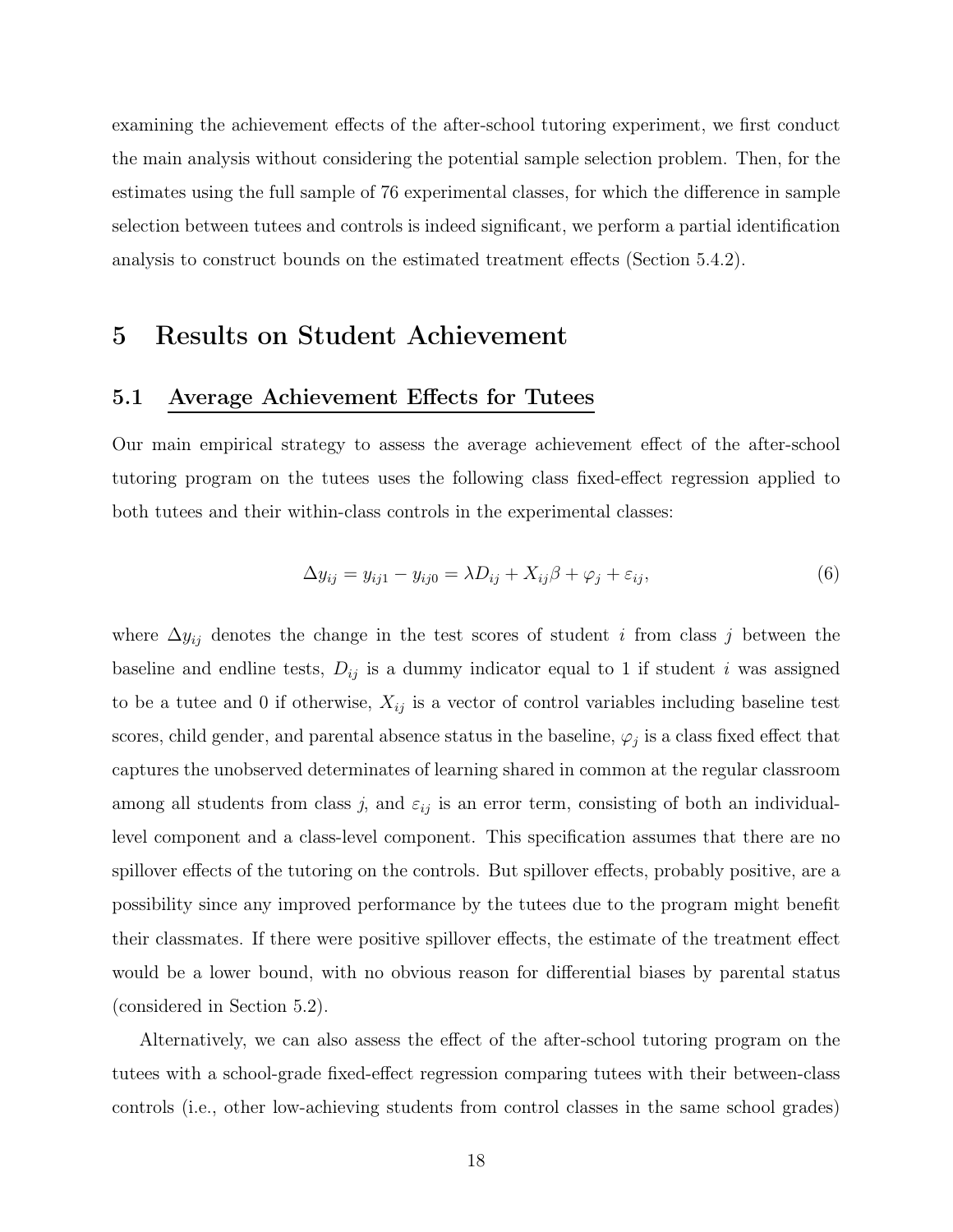examining the achievement effects of the after-school tutoring experiment, we first conduct the main analysis without considering the potential sample selection problem. Then, for the estimates using the full sample of 76 experimental classes, for which the difference in sample selection between tutees and controls is indeed significant, we perform a partial identification analysis to construct bounds on the estimated treatment effects (Section 5.4.2).

# 5 Results on Student Achievement

## 5.1 Average Achievement Effects for Tutees

Our main empirical strategy to assess the average achievement effect of the after-school tutoring program on the tutees uses the following class fixed-effect regression applied to both tutees and their within-class controls in the experimental classes:

$$\Delta y_{ij} = y_{ij1} - y_{ij0} = \lambda D_{ij} + X_{ij}\beta + \varphi_j + \varepsilon_{ij}, \tag{6}$$

where $\Delta y_{ij}$ denotes the change in the test scores of student $i$ from class $j$ between the baseline and endline tests, $D_{ij}$ is a dummy indicator equal to 1 if student $i$ was assigned to be a tutee and 0 if otherwise, $X_{ij}$ is a vector of control variables including baseline test scores, child gender, and parental absence status in the baseline, $\varphi_j$ is a class fixed effect that captures the unobserved determinates of learning shared in common at the regular classroom among all students from class $j$, and $\varepsilon_{ij}$ is an error term, consisting of both an individual-level component and a class-level component. This specification assumes that there are no spillover effects of the tutoring on the controls. But spillover effects, probably positive, are a possibility since any improved performance by the tutees due to the program might benefit their classmates. If there were positive spillover effects, the estimate of the treatment effect would be a lower bound, with no obvious reason for differential biases by parental status (considered in Section 5.2).

Alternatively, we can also assess the effect of the after-school tutoring program on the tutees with a school-grade fixed-effect regression comparing tutees with their between-class controls (i.e., other low-achieving students from control classes in the same school grades)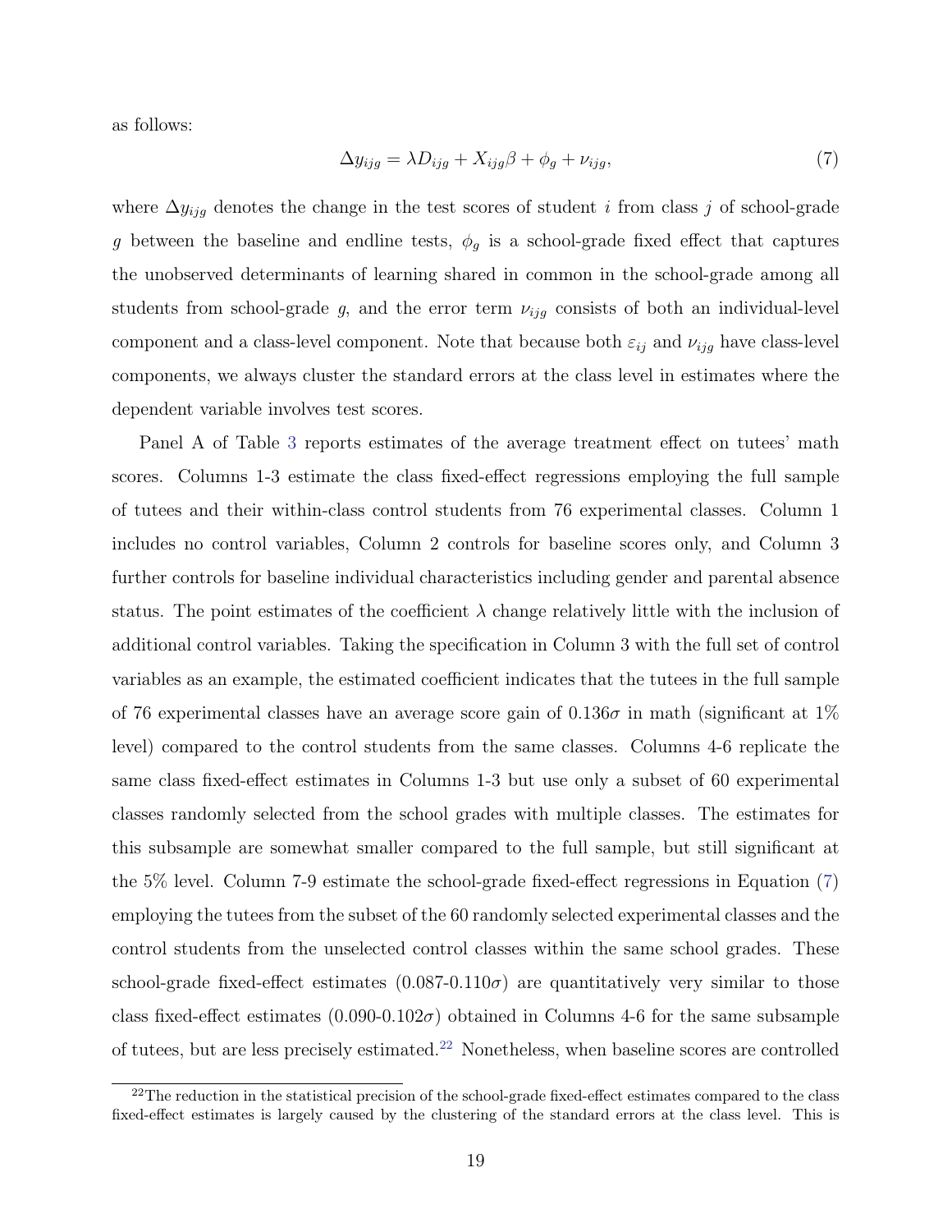as follows:

$$\Delta y_{ijg} = \lambda D_{ijg} + X_{ijg}\beta + \phi_g + \nu_{ijg}, \tag{7}$$

where $\Delta y_{ijg}$ denotes the change in the test scores of student $i$ from class $j$ of school-grade $g$ between the baseline and endline tests, $\phi_g$ is a school-grade fixed effect that captures the unobserved determinants of learning shared in common in the school-grade among all students from school-grade $g$, and the error term $\nu_{ijg}$ consists of both an individual-level component and a class-level component. Note that because both $\varepsilon_{ij}$ and $\nu_{ijg}$ have class-level components, we always cluster the standard errors at the class level in estimates where the dependent variable involves test scores.

Panel A of Table 3 reports estimates of the average treatment effect on tutees' math scores. Columns 1-3 estimate the class fixed-effect regressions employing the full sample of tutees and their within-class control students from 76 experimental classes. Column 1 includes no control variables, Column 2 controls for baseline scores only, and Column 3 further controls for baseline individual characteristics including gender and parental absence status. The point estimates of the coefficient $\lambda$ change relatively little with the inclusion of additional control variables. Taking the specification in Column 3 with the full set of control variables as an example, the estimated coefficient indicates that the tutees in the full sample of 76 experimental classes have an average score gain of $0.136\sigma$ in math (significant at 1% level) compared to the control students from the same classes. Columns 4-6 replicate the same class fixed-effect estimates in Columns 1-3 but use only a subset of 60 experimental classes randomly selected from the school grades with multiple classes. The estimates for this subsample are somewhat smaller compared to the full sample, but still significant at the 5% level. Column 7-9 estimate the school-grade fixed-effect regressions in Equation (7) employing the tutees from the subset of the 60 randomly selected experimental classes and the control students from the unselected control classes within the same school grades. These school-grade fixed-effect estimates ($0.087$-$0.110\sigma$) are quantitatively very similar to those class fixed-effect estimates ($0.090$-$0.102\sigma$) obtained in Columns 4-6 for the same subsample of tutees, but are less precisely estimated.[22] Nonetheless, when baseline scores are controlled

[22] The reduction in the statistical precision of the school-grade fixed-effect estimates compared to the class fixed-effect estimates is largely caused by the clustering of the standard errors at the class level. This is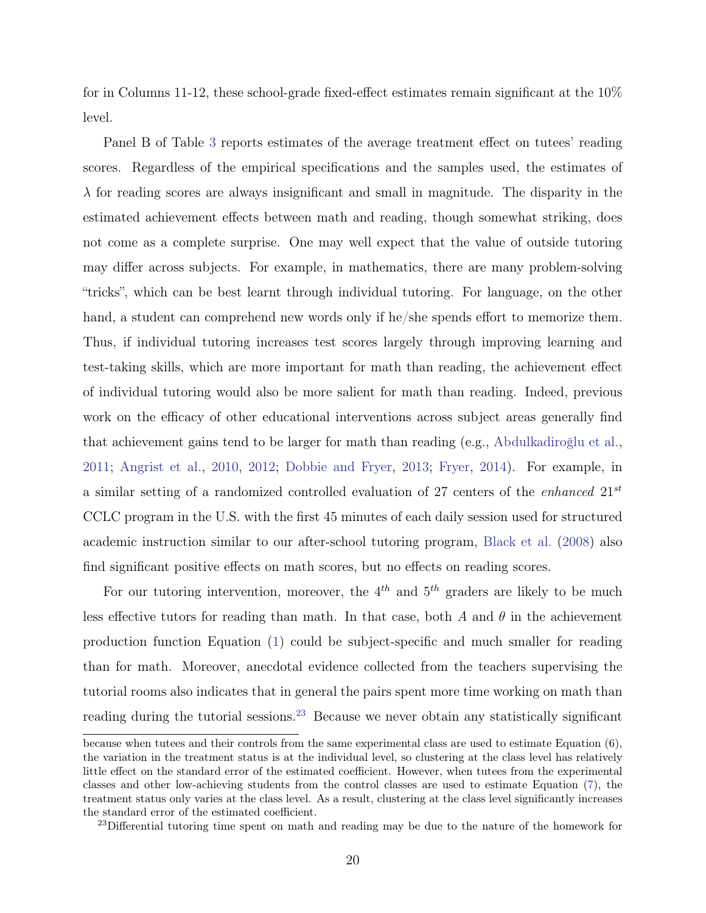for in Columns 11-12, these school-grade fixed-effect estimates remain significant at the 10% level.

Panel B of Table 3 reports estimates of the average treatment effect on tutees' reading scores. Regardless of the empirical specifications and the samples used, the estimates of $\lambda$ for reading scores are always insignificant and small in magnitude. The disparity in the estimated achievement effects between math and reading, though somewhat striking, does not come as a complete surprise. One may well expect that the value of outside tutoring may differ across subjects. For example, in mathematics, there are many problem-solving "tricks", which can be best learnt through individual tutoring. For language, on the other hand, a student can comprehend new words only if he/she spends effort to memorize them. Thus, if individual tutoring increases test scores largely through improving learning and test-taking skills, which are more important for math than reading, the achievement effect of individual tutoring would also be more salient for math than reading. Indeed, previous work on the efficacy of other educational interventions across subject areas generally find that achievement gains tend to be larger for math than reading (e.g., Abdulkadiroğlu et al., 2011; Angrist et al., 2010, 2012; Dobbie and Fryer, 2013; Fryer, 2014). For example, in a similar setting of a randomized controlled evaluation of 27 centers of the *enhanced* $21^{st}$ CCLC program in the U.S. with the first 45 minutes of each daily session used for structured academic instruction similar to our after-school tutoring program, Black et al. (2008) also find significant positive effects on math scores, but no effects on reading scores.

For our tutoring intervention, moreover, the $4^{th}$ and $5^{th}$ graders are likely to be much less effective tutors for reading than math. In that case, both $A$ and $\theta$ in the achievement production function Equation (1) could be subject-specific and much smaller for reading than for math. Moreover, anecdotal evidence collected from the teachers supervising the tutorial rooms also indicates that in general the pairs spent more time working on math than reading during the tutorial sessions.[23] Because we never obtain any statistically significant

because when tutees and their controls from the same experimental class are used to estimate Equation (6), the variation in the treatment status is at the individual level, so clustering at the class level has relatively little effect on the standard error of the estimated coefficient. However, when tutees from the experimental classes and other low-achieving students from the control classes are used to estimate Equation (7), the treatment status only varies at the class level. As a result, clustering at the class level significantly increases the standard error of the estimated coefficient.

[23] Differential tutoring time spent on math and reading may be due to the nature of the homework for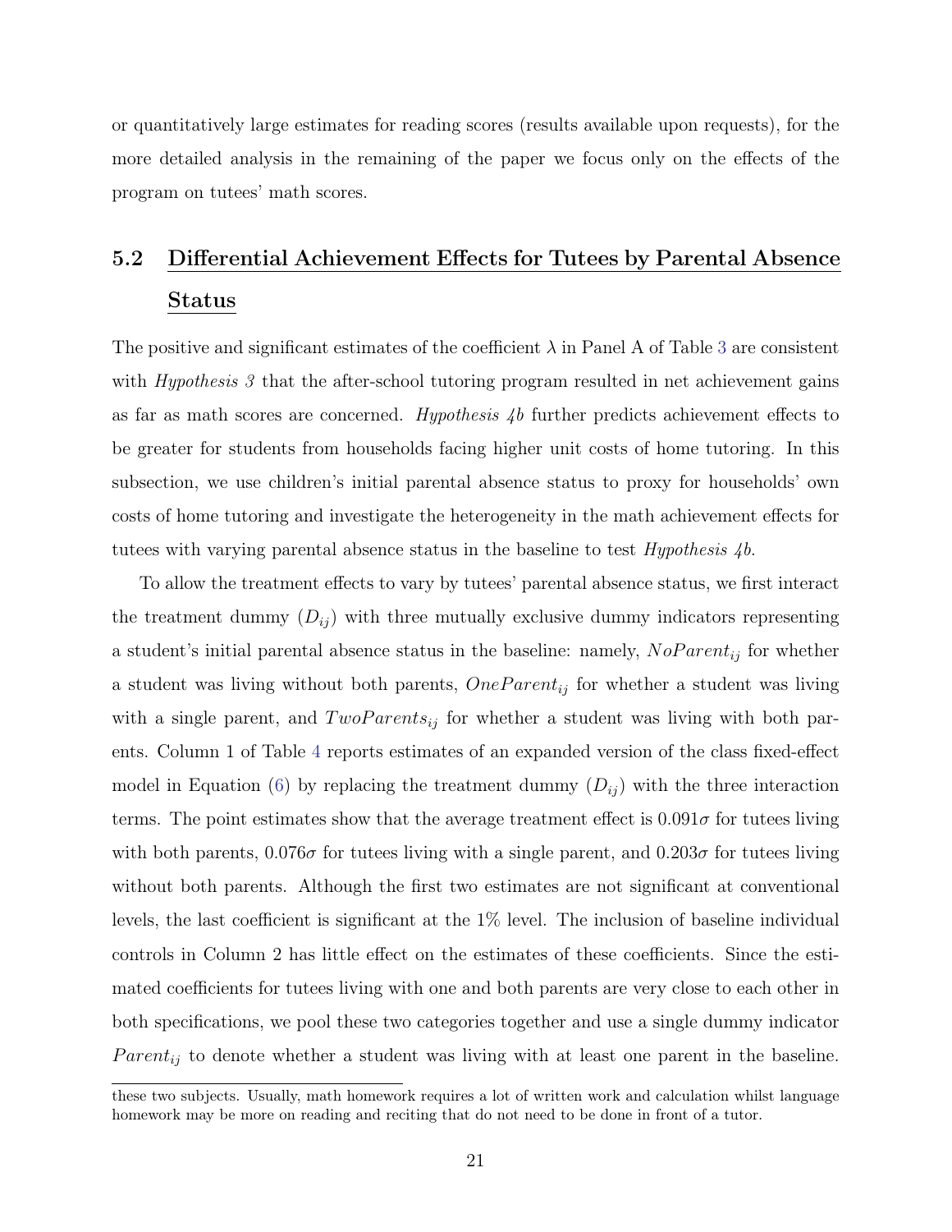or quantitatively large estimates for reading scores (results available upon requests), for the more detailed analysis in the remaining of the paper we focus only on the effects of the program on tutees' math scores.

## 5.2 Differential Achievement Effects for Tutees by Parental Absence Status

The positive and significant estimates of the coefficient $\lambda$ in Panel A of Table 3 are consistent with *Hypothesis 3* that the after-school tutoring program resulted in net achievement gains as far as math scores are concerned. *Hypothesis 4b* further predicts achievement effects to be greater for students from households facing higher unit costs of home tutoring. In this subsection, we use children's initial parental absence status to proxy for households' own costs of home tutoring and investigate the heterogeneity in the math achievement effects for tutees with varying parental absence status in the baseline to test *Hypothesis 4b*.

To allow the treatment effects to vary by tutees' parental absence status, we first interact the treatment dummy ($D_{ij}$) with three mutually exclusive dummy indicators representing a student's initial parental absence status in the baseline: namely, $NoParent_{ij}$ for whether a student was living without both parents, $OneParent_{ij}$ for whether a student was living with a single parent, and $TwoParents_{ij}$ for whether a student was living with both parents. Column 1 of Table 4 reports estimates of an expanded version of the class fixed-effect model in Equation (6) by replacing the treatment dummy ($D_{ij}$) with the three interaction terms. The point estimates show that the average treatment effect is $0.091\sigma$ for tutees living with both parents, $0.076\sigma$ for tutees living with a single parent, and $0.203\sigma$ for tutees living without both parents. Although the first two estimates are not significant at conventional levels, the last coefficient is significant at the 1% level. The inclusion of baseline individual controls in Column 2 has little effect on the estimates of these coefficients. Since the estimated coefficients for tutees living with one and both parents are very close to each other in both specifications, we pool these two categories together and use a single dummy indicator $Parent_{ij}$ to denote whether a student was living with at least one parent in the baseline.

these two subjects. Usually, math homework requires a lot of written work and calculation whilst language homework may be more on reading and reciting that do not need to be done in front of a tutor.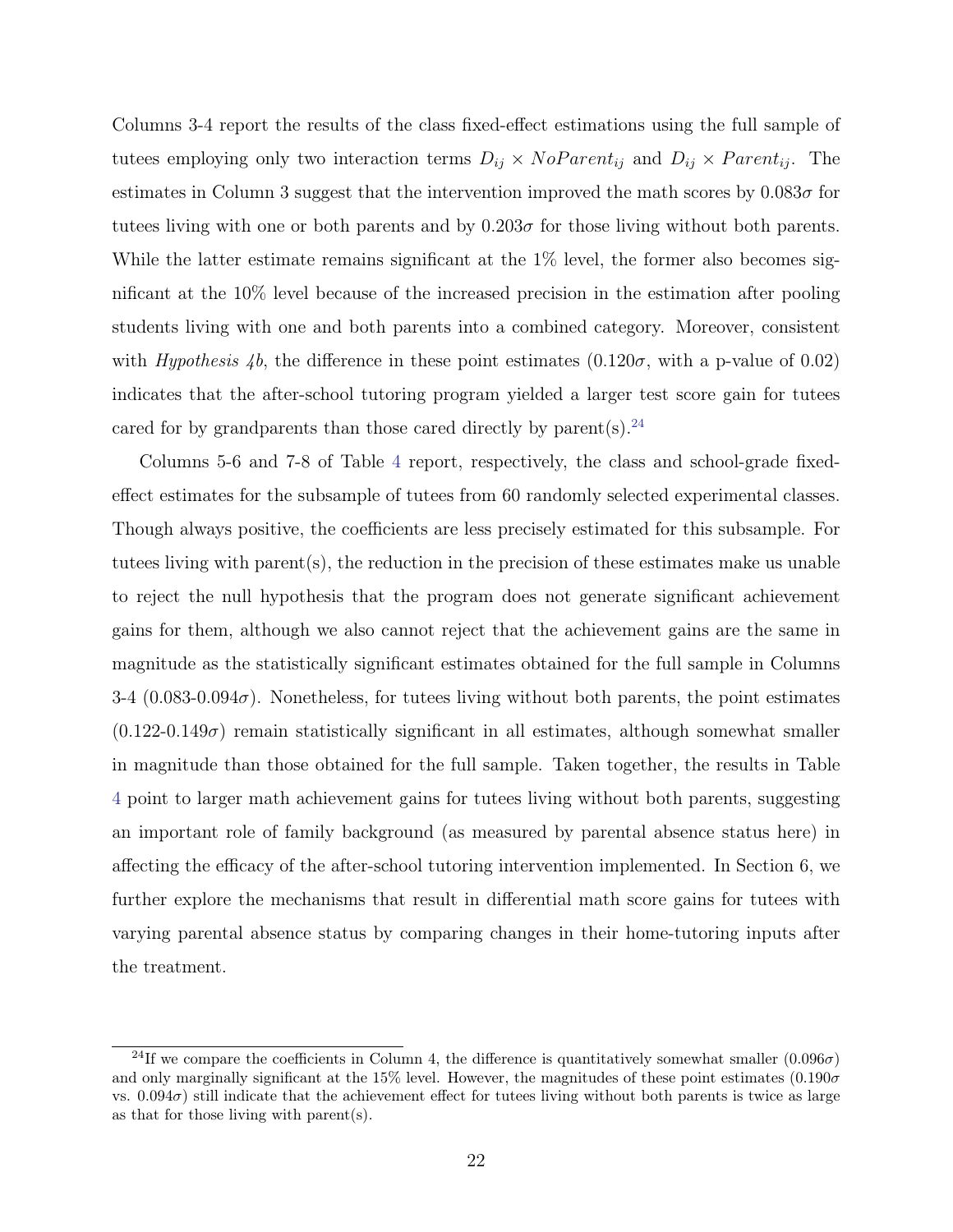Columns 3-4 report the results of the class fixed-effect estimations using the full sample of tutees employing only two interaction terms $D_{ij} \times NoParent_{ij}$ and $D_{ij} \times Parent_{ij}$. The estimates in Column 3 suggest that the intervention improved the math scores by $0.083\sigma$ for tutees living with one or both parents and by $0.203\sigma$ for those living without both parents. While the latter estimate remains significant at the 1% level, the former also becomes significant at the 10% level because of the increased precision in the estimation after pooling students living with one and both parents into a combined category. Moreover, consistent with *Hypothesis 4b*, the difference in these point estimates ($0.120\sigma$, with a p-value of 0.02) indicates that the after-school tutoring program yielded a larger test score gain for tutees cared for by grandparents than those cared directly by parent(s).[24]

Columns 5-6 and 7-8 of Table 4 report, respectively, the class and school-grade fixed-effect estimates for the subsample of tutees from 60 randomly selected experimental classes. Though always positive, the coefficients are less precisely estimated for this subsample. For tutees living with parent(s), the reduction in the precision of these estimates make us unable to reject the null hypothesis that the program does not generate significant achievement gains for them, although we also cannot reject that the achievement gains are the same in magnitude as the statistically significant estimates obtained for the full sample in Columns 3-4 ($0.083$-$0.094\sigma$). Nonetheless, for tutees living without both parents, the point estimates ($0.122$-$0.149\sigma$) remain statistically significant in all estimates, although somewhat smaller in magnitude than those obtained for the full sample. Taken together, the results in Table 4 point to larger math achievement gains for tutees living without both parents, suggesting an important role of family background (as measured by parental absence status here) in affecting the efficacy of the after-school tutoring intervention implemented. In Section 6, we further explore the mechanisms that result in differential math score gains for tutees with varying parental absence status by comparing changes in their home-tutoring inputs after the treatment.

[24] If we compare the coefficients in Column 4, the difference is quantitatively somewhat smaller ($0.096\sigma$) and only marginally significant at the 15% level. However, the magnitudes of these point estimates ($0.190\sigma$ vs. $0.094\sigma$) still indicate that the achievement effect for tutees living without both parents is twice as large as that for those living with parent(s).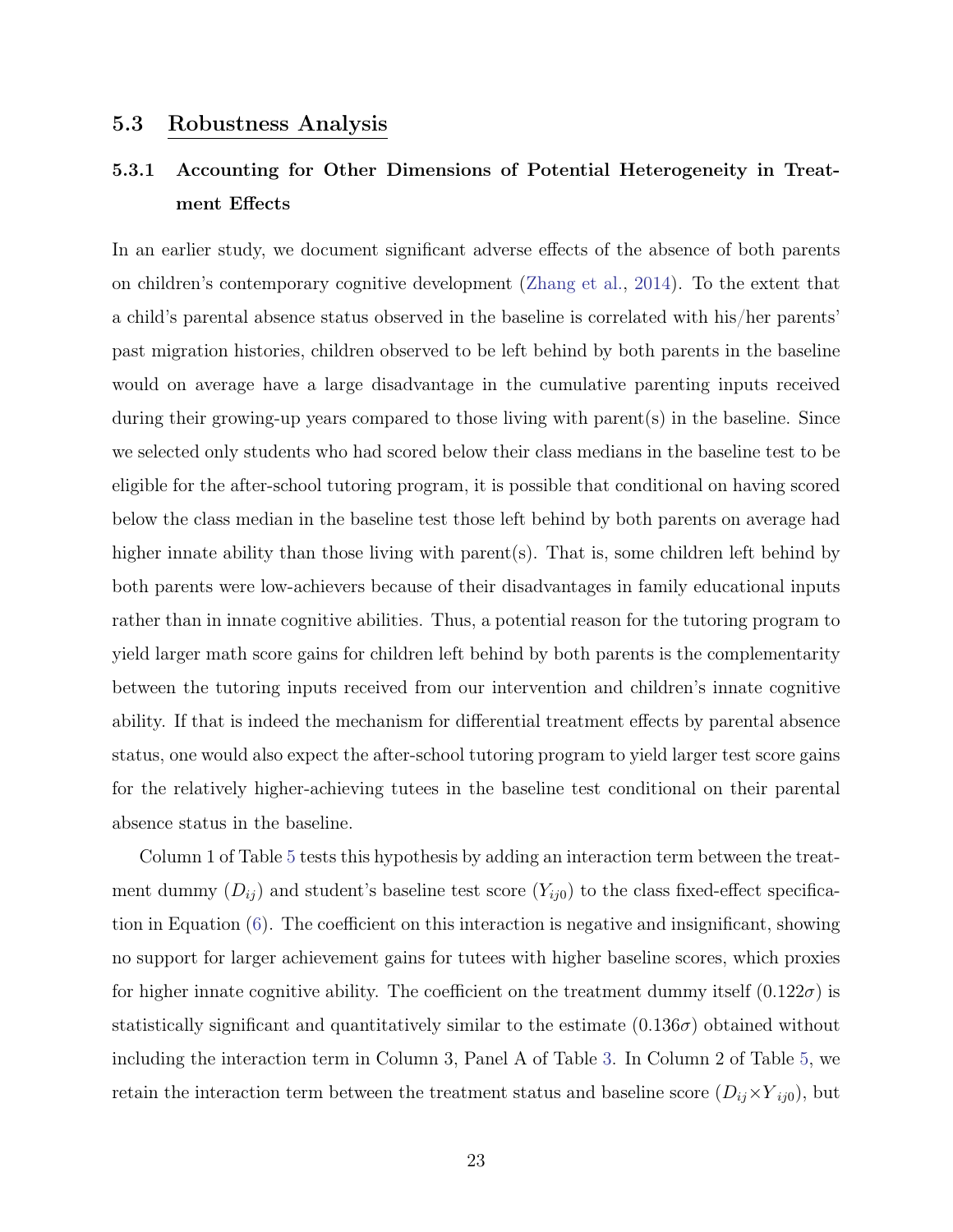### 5.3 Robustness Analysis

#### 5.3.1 Accounting for Other Dimensions of Potential Heterogeneity in Treatment Effects

In an earlier study, we document significant adverse effects of the absence of both parents on children's contemporary cognitive development (Zhang et al., 2014). To the extent that a child's parental absence status observed in the baseline is correlated with his/her parents' past migration histories, children observed to be left behind by both parents in the baseline would on average have a large disadvantage in the cumulative parenting inputs received during their growing-up years compared to those living with parent(s) in the baseline. Since we selected only students who had scored below their class medians in the baseline test to be eligible for the after-school tutoring program, it is possible that conditional on having scored below the class median in the baseline test those left behind by both parents on average had higher innate ability than those living with parent(s). That is, some children left behind by both parents were low-achievers because of their disadvantages in family educational inputs rather than in innate cognitive abilities. Thus, a potential reason for the tutoring program to yield larger math score gains for children left behind by both parents is the complementarity between the tutoring inputs received from our intervention and children's innate cognitive ability. If that is indeed the mechanism for differential treatment effects by parental absence status, one would also expect the after-school tutoring program to yield larger test score gains for the relatively higher-achieving tutees in the baseline test conditional on their parental absence status in the baseline.

Column 1 of Table 5 tests this hypothesis by adding an interaction term between the treatment dummy ($D_{ij}$) and student's baseline test score ($Y_{ij0}$) to the class fixed-effect specification in Equation (6). The coefficient on this interaction is negative and insignificant, showing no support for larger achievement gains for tutees with higher baseline scores, which proxies for higher innate cognitive ability. The coefficient on the treatment dummy itself ($0.122\sigma$) is statistically significant and quantitatively similar to the estimate ($0.136\sigma$) obtained without including the interaction term in Column 3, Panel A of Table 3. In Column 2 of Table 5, we retain the interaction term between the treatment status and baseline score ($D_{ij} \times Y_{ij0}$), but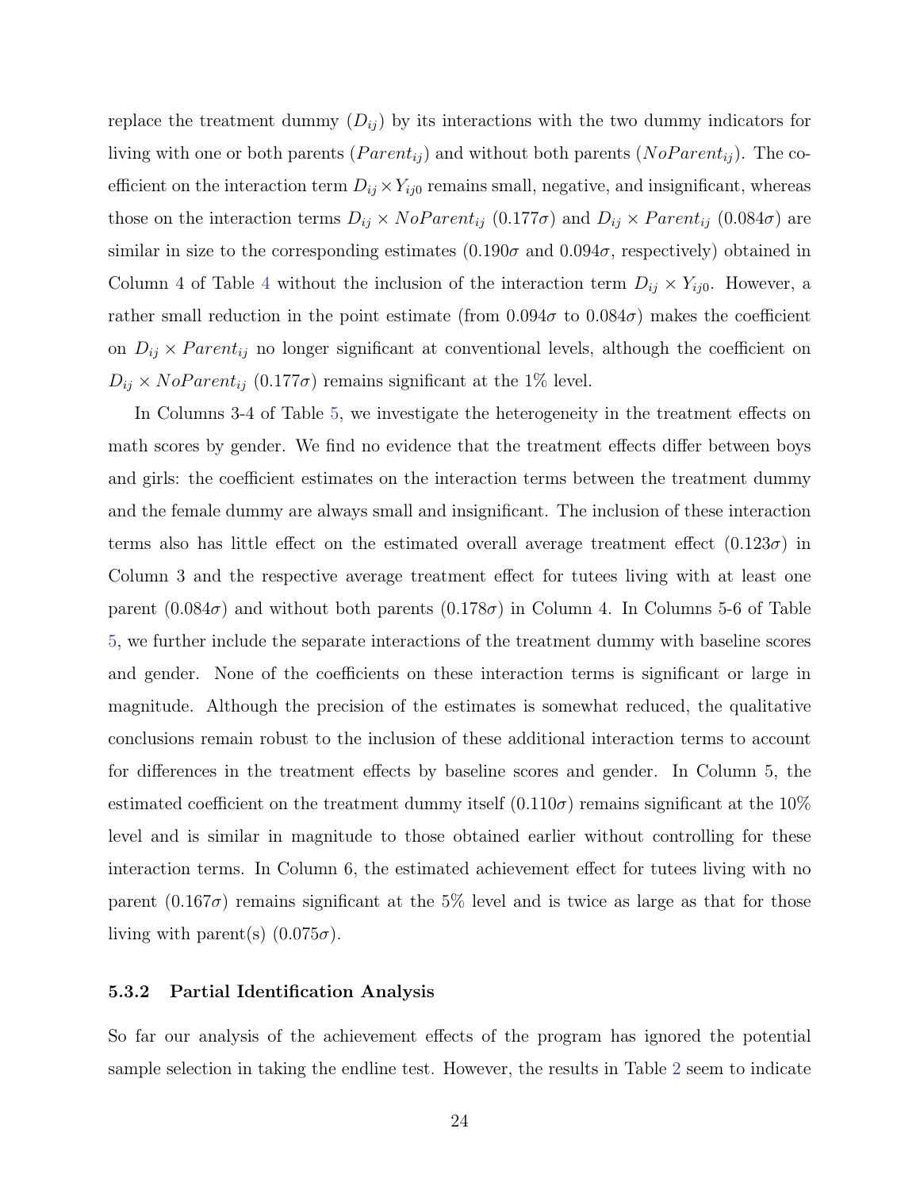replace the treatment dummy ($D_{ij}$) by its interactions with the two dummy indicators for living with one or both parents ($Parent_{ij}$) and without both parents ($NoParent_{ij}$). The coefficient on the interaction term $D_{ij} \times Y_{ij0}$ remains small, negative, and insignificant, whereas those on the interaction terms $D_{ij} \times NoParent_{ij}$ ($0.177\sigma$) and $D_{ij} \times Parent_{ij}$ ($0.084\sigma$) are similar in size to the corresponding estimates ($0.190\sigma$ and $0.094\sigma$, respectively) obtained in Column 4 of Table 4 without the inclusion of the interaction term $D_{ij} \times Y_{ij0}$. However, a rather small reduction in the point estimate (from $0.094\sigma$ to $0.084\sigma$) makes the coefficient on $D_{ij} \times Parent_{ij}$ no longer significant at conventional levels, although the coefficient on $D_{ij} \times NoParent_{ij}$ ($0.177\sigma$) remains significant at the 1% level.

In Columns 3-4 of Table 5, we investigate the heterogeneity in the treatment effects on math scores by gender. We find no evidence that the treatment effects differ between boys and girls: the coefficient estimates on the interaction terms between the treatment dummy and the female dummy are always small and insignificant. The inclusion of these interaction terms also has little effect on the estimated overall average treatment effect ($0.123\sigma$) in Column 3 and the respective average treatment effect for tutees living with at least one parent ($0.084\sigma$) and without both parents ($0.178\sigma$) in Column 4. In Columns 5-6 of Table 5, we further include the separate interactions of the treatment dummy with baseline scores and gender. None of the coefficients on these interaction terms is significant or large in magnitude. Although the precision of the estimates is somewhat reduced, the qualitative conclusions remain robust to the inclusion of these additional interaction terms to account for differences in the treatment effects by baseline scores and gender. In Column 5, the estimated coefficient on the treatment dummy itself ($0.110\sigma$) remains significant at the 10% level and is similar in magnitude to those obtained earlier without controlling for these interaction terms. In Column 6, the estimated achievement effect for tutees living with no parent ($0.167\sigma$) remains significant at the 5% level and is twice as large as that for those living with parent(s) ($0.075\sigma$).

### 5.3.2 Partial Identification Analysis

So far our analysis of the achievement effects of the program has ignored the potential sample selection in taking the endline test. However, the results in Table 2 seem to indicate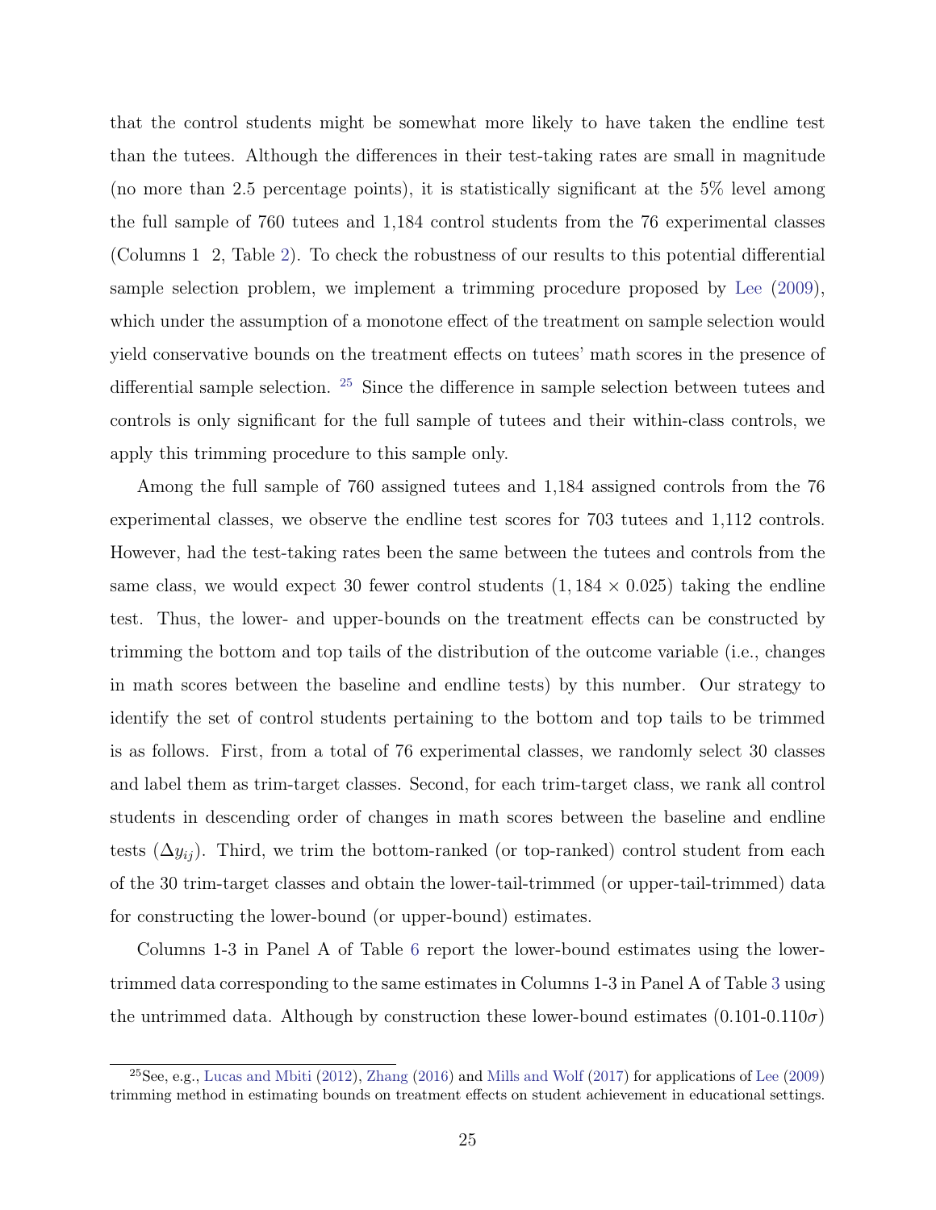that the control students might be somewhat more likely to have taken the endline test than the tutees. Although the differences in their test-taking rates are small in magnitude (no more than 2.5 percentage points), it is statistically significant at the 5% level among the full sample of 760 tutees and 1,184 control students from the 76 experimental classes (Columns 1 2, Table 2). To check the robustness of our results to this potential differential sample selection problem, we implement a trimming procedure proposed by Lee (2009), which under the assumption of a monotone effect of the treatment on sample selection would yield conservative bounds on the treatment effects on tutees' math scores in the presence of differential sample selection. [25] Since the difference in sample selection between tutees and controls is only significant for the full sample of tutees and their within-class controls, we apply this trimming procedure to this sample only.

Among the full sample of 760 assigned tutees and 1,184 assigned controls from the 76 experimental classes, we observe the endline test scores for 703 tutees and 1,112 controls. However, had the test-taking rates been the same between the tutees and controls from the same class, we would expect 30 fewer control students ($1,184 \times 0.025$) taking the endline test. Thus, the lower- and upper-bounds on the treatment effects can be constructed by trimming the bottom and top tails of the distribution of the outcome variable (i.e., changes in math scores between the baseline and endline tests) by this number. Our strategy to identify the set of control students pertaining to the bottom and top tails to be trimmed is as follows. First, from a total of 76 experimental classes, we randomly select 30 classes and label them as trim-target classes. Second, for each trim-target class, we rank all control students in descending order of changes in math scores between the baseline and endline tests ($\Delta y_{ij}$). Third, we trim the bottom-ranked (or top-ranked) control student from each of the 30 trim-target classes and obtain the lower-tail-trimmed (or upper-tail-trimmed) data for constructing the lower-bound (or upper-bound) estimates.

Columns 1-3 in Panel A of Table 6 report the lower-bound estimates using the lower-trimmed data corresponding to the same estimates in Columns 1-3 in Panel A of Table 3 using the untrimmed data. Although by construction these lower-bound estimates ($0.101$-$0.110\sigma$)

[25] See, e.g., Lucas and Mbiti (2012), Zhang (2016) and Mills and Wolf (2017) for applications of Lee (2009) trimming method in estimating bounds on treatment effects on student achievement in educational settings.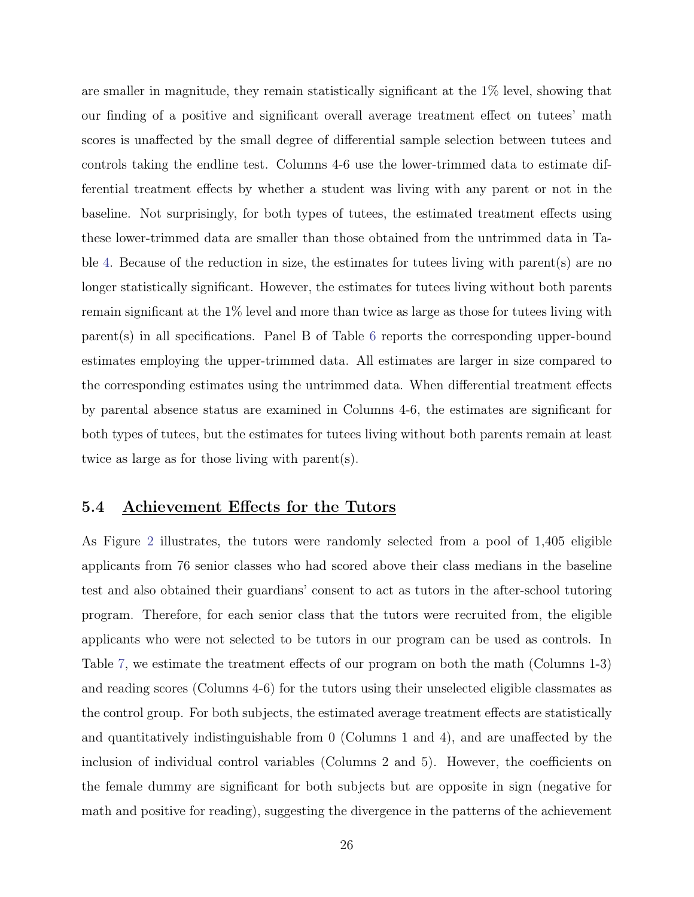are smaller in magnitude, they remain statistically significant at the 1% level, showing that our finding of a positive and significant overall average treatment effect on tutees' math scores is unaffected by the small degree of differential sample selection between tutees and controls taking the endline test. Columns 4-6 use the lower-trimmed data to estimate differential treatment effects by whether a student was living with any parent or not in the baseline. Not surprisingly, for both types of tutees, the estimated treatment effects using these lower-trimmed data are smaller than those obtained from the untrimmed data in Table 4. Because of the reduction in size, the estimates for tutees living with parent(s) are no longer statistically significant. However, the estimates for tutees living without both parents remain significant at the 1% level and more than twice as large as those for tutees living with parent(s) in all specifications. Panel B of Table 6 reports the corresponding upper-bound estimates employing the upper-trimmed data. All estimates are larger in size compared to the corresponding estimates using the untrimmed data. When differential treatment effects by parental absence status are examined in Columns 4-6, the estimates are significant for both types of tutees, but the estimates for tutees living without both parents remain at least twice as large as for those living with parent(s).

### 5.4 Achievement Effects for the Tutors

As Figure 2 illustrates, the tutors were randomly selected from a pool of 1,405 eligible applicants from 76 senior classes who had scored above their class medians in the baseline test and also obtained their guardians' consent to act as tutors in the after-school tutoring program. Therefore, for each senior class that the tutors were recruited from, the eligible applicants who were not selected to be tutors in our program can be used as controls. In Table 7, we estimate the treatment effects of our program on both the math (Columns 1-3) and reading scores (Columns 4-6) for the tutors using their unselected eligible classmates as the control group. For both subjects, the estimated average treatment effects are statistically and quantitatively indistinguishable from 0 (Columns 1 and 4), and are unaffected by the inclusion of individual control variables (Columns 2 and 5). However, the coefficients on the female dummy are significant for both subjects but are opposite in sign (negative for math and positive for reading), suggesting the divergence in the patterns of the achievement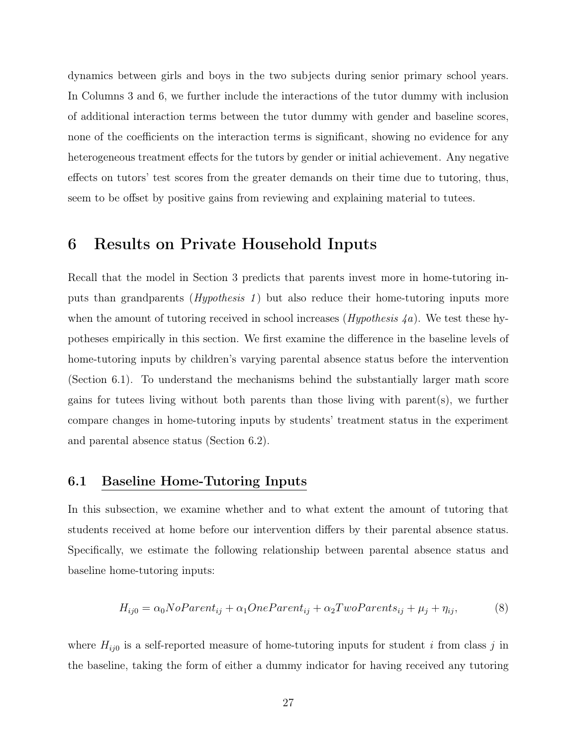dynamics between girls and boys in the two subjects during senior primary school years. In Columns 3 and 6, we further include the interactions of the tutor dummy with inclusion of additional interaction terms between the tutor dummy with gender and baseline scores, none of the coefficients on the interaction terms is significant, showing no evidence for any heterogeneous treatment effects for the tutors by gender or initial achievement. Any negative effects on tutors' test scores from the greater demands on their time due to tutoring, thus, seem to be offset by positive gains from reviewing and explaining material to tutees.

# 6 Results on Private Household Inputs

Recall that the model in Section 3 predicts that parents invest more in home-tutoring inputs than grandparents (*Hypothesis 1*) but also reduce their home-tutoring inputs more when the amount of tutoring received in school increases (*Hypothesis 4a*). We test these hypotheses empirically in this section. We first examine the difference in the baseline levels of home-tutoring inputs by children's varying parental absence status before the intervention (Section 6.1). To understand the mechanisms behind the substantially larger math score gains for tutees living without both parents than those living with parent(s), we further compare changes in home-tutoring inputs by students' treatment status in the experiment and parental absence status (Section 6.2).

## 6.1 Baseline Home-Tutoring Inputs

In this subsection, we examine whether and to what extent the amount of tutoring that students received at home before our intervention differs by their parental absence status. Specifically, we estimate the following relationship between parental absence status and baseline home-tutoring inputs:

$$H_{ij0} = \alpha_0 NoParent_{ij} + \alpha_1 OneParent_{ij} + \alpha_2 TwoParents_{ij} + \mu_j + \eta_{ij}, \tag{8}$$

where $H_{ij0}$ is a self-reported measure of home-tutoring inputs for student $i$ from class $j$ in the baseline, taking the form of either a dummy indicator for having received any tutoring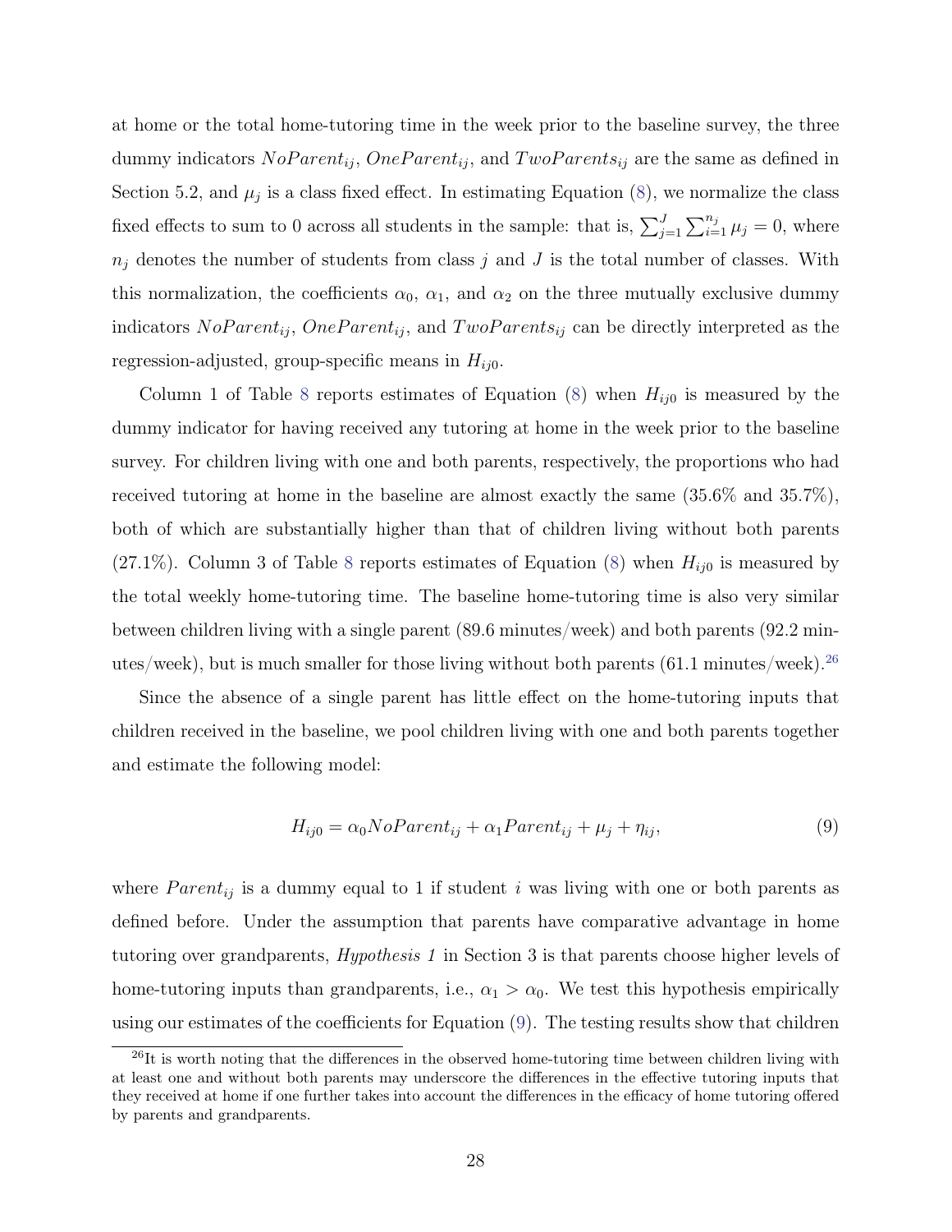at home or the total home-tutoring time in the week prior to the baseline survey, the three dummy indicators $NoParent_{ij}$, $OneParent_{ij}$, and $TwoParents_{ij}$ are the same as defined in Section 5.2, and $\mu_j$ is a class fixed effect. In estimating Equation (8), we normalize the class fixed effects to sum to 0 across all students in the sample: that is, $\sum_{j=1}^{J}\sum_{i=1}^{n_j}\mu_j = 0$, where $n_j$ denotes the number of students from class $j$ and $J$ is the total number of classes. With this normalization, the coefficients $\alpha_0$, $\alpha_1$, and $\alpha_2$ on the three mutually exclusive dummy indicators $NoParent_{ij}$, $OneParent_{ij}$, and $TwoParents_{ij}$ can be directly interpreted as the regression-adjusted, group-specific means in $H_{ij0}$.

Column 1 of Table 8 reports estimates of Equation (8) when $H_{ij0}$ is measured by the dummy indicator for having received any tutoring at home in the week prior to the baseline survey. For children living with one and both parents, respectively, the proportions who had received tutoring at home in the baseline are almost exactly the same (35.6% and 35.7%), both of which are substantially higher than that of children living without both parents (27.1%). Column 3 of Table 8 reports estimates of Equation (8) when $H_{ij0}$ is measured by the total weekly home-tutoring time. The baseline home-tutoring time is also very similar between children living with a single parent (89.6 minutes/week) and both parents (92.2 minutes/week), but is much smaller for those living without both parents (61.1 minutes/week).[26]

Since the absence of a single parent has little effect on the home-tutoring inputs that children received in the baseline, we pool children living with one and both parents together and estimate the following model:

$$H_{ij0} = \alpha_0 NoParent_{ij} + \alpha_1 Parent_{ij} + \mu_j + \eta_{ij}, \tag{9}$$

where $Parent_{ij}$ is a dummy equal to 1 if student $i$ was living with one or both parents as defined before. Under the assumption that parents have comparative advantage in home tutoring over grandparents, *Hypothesis 1* in Section 3 is that parents choose higher levels of home-tutoring inputs than grandparents, i.e., $\alpha_1 > \alpha_0$. We test this hypothesis empirically using our estimates of the coefficients for Equation (9). The testing results show that children

[26] It is worth noting that the differences in the observed home-tutoring time between children living with at least one and without both parents may underscore the differences in the effective tutoring inputs that they received at home if one further takes into account the differences in the efficacy of home tutoring offered by parents and grandparents.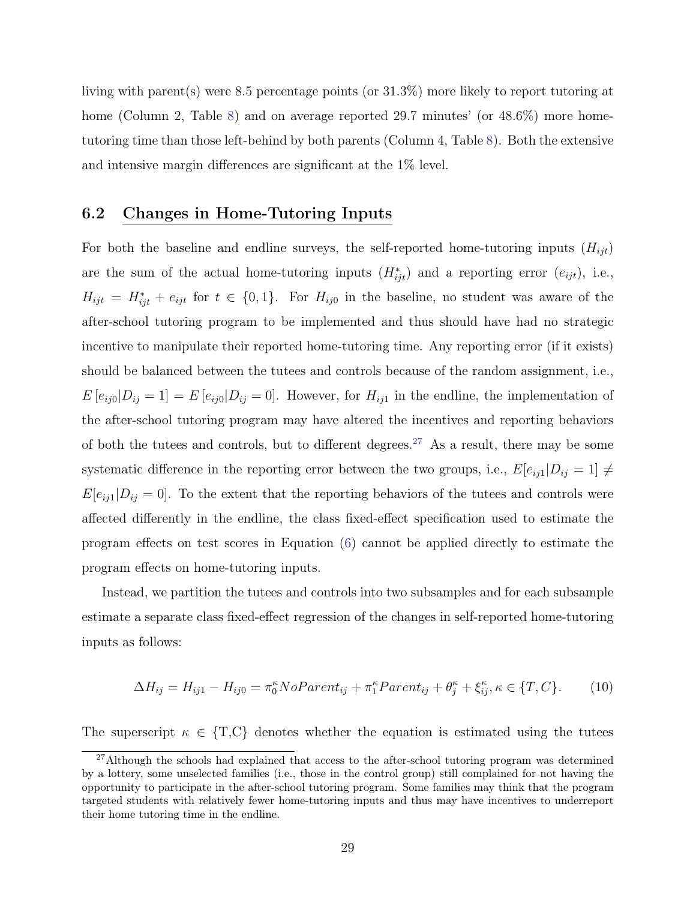living with parent(s) were 8.5 percentage points (or 31.3%) more likely to report tutoring at home (Column 2, Table 8) and on average reported 29.7 minutes' (or 48.6%) more home-tutoring time than those left-behind by both parents (Column 4, Table 8). Both the extensive and intensive margin differences are significant at the 1% level.

## 6.2 Changes in Home-Tutoring Inputs

For both the baseline and endline surveys, the self-reported home-tutoring inputs ($H_{ijt}$) are the sum of the actual home-tutoring inputs ($H^*_{ijt}$) and a reporting error ($e_{ijt}$), i.e., $H_{ijt} = H^*_{ijt} + e_{ijt}$ for $t \in \{0, 1\}$. For $H_{ij0}$ in the baseline, no student was aware of the after-school tutoring program to be implemented and thus should have had no strategic incentive to manipulate their reported home-tutoring time. Any reporting error (if it exists) should be balanced between the tutees and controls because of the random assignment, i.e., $E\left[e_{ij0}|D_{ij} = 1\right] = E\left[e_{ij0}|D_{ij} = 0\right]$. However, for $H_{ij1}$ in the endline, the implementation of the after-school tutoring program may have altered the incentives and reporting behaviors of both the tutees and controls, but to different degrees.[27] As a result, there may be some systematic difference in the reporting error between the two groups, i.e., $E[e_{ij1}|D_{ij} = 1] \neq E[e_{ij1}|D_{ij} = 0]$. To the extent that the reporting behaviors of the tutees and controls were affected differently in the endline, the class fixed-effect specification used to estimate the program effects on test scores in Equation (6) cannot be applied directly to estimate the program effects on home-tutoring inputs.

Instead, we partition the tutees and controls into two subsamples and for each subsample estimate a separate class fixed-effect regression of the changes in self-reported home-tutoring inputs as follows:

$$\Delta H_{ij} = H_{ij1} - H_{ij0} = \pi_0^\kappa NoParent_{ij} + \pi_1^\kappa Parent_{ij} + \theta_j^\kappa + \xi_{ij}^\kappa, \kappa \in \{T, C\}. \qquad (10)$$

The superscript $\kappa \in$ {T,C} denotes whether the equation is estimated using the tutees

[27] Although the schools had explained that access to the after-school tutoring program was determined by a lottery, some unselected families (i.e., those in the control group) still complained for not having the opportunity to participate in the after-school tutoring program. Some families may think that the program targeted students with relatively fewer home-tutoring inputs and thus may have incentives to underreport their home tutoring time in the endline.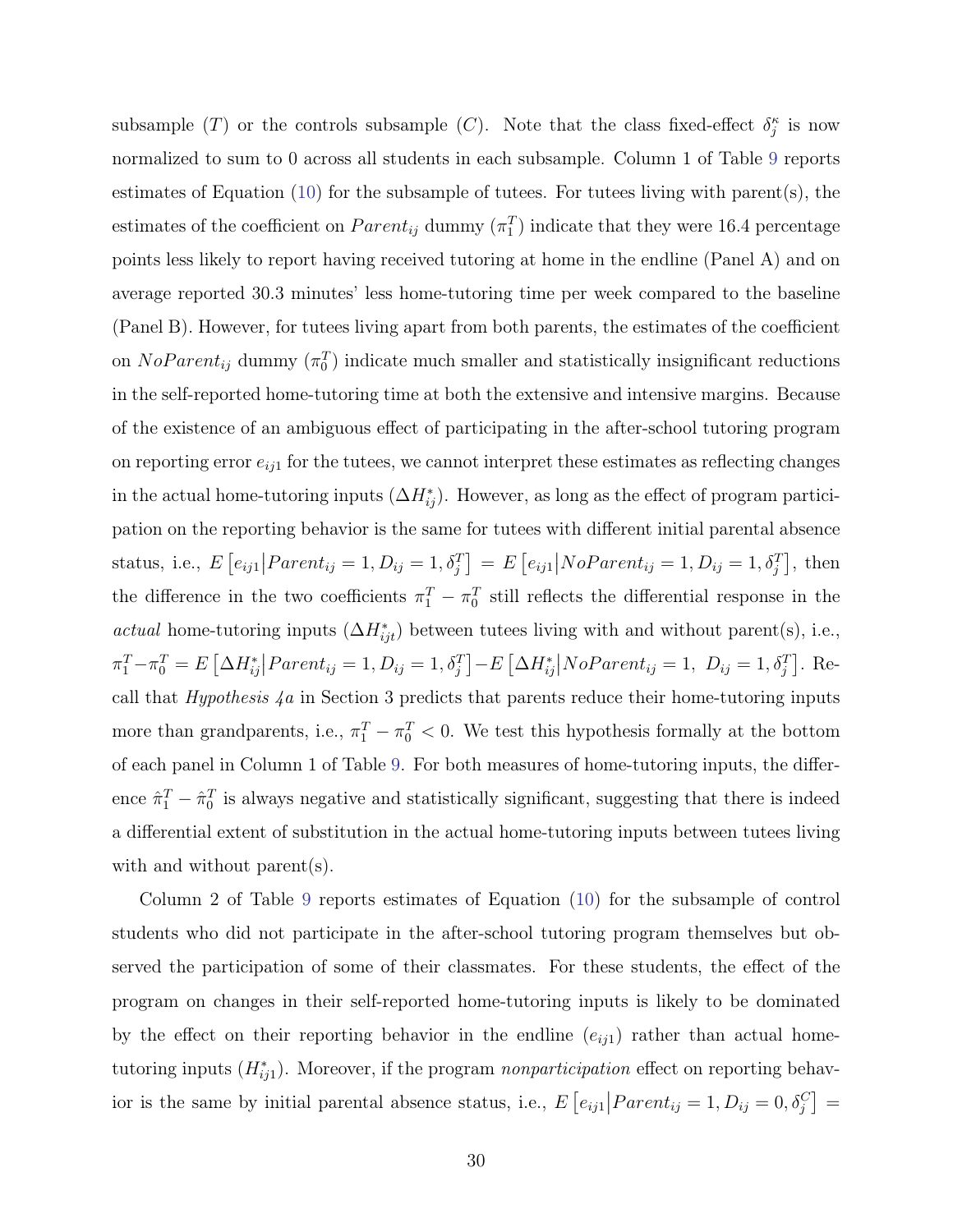subsample ($T$) or the controls subsample ($C$). Note that the class fixed-effect $\delta_j^\kappa$ is now normalized to sum to 0 across all students in each subsample. Column 1 of Table 9 reports estimates of Equation (10) for the subsample of tutees. For tutees living with parent(s), the estimates of the coefficient on $Parent_{ij}$ dummy ($\pi_1^T$) indicate that they were 16.4 percentage points less likely to report having received tutoring at home in the endline (Panel A) and on average reported 30.3 minutes' less home-tutoring time per week compared to the baseline (Panel B). However, for tutees living apart from both parents, the estimates of the coefficient on $NoParent_{ij}$ dummy ($\pi_0^T$) indicate much smaller and statistically insignificant reductions in the self-reported home-tutoring time at both the extensive and intensive margins. Because of the existence of an ambiguous effect of participating in the after-school tutoring program on reporting error $e_{ij1}$ for the tutees, we cannot interpret these estimates as reflecting changes in the actual home-tutoring inputs ($\Delta H_{ij}^*$). However, as long as the effect of program participation on the reporting behavior is the same for tutees with different initial parental absence status, i.e., $E\left[e_{ij1} \middle| Parent_{ij}=1, D_{ij}=1, \delta_j^T\right] = E\left[e_{ij1} \middle| NoParent_{ij}=1, D_{ij}=1, \delta_j^T\right]$, then the difference in the two coefficients $\pi_1^T - \pi_0^T$ still reflects the differential response in the *actual* home-tutoring inputs ($\Delta H_{ijt}^*$) between tutees living with and without parent(s), i.e., $\pi_1^T - \pi_0^T = E\left[\Delta H_{ij}^* \middle| Parent_{ij}=1, D_{ij}=1, \delta_j^T\right] - E\left[\Delta H_{ij}^* \middle| NoParent_{ij}=1,\ D_{ij}=1, \delta_j^T\right]$. Recall that *Hypothesis 4a* in Section 3 predicts that parents reduce their home-tutoring inputs more than grandparents, i.e., $\pi_1^T - \pi_0^T < 0$. We test this hypothesis formally at the bottom of each panel in Column 1 of Table 9. For both measures of home-tutoring inputs, the difference $\hat{\pi}_1^T - \hat{\pi}_0^T$ is always negative and statistically significant, suggesting that there is indeed a differential extent of substitution in the actual home-tutoring inputs between tutees living with and without parent(s).

Column 2 of Table 9 reports estimates of Equation (10) for the subsample of control students who did not participate in the after-school tutoring program themselves but observed the participation of some of their classmates. For these students, the effect of the program on changes in their self-reported home-tutoring inputs is likely to be dominated by the effect on their reporting behavior in the endline ($e_{ij1}$) rather than actual home-tutoring inputs ($H_{ij1}^*$). Moreover, if the program *nonparticipation* effect on reporting behavior is the same by initial parental absence status, i.e., $E\left[e_{ij1} \middle| Parent_{ij}=1, D_{ij}=0, \delta_j^C\right] =$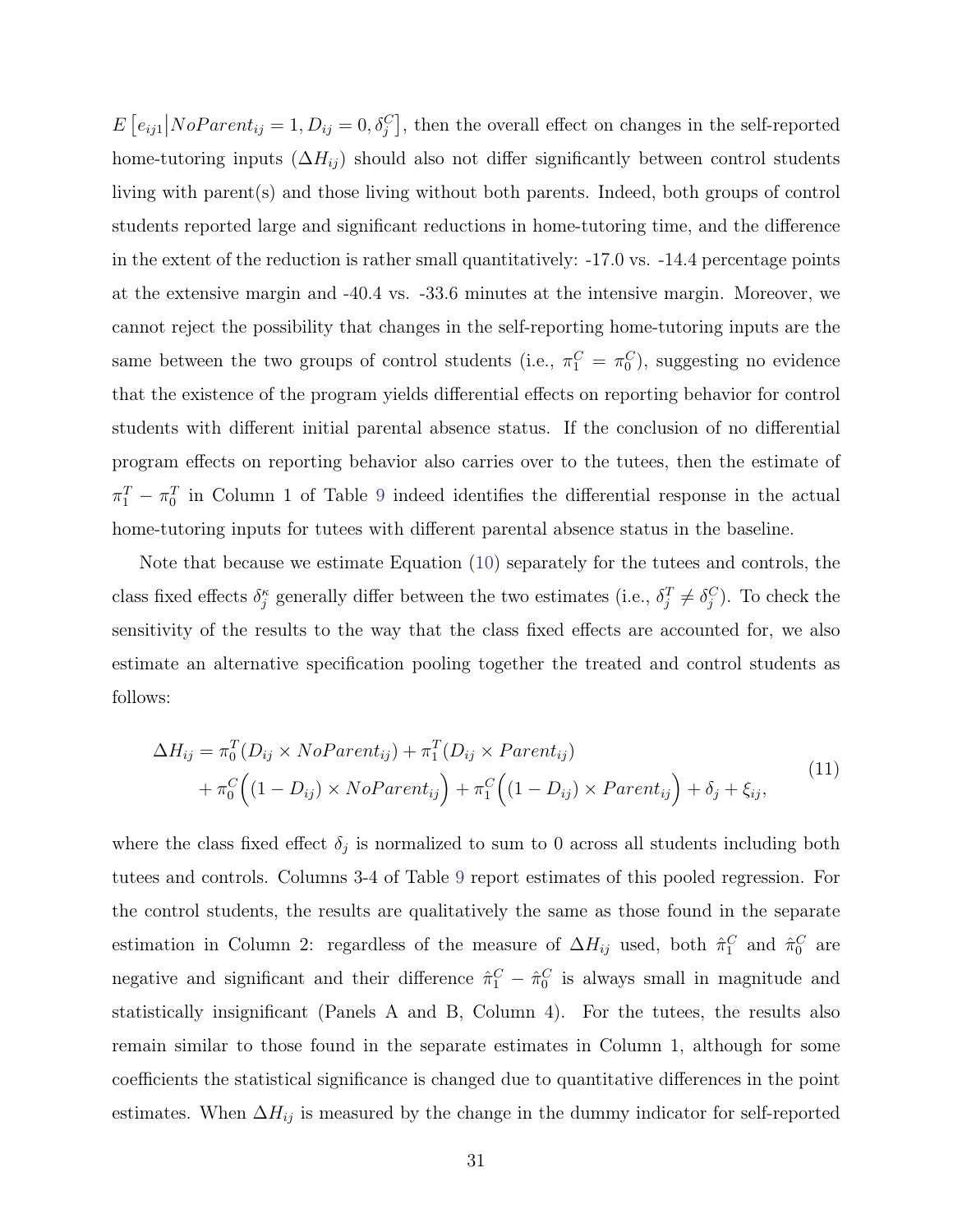$E\left[e_{ij1}\middle|NoParent_{ij}=1, D_{ij}=0, \delta_j^C\right]$, then the overall effect on changes in the self-reported home-tutoring inputs ($\Delta H_{ij}$) should also not differ significantly between control students living with parent(s) and those living without both parents. Indeed, both groups of control students reported large and significant reductions in home-tutoring time, and the difference in the extent of the reduction is rather small quantitatively: -17.0 vs. -14.4 percentage points at the extensive margin and -40.4 vs. -33.6 minutes at the intensive margin. Moreover, we cannot reject the possibility that changes in the self-reporting home-tutoring inputs are the same between the two groups of control students (i.e., $\pi_1^C = \pi_0^C$), suggesting no evidence that the existence of the program yields differential effects on reporting behavior for control students with different initial parental absence status. If the conclusion of no differential program effects on reporting behavior also carries over to the tutees, then the estimate of $\pi_1^T - \pi_0^T$ in Column 1 of Table 9 indeed identifies the differential response in the actual home-tutoring inputs for tutees with different parental absence status in the baseline.

Note that because we estimate Equation (10) separately for the tutees and controls, the class fixed effects $\delta_j^\kappa$ generally differ between the two estimates (i.e., $\delta_j^T \neq \delta_j^C$). To check the sensitivity of the results to the way that the class fixed effects are accounted for, we also estimate an alternative specification pooling together the treated and control students as follows:

$$
\begin{aligned}
\Delta H_{ij} = {} & \pi_0^T (D_{ij} \times NoParent_{ij}) + \pi_1^T (D_{ij} \times Parent_{ij}) \\
& + \pi_0^C \Big( (1 - D_{ij}) \times NoParent_{ij} \Big) + \pi_1^C \Big( (1 - D_{ij}) \times Parent_{ij} \Big) + \delta_j + \xi_{ij},
\end{aligned}
\tag{11}
$$

where the class fixed effect $\delta_j$ is normalized to sum to 0 across all students including both tutees and controls. Columns 3-4 of Table 9 report estimates of this pooled regression. For the control students, the results are qualitatively the same as those found in the separate estimation in Column 2: regardless of the measure of $\Delta H_{ij}$ used, both $\hat{\pi}_1^C$ and $\hat{\pi}_0^C$ are negative and significant and their difference $\hat{\pi}_1^C - \hat{\pi}_0^C$ is always small in magnitude and statistically insignificant (Panels A and B, Column 4). For the tutees, the results also remain similar to those found in the separate estimates in Column 1, although for some coefficients the statistical significance is changed due to quantitative differences in the point estimates. When $\Delta H_{ij}$ is measured by the change in the dummy indicator for self-reported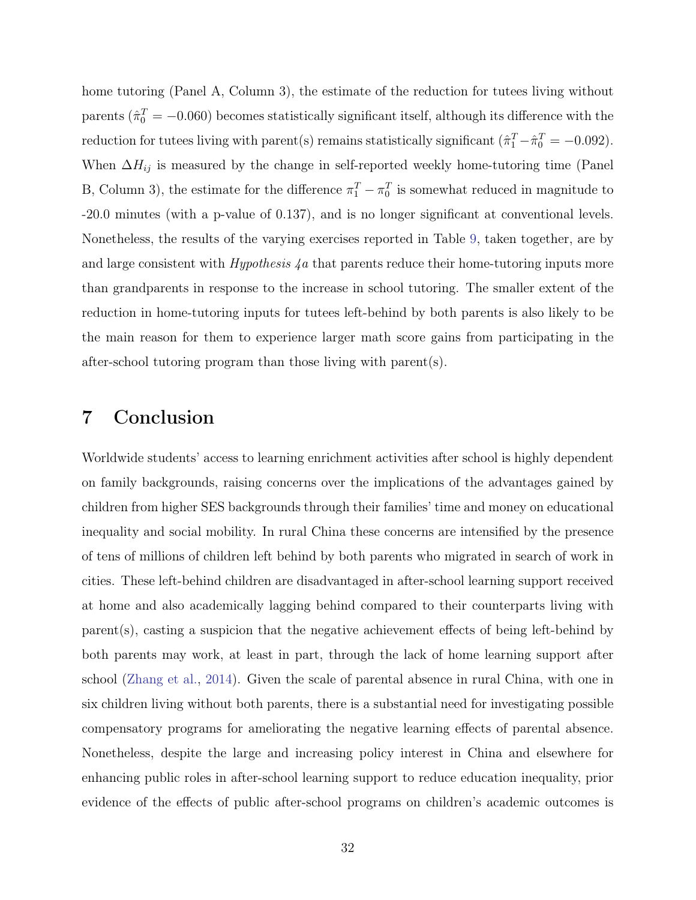home tutoring (Panel A, Column 3), the estimate of the reduction for tutees living without parents ($\hat{\pi}_0^T = -0.060$) becomes statistically significant itself, although its difference with the reduction for tutees living with parent(s) remains statistically significant ($\hat{\pi}_1^T - \hat{\pi}_0^T = -0.092$). When $\Delta H_{ij}$ is measured by the change in self-reported weekly home-tutoring time (Panel B, Column 3), the estimate for the difference $\pi_1^T - \pi_0^T$ is somewhat reduced in magnitude to -20.0 minutes (with a p-value of 0.137), and is no longer significant at conventional levels. Nonetheless, the results of the varying exercises reported in Table 9, taken together, are by and large consistent with *Hypothesis 4a* that parents reduce their home-tutoring inputs more than grandparents in response to the increase in school tutoring. The smaller extent of the reduction in home-tutoring inputs for tutees left-behind by both parents is also likely to be the main reason for them to experience larger math score gains from participating in the after-school tutoring program than those living with parent(s).

# 7 Conclusion

Worldwide students' access to learning enrichment activities after school is highly dependent on family backgrounds, raising concerns over the implications of the advantages gained by children from higher SES backgrounds through their families' time and money on educational inequality and social mobility. In rural China these concerns are intensified by the presence of tens of millions of children left behind by both parents who migrated in search of work in cities. These left-behind children are disadvantaged in after-school learning support received at home and also academically lagging behind compared to their counterparts living with parent(s), casting a suspicion that the negative achievement effects of being left-behind by both parents may work, at least in part, through the lack of home learning support after school (Zhang et al., 2014). Given the scale of parental absence in rural China, with one in six children living without both parents, there is a substantial need for investigating possible compensatory programs for ameliorating the negative learning effects of parental absence. Nonetheless, despite the large and increasing policy interest in China and elsewhere for enhancing public roles in after-school learning support to reduce education inequality, prior evidence of the effects of public after-school programs on children's academic outcomes is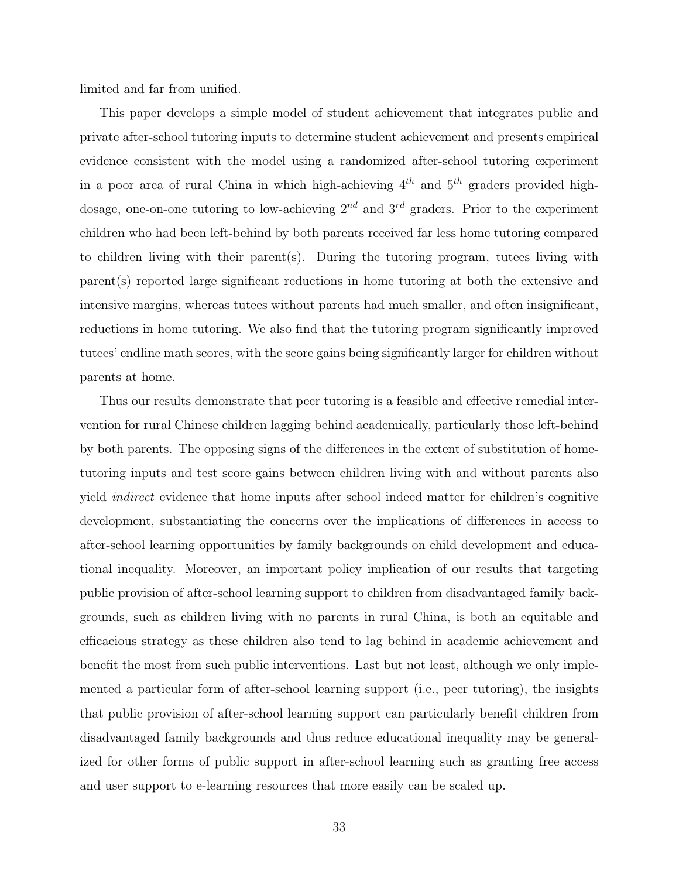limited and far from unified.

This paper develops a simple model of student achievement that integrates public and private after-school tutoring inputs to determine student achievement and presents empirical evidence consistent with the model using a randomized after-school tutoring experiment in a poor area of rural China in which high-achieving $4^{th}$ and $5^{th}$ graders provided high-dosage, one-on-one tutoring to low-achieving $2^{nd}$ and $3^{rd}$ graders. Prior to the experiment children who had been left-behind by both parents received far less home tutoring compared to children living with their parent(s). During the tutoring program, tutees living with parent(s) reported large significant reductions in home tutoring at both the extensive and intensive margins, whereas tutees without parents had much smaller, and often insignificant, reductions in home tutoring. We also find that the tutoring program significantly improved tutees' endline math scores, with the score gains being significantly larger for children without parents at home.

Thus our results demonstrate that peer tutoring is a feasible and effective remedial intervention for rural Chinese children lagging behind academically, particularly those left-behind by both parents. The opposing signs of the differences in the extent of substitution of home-tutoring inputs and test score gains between children living with and without parents also yield *indirect* evidence that home inputs after school indeed matter for children's cognitive development, substantiating the concerns over the implications of differences in access to after-school learning opportunities by family backgrounds on child development and educational inequality. Moreover, an important policy implication of our results that targeting public provision of after-school learning support to children from disadvantaged family backgrounds, such as children living with no parents in rural China, is both an equitable and efficacious strategy as these children also tend to lag behind in academic achievement and benefit the most from such public interventions. Last but not least, although we only implemented a particular form of after-school learning support (i.e., peer tutoring), the insights that public provision of after-school learning support can particularly benefit children from disadvantaged family backgrounds and thus reduce educational inequality may be generalized for other forms of public support in after-school learning such as granting free access and user support to e-learning resources that more easily can be scaled up.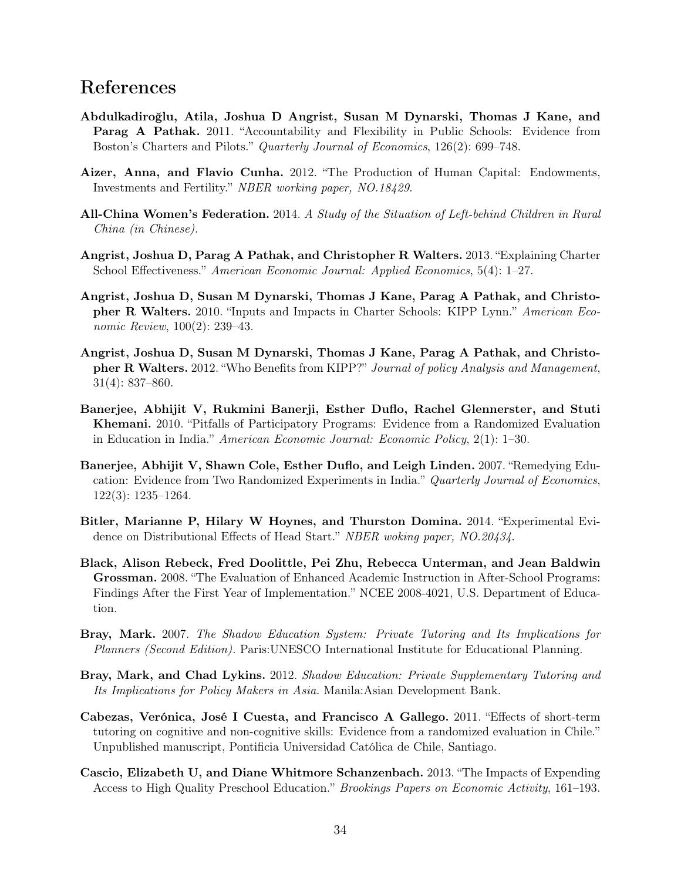# References

**Abdulkadiroğlu, Atila, Joshua D Angrist, Susan M Dynarski, Thomas J Kane, and Parag A Pathak.** 2011. "Accountability and Flexibility in Public Schools: Evidence from Boston's Charters and Pilots." *Quarterly Journal of Economics*, 126(2): 699–748.

**Aizer, Anna, and Flavio Cunha.** 2012. "The Production of Human Capital: Endowments, Investments and Fertility." *NBER working paper, NO.18429*.

**All-China Women's Federation.** 2014. *A Study of the Situation of Left-behind Children in Rural China (in Chinese).*

**Angrist, Joshua D, Parag A Pathak, and Christopher R Walters.** 2013. "Explaining Charter School Effectiveness." *American Economic Journal: Applied Economics*, 5(4): 1–27.

**Angrist, Joshua D, Susan M Dynarski, Thomas J Kane, Parag A Pathak, and Christopher R Walters.** 2010. "Inputs and Impacts in Charter Schools: KIPP Lynn." *American Economic Review*, 100(2): 239–43.

**Angrist, Joshua D, Susan M Dynarski, Thomas J Kane, Parag A Pathak, and Christopher R Walters.** 2012. "Who Benefits from KIPP?" *Journal of policy Analysis and Management*, 31(4): 837–860.

**Banerjee, Abhijit V, Rukmini Banerji, Esther Duflo, Rachel Glennerster, and Stuti Khemani.** 2010. "Pitfalls of Participatory Programs: Evidence from a Randomized Evaluation in Education in India." *American Economic Journal: Economic Policy*, 2(1): 1–30.

**Banerjee, Abhijit V, Shawn Cole, Esther Duflo, and Leigh Linden.** 2007. "Remedying Education: Evidence from Two Randomized Experiments in India." *Quarterly Journal of Economics*, 122(3): 1235–1264.

**Bitler, Marianne P, Hilary W Hoynes, and Thurston Domina.** 2014. "Experimental Evidence on Distributional Effects of Head Start." *NBER woking paper, NO.20434*.

**Black, Alison Rebeck, Fred Doolittle, Pei Zhu, Rebecca Unterman, and Jean Baldwin Grossman.** 2008. "The Evaluation of Enhanced Academic Instruction in After-School Programs: Findings After the First Year of Implementation." NCEE 2008-4021, U.S. Department of Education.

**Bray, Mark.** 2007. *The Shadow Education System: Private Tutoring and Its Implications for Planners (Second Edition).* Paris:UNESCO International Institute for Educational Planning.

**Bray, Mark, and Chad Lykins.** 2012. *Shadow Education: Private Supplementary Tutoring and Its Implications for Policy Makers in Asia.* Manila:Asian Development Bank.

**Cabezas, Verónica, José I Cuesta, and Francisco A Gallego.** 2011. "Effects of short-term tutoring on cognitive and non-cognitive skills: Evidence from a randomized evaluation in Chile." Unpublished manuscript, Pontificia Universidad Católica de Chile, Santiago.

**Cascio, Elizabeth U, and Diane Whitmore Schanzenbach.** 2013. "The Impacts of Expending Access to High Quality Preschool Education." *Brookings Papers on Economic Activity*, 161–193.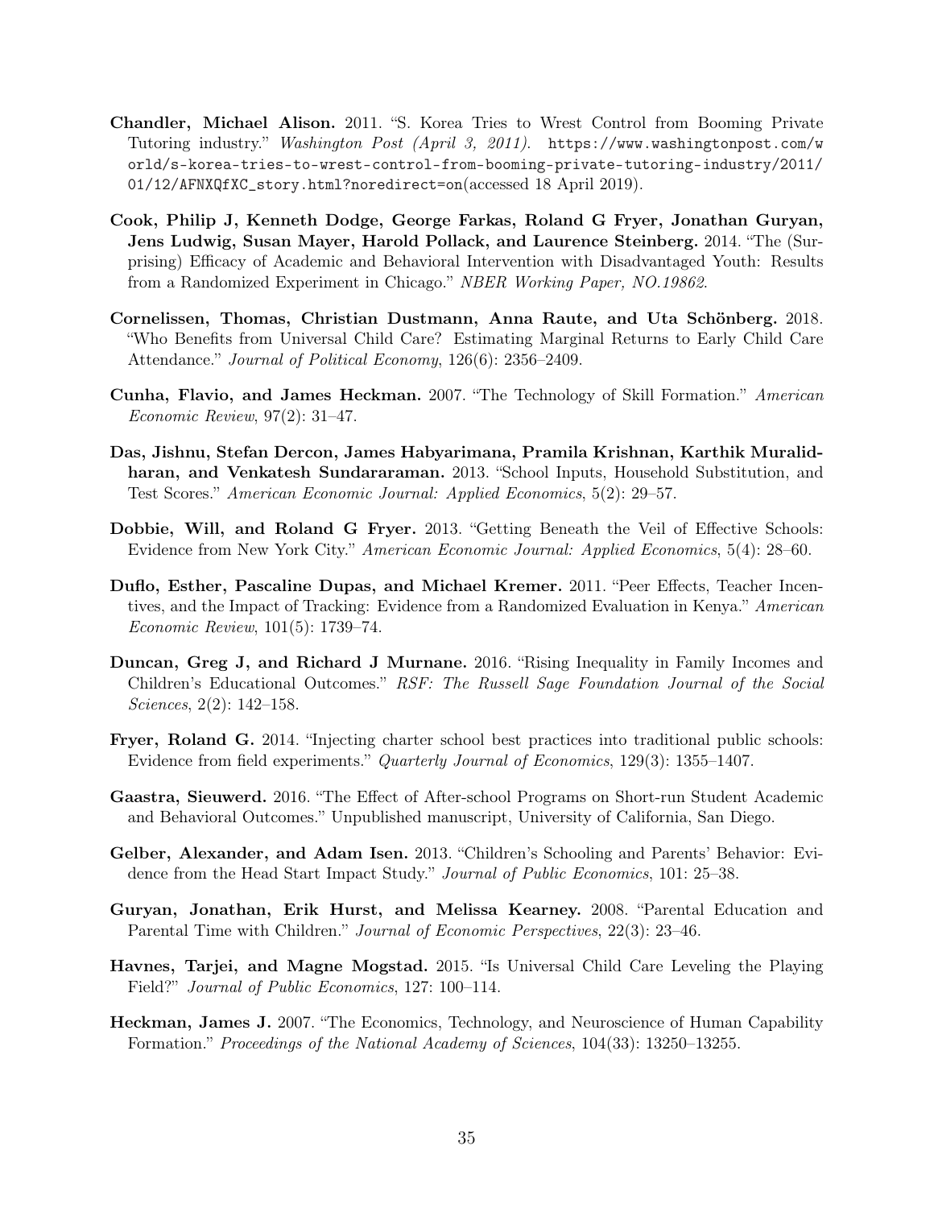**Chandler, Michael Alison.** 2011. "S. Korea Tries to Wrest Control from Booming Private Tutoring industry." *Washington Post (April 3, 2011).* `https://www.washingtonpost.com/world/s-korea-tries-to-wrest-control-from-booming-private-tutoring-industry/2011/01/12/AFNXQfXC_story.html?noredirect=on`(accessed 18 April 2019).

**Cook, Philip J, Kenneth Dodge, George Farkas, Roland G Fryer, Jonathan Guryan, Jens Ludwig, Susan Mayer, Harold Pollack, and Laurence Steinberg.** 2014. "The (Surprising) Efficacy of Academic and Behavioral Intervention with Disadvantaged Youth: Results from a Randomized Experiment in Chicago." *NBER Working Paper, NO.19862*.

**Cornelissen, Thomas, Christian Dustmann, Anna Raute, and Uta Schönberg.** 2018. "Who Benefits from Universal Child Care? Estimating Marginal Returns to Early Child Care Attendance." *Journal of Political Economy*, 126(6): 2356–2409.

**Cunha, Flavio, and James Heckman.** 2007. "The Technology of Skill Formation." *American Economic Review*, 97(2): 31–47.

**Das, Jishnu, Stefan Dercon, James Habyarimana, Pramila Krishnan, Karthik Muralidharan, and Venkatesh Sundararaman.** 2013. "School Inputs, Household Substitution, and Test Scores." *American Economic Journal: Applied Economics*, 5(2): 29–57.

**Dobbie, Will, and Roland G Fryer.** 2013. "Getting Beneath the Veil of Effective Schools: Evidence from New York City." *American Economic Journal: Applied Economics*, 5(4): 28–60.

**Duflo, Esther, Pascaline Dupas, and Michael Kremer.** 2011. "Peer Effects, Teacher Incentives, and the Impact of Tracking: Evidence from a Randomized Evaluation in Kenya." *American Economic Review*, 101(5): 1739–74.

**Duncan, Greg J, and Richard J Murnane.** 2016. "Rising Inequality in Family Incomes and Children's Educational Outcomes." *RSF: The Russell Sage Foundation Journal of the Social Sciences*, 2(2): 142–158.

**Fryer, Roland G.** 2014. "Injecting charter school best practices into traditional public schools: Evidence from field experiments." *Quarterly Journal of Economics*, 129(3): 1355–1407.

**Gaastra, Sieuwerd.** 2016. "The Effect of After-school Programs on Short-run Student Academic and Behavioral Outcomes." Unpublished manuscript, University of California, San Diego.

**Gelber, Alexander, and Adam Isen.** 2013. "Children's Schooling and Parents' Behavior: Evidence from the Head Start Impact Study." *Journal of Public Economics*, 101: 25–38.

**Guryan, Jonathan, Erik Hurst, and Melissa Kearney.** 2008. "Parental Education and Parental Time with Children." *Journal of Economic Perspectives*, 22(3): 23–46.

**Havnes, Tarjei, and Magne Mogstad.** 2015. "Is Universal Child Care Leveling the Playing Field?" *Journal of Public Economics*, 127: 100–114.

**Heckman, James J.** 2007. "The Economics, Technology, and Neuroscience of Human Capability Formation." *Proceedings of the National Academy of Sciences*, 104(33): 13250–13255.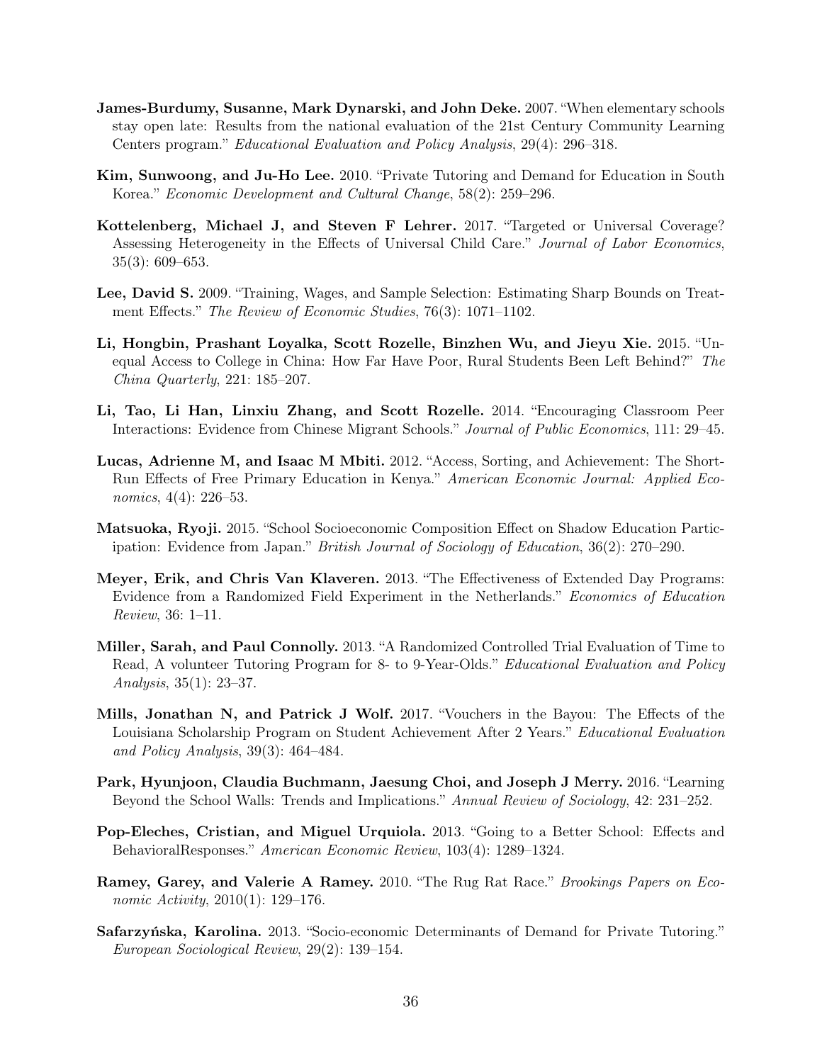**James-Burdumy, Susanne, Mark Dynarski, and John Deke.** 2007. "When elementary schools stay open late: Results from the national evaluation of the 21st Century Community Learning Centers program." *Educational Evaluation and Policy Analysis*, 29(4): 296–318.

**Kim, Sunwoong, and Ju-Ho Lee.** 2010. "Private Tutoring and Demand for Education in South Korea." *Economic Development and Cultural Change*, 58(2): 259–296.

**Kottelenberg, Michael J, and Steven F Lehrer.** 2017. "Targeted or Universal Coverage? Assessing Heterogeneity in the Effects of Universal Child Care." *Journal of Labor Economics*, 35(3): 609–653.

**Lee, David S.** 2009. "Training, Wages, and Sample Selection: Estimating Sharp Bounds on Treatment Effects." *The Review of Economic Studies*, 76(3): 1071–1102.

**Li, Hongbin, Prashant Loyalka, Scott Rozelle, Binzhen Wu, and Jieyu Xie.** 2015. "Unequal Access to College in China: How Far Have Poor, Rural Students Been Left Behind?" *The China Quarterly*, 221: 185–207.

**Li, Tao, Li Han, Linxiu Zhang, and Scott Rozelle.** 2014. "Encouraging Classroom Peer Interactions: Evidence from Chinese Migrant Schools." *Journal of Public Economics*, 111: 29–45.

**Lucas, Adrienne M, and Isaac M Mbiti.** 2012. "Access, Sorting, and Achievement: The Short-Run Effects of Free Primary Education in Kenya." *American Economic Journal: Applied Economics*, 4(4): 226–53.

**Matsuoka, Ryoji.** 2015. "School Socioeconomic Composition Effect on Shadow Education Participation: Evidence from Japan." *British Journal of Sociology of Education*, 36(2): 270–290.

**Meyer, Erik, and Chris Van Klaveren.** 2013. "The Effectiveness of Extended Day Programs: Evidence from a Randomized Field Experiment in the Netherlands." *Economics of Education Review*, 36: 1–11.

**Miller, Sarah, and Paul Connolly.** 2013. "A Randomized Controlled Trial Evaluation of Time to Read, A volunteer Tutoring Program for 8- to 9-Year-Olds." *Educational Evaluation and Policy Analysis*, 35(1): 23–37.

**Mills, Jonathan N, and Patrick J Wolf.** 2017. "Vouchers in the Bayou: The Effects of the Louisiana Scholarship Program on Student Achievement After 2 Years." *Educational Evaluation and Policy Analysis*, 39(3): 464–484.

**Park, Hyunjoon, Claudia Buchmann, Jaesung Choi, and Joseph J Merry.** 2016. "Learning Beyond the School Walls: Trends and Implications." *Annual Review of Sociology*, 42: 231–252.

**Pop-Eleches, Cristian, and Miguel Urquiola.** 2013. "Going to a Better School: Effects and BehavioralResponses." *American Economic Review*, 103(4): 1289–1324.

**Ramey, Garey, and Valerie A Ramey.** 2010. "The Rug Rat Race." *Brookings Papers on Economic Activity*, 2010(1): 129–176.

**Safarzyńska, Karolina.** 2013. "Socio-economic Determinants of Demand for Private Tutoring." *European Sociological Review*, 29(2): 139–154.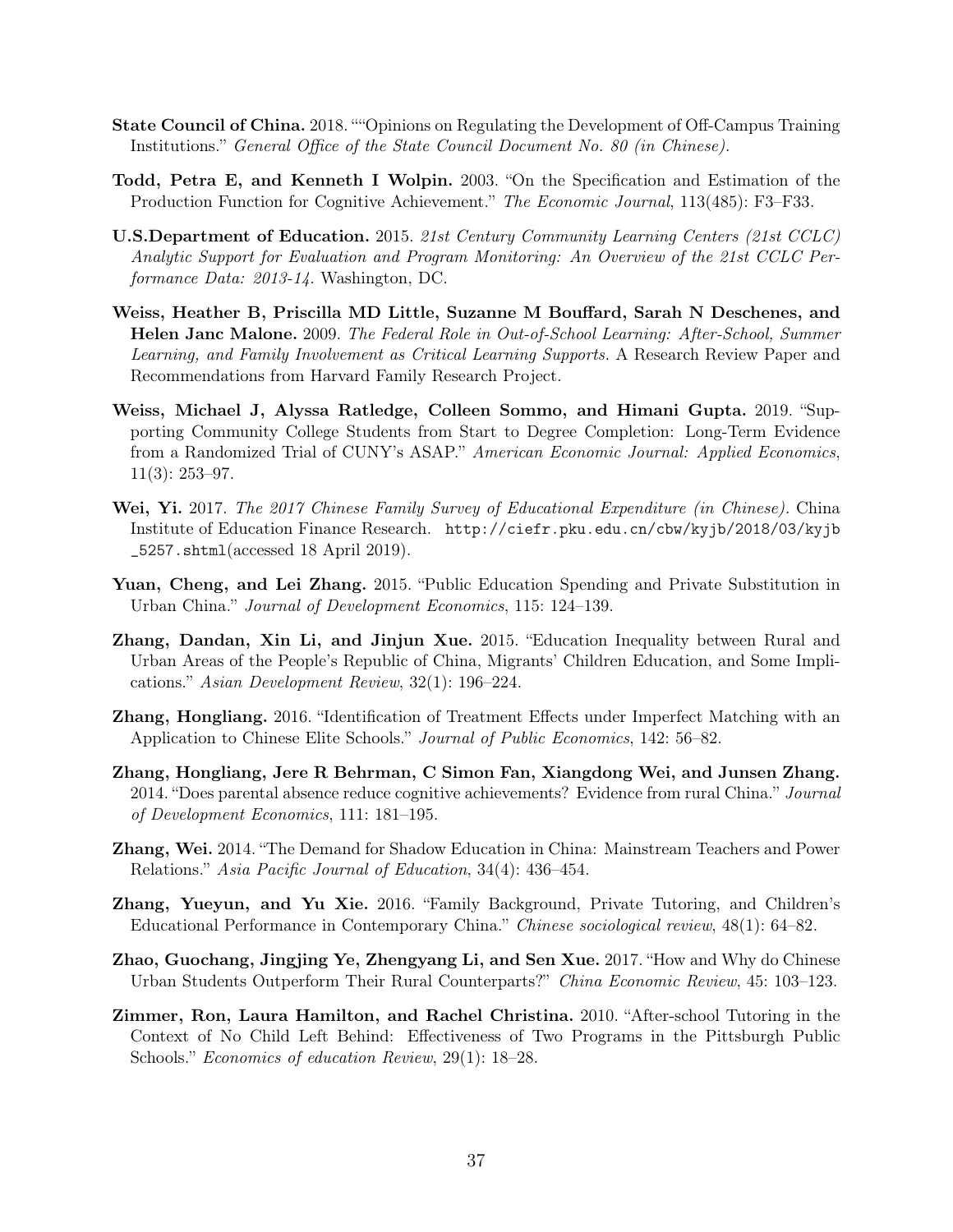**State Council of China.** 2018. ""Opinions on Regulating the Development of Off-Campus Training Institutions." *General Office of the State Council Document No. 80 (in Chinese).*

**Todd, Petra E, and Kenneth I Wolpin.** 2003. "On the Specification and Estimation of the Production Function for Cognitive Achievement." *The Economic Journal*, 113(485): F3–F33.

**U.S.Department of Education.** 2015. *21st Century Community Learning Centers (21st CCLC) Analytic Support for Evaluation and Program Monitoring: An Overview of the 21st CCLC Performance Data: 2013-14.* Washington, DC.

**Weiss, Heather B, Priscilla MD Little, Suzanne M Bouffard, Sarah N Deschenes, and Helen Janc Malone.** 2009. *The Federal Role in Out-of-School Learning: After-School, Summer Learning, and Family Involvement as Critical Learning Supports.* A Research Review Paper and Recommendations from Harvard Family Research Project.

**Weiss, Michael J, Alyssa Ratledge, Colleen Sommo, and Himani Gupta.** 2019. "Supporting Community College Students from Start to Degree Completion: Long-Term Evidence from a Randomized Trial of CUNY's ASAP." *American Economic Journal: Applied Economics*, 11(3): 253–97.

**Wei, Yi.** 2017. *The 2017 Chinese Family Survey of Educational Expenditure (in Chinese).* China Institute of Education Finance Research. http://ciefr.pku.edu.cn/cbw/kyjb/2018/03/kyjb_5257.shtml(accessed 18 April 2019).

**Yuan, Cheng, and Lei Zhang.** 2015. "Public Education Spending and Private Substitution in Urban China." *Journal of Development Economics*, 115: 124–139.

**Zhang, Dandan, Xin Li, and Jinjun Xue.** 2015. "Education Inequality between Rural and Urban Areas of the People's Republic of China, Migrants' Children Education, and Some Implications." *Asian Development Review*, 32(1): 196–224.

**Zhang, Hongliang.** 2016. "Identification of Treatment Effects under Imperfect Matching with an Application to Chinese Elite Schools." *Journal of Public Economics*, 142: 56–82.

**Zhang, Hongliang, Jere R Behrman, C Simon Fan, Xiangdong Wei, and Junsen Zhang.** 2014. "Does parental absence reduce cognitive achievements? Evidence from rural China." *Journal of Development Economics*, 111: 181–195.

**Zhang, Wei.** 2014. "The Demand for Shadow Education in China: Mainstream Teachers and Power Relations." *Asia Pacific Journal of Education*, 34(4): 436–454.

**Zhang, Yueyun, and Yu Xie.** 2016. "Family Background, Private Tutoring, and Children's Educational Performance in Contemporary China." *Chinese sociological review*, 48(1): 64–82.

**Zhao, Guochang, Jingjing Ye, Zhengyang Li, and Sen Xue.** 2017. "How and Why do Chinese Urban Students Outperform Their Rural Counterparts?" *China Economic Review*, 45: 103–123.

**Zimmer, Ron, Laura Hamilton, and Rachel Christina.** 2010. "After-school Tutoring in the Context of No Child Left Behind: Effectiveness of Two Programs in the Pittsburgh Public Schools." *Economics of education Review*, 29(1): 18–28.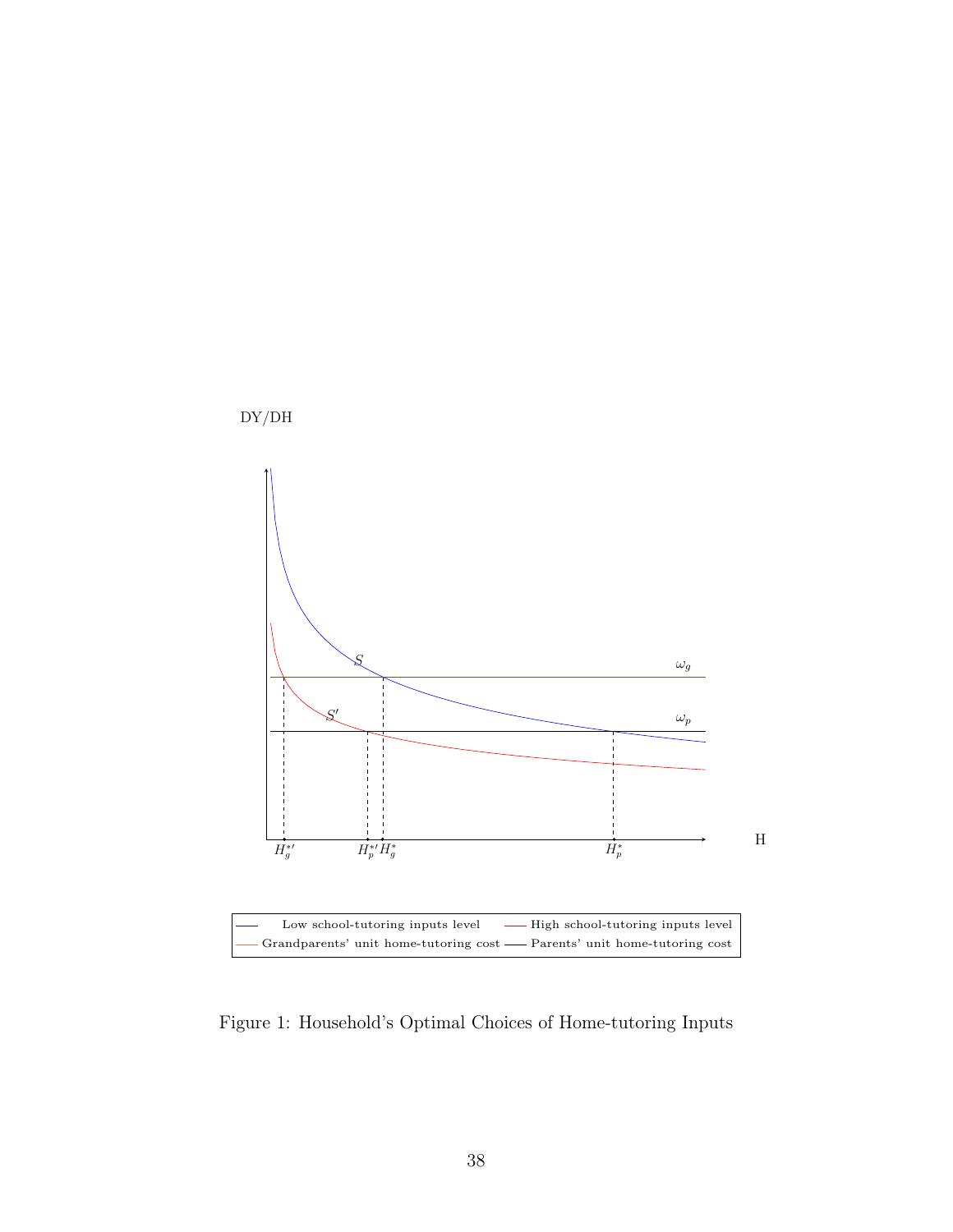Figure 1: Household's Optimal Choices of Home-tutoring Inputs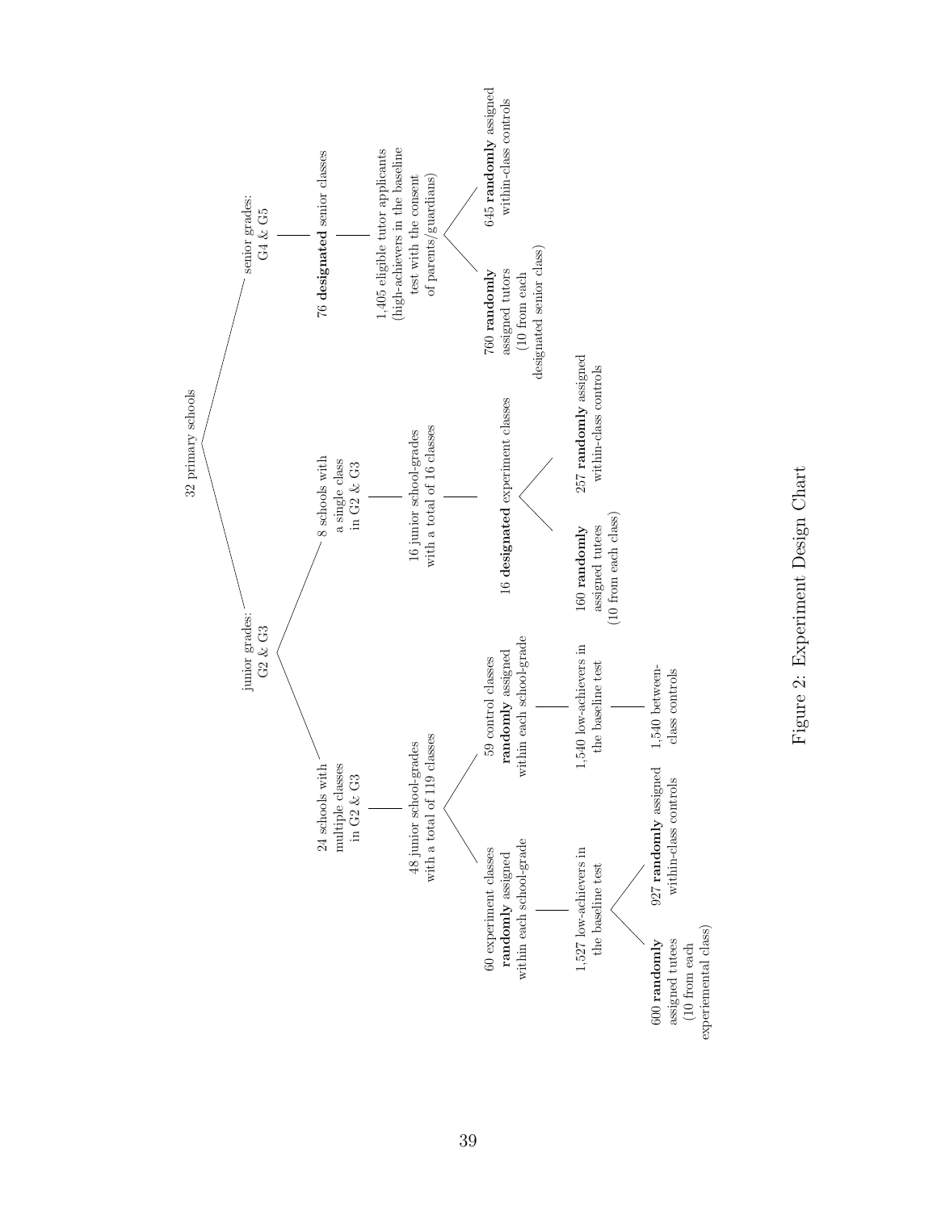- 32 primary schools
  - junior grades: G2 & G3
    - 24 schools with multiple classes in G2 & G3
      - 48 junior school-grades with a total of 119 classes
        - 60 experiment classes **randomly** assigned within each school-grade
          - 1,527 low-achievers in the baseline test
            - 600 **randomly** assigned tutees (10 from each experimental class)
            - 927 **randomly** assigned within-class controls
        - 59 control classes **randomly** assigned within each school-grade
          - 1,540 low-achievers in the baseline test
            - 1,540 between-class controls
    - 8 schools with a single class in G2 & G3
      - 16 junior school-grades with a total of 16 classes
        - 16 **designated** experiment classes
          - 160 **randomly** assigned tutees (10 from each class)
          - 257 **randomly** assigned within-class controls
  - senior grades: G4 & G5
    - 76 **designated** senior classes
      - 1,405 eligible tutor applicants (high-achievers in the baseline test with the consent of parents/guardians)
        - 760 **randomly** assigned tutors (10 from each designated senior class)
        - 645 **randomly** assigned within-class controls

Figure 2: Experiment Design Chart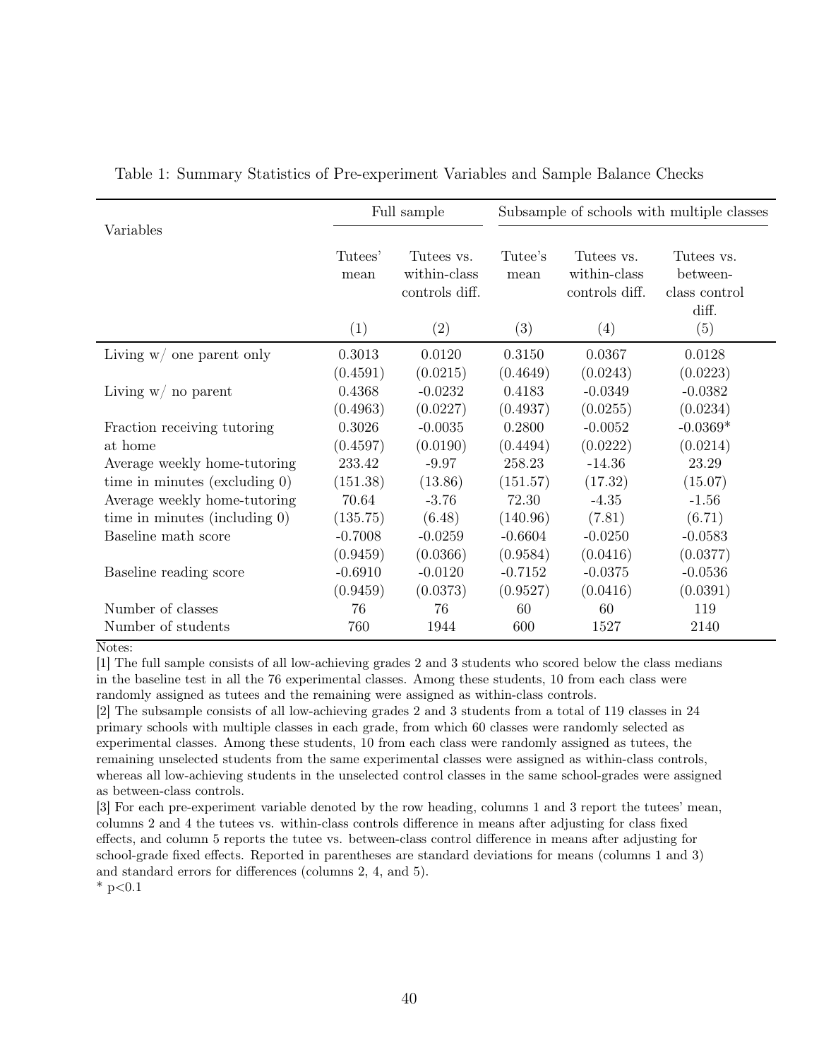Table 1: Summary Statistics of Pre-experiment Variables and Sample Balance Checks

| Variables | Full sample | | Subsample of schools with multiple classes | | |
|---|---|---|---|---|---|
| | Tutees' mean | Tutees vs. within-class controls diff. | Tutee's mean | Tutees vs. within-class controls diff. | Tutees vs. between-class control diff. |
| | (1) | (2) | (3) | (4) | (5) |
| Living w/ one parent only | 0.3013 | 0.0120 | 0.3150 | 0.0367 | 0.0128 |
| | (0.4591) | (0.0215) | (0.4649) | (0.0243) | (0.0223) |
| Living w/ no parent | 0.4368 | -0.0232 | 0.4183 | -0.0349 | -0.0382 |
| | (0.4963) | (0.0227) | (0.4937) | (0.0255) | (0.0234) |
| Fraction receiving tutoring at home | 0.3026 | -0.0035 | 0.2800 | -0.0052 | -0.0369* |
| | (0.4597) | (0.0190) | (0.4494) | (0.0222) | (0.0214) |
| Average weekly home-tutoring time in minutes (excluding 0) | 233.42 | -9.97 | 258.23 | -14.36 | 23.29 |
| | (151.38) | (13.86) | (151.57) | (17.32) | (15.07) |
| Average weekly home-tutoring time in minutes (including 0) | 70.64 | -3.76 | 72.30 | -4.35 | -1.56 |
| | (135.75) | (6.48) | (140.96) | (7.81) | (6.71) |
| Baseline math score | -0.7008 | -0.0259 | -0.6604 | -0.0250 | -0.0583 |
| | (0.9459) | (0.0366) | (0.9584) | (0.0416) | (0.0377) |
| Baseline reading score | -0.6910 | -0.0120 | -0.7152 | -0.0375 | -0.0536 |
| | (0.9459) | (0.0373) | (0.9527) | (0.0416) | (0.0391) |
| Number of classes | 76 | 76 | 60 | 60 | 119 |
| Number of students | 760 | 1944 | 600 | 1527 | 2140 |

Notes:

[1] The full sample consists of all low-achieving grades 2 and 3 students who scored below the class medians in the baseline test in all the 76 experimental classes. Among these students, 10 from each class were randomly assigned as tutees and the remaining were assigned as within-class controls.

[2] The subsample consists of all low-achieving grades 2 and 3 students from a total of 119 classes in 24 primary schools with multiple classes in each grade, from which 60 classes were randomly selected as experimental classes. Among these students, 10 from each class were randomly assigned as tutees, the remaining unselected students from the same experimental classes were assigned as within-class controls, whereas all low-achieving students in the unselected control classes in the same school-grades were assigned as between-class controls.

[3] For each pre-experiment variable denoted by the row heading, columns 1 and 3 report the tutees' mean, columns 2 and 4 the tutees vs. within-class controls difference in means after adjusting for class fixed effects, and column 5 reports the tutee vs. between-class control difference in means after adjusting for school-grade fixed effects. Reported in parentheses are standard deviations for means (columns 1 and 3) and standard errors for differences (columns 2, 4, and 5).

\* $p<0.1$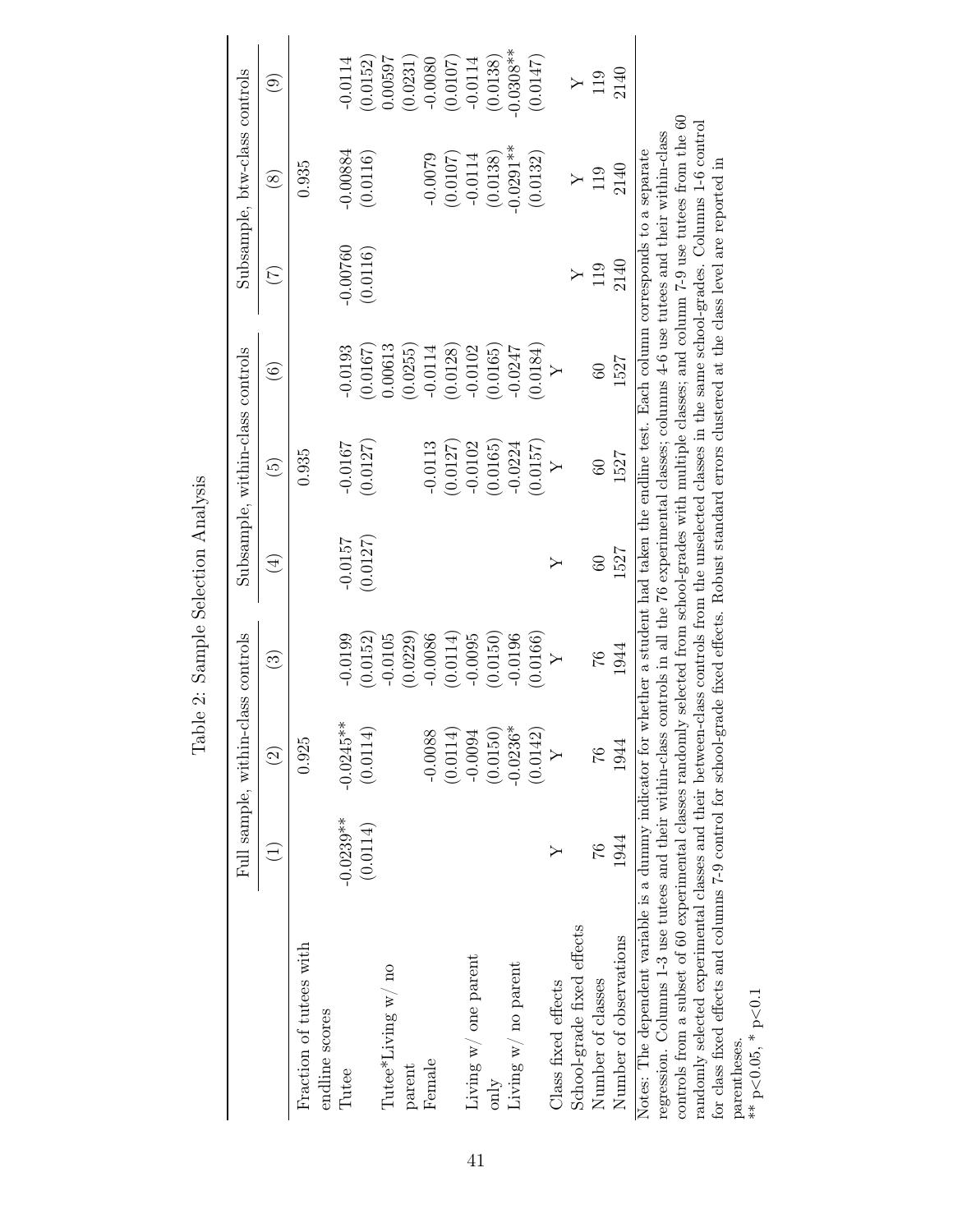Table 2: Sample Selection Analysis

| | Full sample, within-class controls | | | Subsample, within-class controls | | | Subsample, btw-class controls | | |
|---|---|---|---|---|---|---|---|---|---|
| | (1) | (2) | (3) | (4) | (5) | (6) | (7) | (8) | (9) |
| Fraction of tutees with endline scores | | 0.925 | | | 0.935 | | | 0.935 | |
| Tutee | -0.0239** | -0.0245** | -0.0199 | -0.0157 | -0.0167 | -0.0193 | -0.00760 | -0.00884 | -0.0114 |
| | (0.0114) | (0.0114) | (0.0152) | (0.0127) | (0.0127) | (0.0167) | (0.0116) | (0.0116) | (0.0152) |
| Tutee*Living w/ no parent | | | -0.0105 | | | 0.00613 | | | 0.00597 |
| | | | (0.0229) | | | (0.0255) | | | (0.0231) |
| Female | | -0.0088 | -0.0086 | | -0.0113 | -0.0114 | | -0.0079 | -0.0080 |
| | | (0.0114) | (0.0114) | | (0.0127) | (0.0128) | | (0.0107) | (0.0107) |
| Living w/ one parent only | | -0.0094 | -0.0095 | | -0.0102 | -0.0102 | | -0.0114 | -0.0114 |
| | | (0.0150) | (0.0150) | | (0.0165) | (0.0165) | | (0.0138) | (0.0138) |
| Living w/ no parent | | -0.0236* | -0.0196 | | -0.0224 | -0.0247 | | -0.0291** | -0.0308** |
| | | (0.0142) | (0.0166) | | (0.0157) | (0.0184) | | (0.0132) | (0.0147) |
| Class fixed effects | Y | Y | Y | Y | Y | Y | | | |
| School-grade fixed effects | | | | | | | Y | Y | Y |
| Number of classes | 76 | 76 | 76 | 60 | 60 | 60 | 119 | 119 | 119 |
| Number of observations | 1944 | 1944 | 1944 | 1527 | 1527 | 1527 | 2140 | 2140 | 2140 |

Notes: The dependent variable is a dummy indicator for whether a student had taken the endline test. Each column corresponds to a separate regression. Columns 1-3 use tutees and their within-class controls in all the 76 experimental classes; columns 4-6 use tutees and their within-class controls from a subset of 60 experimental classes randomly selected from school-grades with multiple classes; and column 7-9 use tutees from the 60 randomly selected experimental classes and their between-class controls from the unselected classes in the same school-grades. Columns 1-6 control for class fixed effects and columns 7-9 control for school-grade fixed effects. Robust standard errors clustered at the class level are reported in parentheses.

** p<0.05, * p<0.1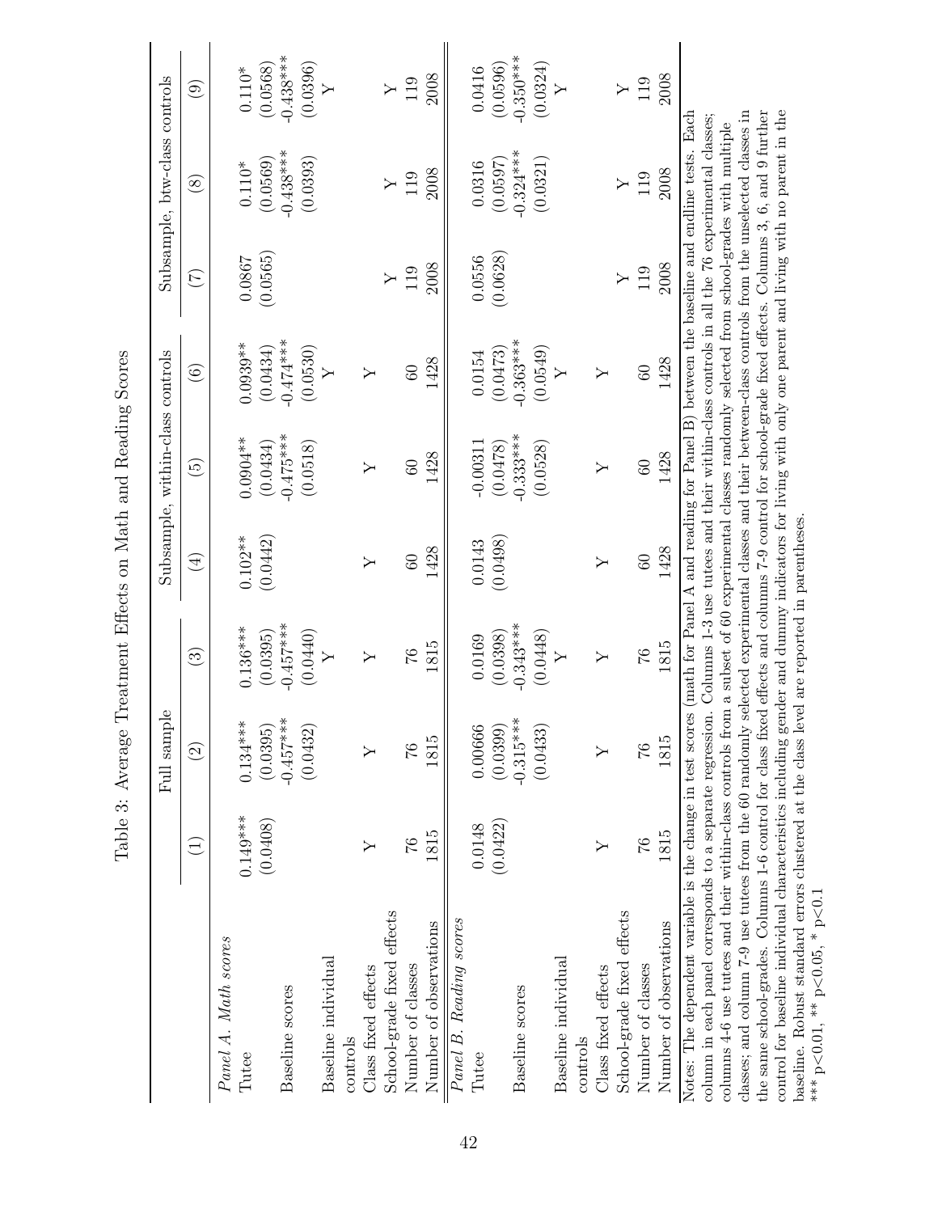Table 3: Average Treatment Effects on Math and Reading Scores

| | Full sample | | | Subsample, within-class controls | | | Subsample, btw-class controls | | |
|---|---|---|---|---|---|---|---|---|---|
| | (1) | (2) | (3) | (4) | (5) | (6) | (7) | (8) | (9) |
| *Panel A. Math scores* | | | | | | | | | |
| Tutee | 0.149*** | 0.134*** | 0.136*** | 0.102** | 0.0904** | 0.0939** | 0.0867 | 0.110* | 0.110* |
| | (0.0408) | (0.0395) | (0.0395) | (0.0442) | (0.0434) | (0.0434) | (0.0565) | (0.0569) | (0.0568) |
| Baseline scores | | -0.457*** | -0.457*** | | -0.475*** | -0.474*** | | -0.438*** | -0.438*** |
| | | (0.0432) | (0.0440) | | (0.0518) | (0.0530) | | (0.0393) | (0.0396) |
| Baseline individual controls | | | Y | | | Y | | | Y |
| Class fixed effects | Y | Y | Y | Y | Y | Y | | | |
| School-grade fixed effects | | | | | | | Y | Y | Y |
| Number of classes | 76 | 76 | 76 | 60 | 60 | 60 | 119 | 119 | 119 |
| Number of observations | 1815 | 1815 | 1815 | 1428 | 1428 | 1428 | 2008 | 2008 | 2008 |
| *Panel B. Reading scores* | | | | | | | | | |
| Tutee | 0.0148 | 0.00666 | 0.0169 | 0.0143 | -0.00311 | 0.0154 | 0.0556 | 0.0316 | 0.0416 |
| | (0.0422) | (0.0399) | (0.0398) | (0.0498) | (0.0478) | (0.0473) | (0.0628) | (0.0597) | (0.0596) |
| Baseline scores | | -0.315*** | -0.343*** | | -0.333*** | -0.363*** | | -0.324*** | -0.350*** |
| | | (0.0433) | (0.0448) | | (0.0528) | (0.0549) | | (0.0321) | (0.0324) |
| Baseline individual controls | | | Y | | | Y | | | Y |
| Class fixed effects | Y | Y | Y | Y | Y | Y | | | |
| School-grade fixed effects | | | | | | | Y | Y | Y |
| Number of classes | 76 | 76 | 76 | 60 | 60 | 60 | 119 | 119 | 119 |
| Number of observations | 1815 | 1815 | 1815 | 1428 | 1428 | 1428 | 2008 | 2008 | 2008 |

Notes: The dependent variable is the change in test scores (math for Panel A and reading for Panel B) between the baseline and endline tests. Each column in each panel corresponds to a separate regression. Columns 1-3 use tutees and their within-class controls in all the 76 experimental classes; columns 4-6 use tutees and their within-class controls from a subset of 60 experimental classes randomly selected from school-grades with multiple classes; and column 7-9 use tutees from the 60 randomly selected experimental classes and their between-class controls from the unselected classes in the same school-grades. Columns 1-6 control for class fixed effects and columns 7-9 control for school-grade fixed effects. Columns 3, 6, and 9 further control for baseline individual characteristics including gender and dummy indicators for living with only one parent and living with no parent in the baseline. Robust standard errors clustered at the class level are reported in parentheses.
*** p<0.01, ** p<0.05, * p<0.1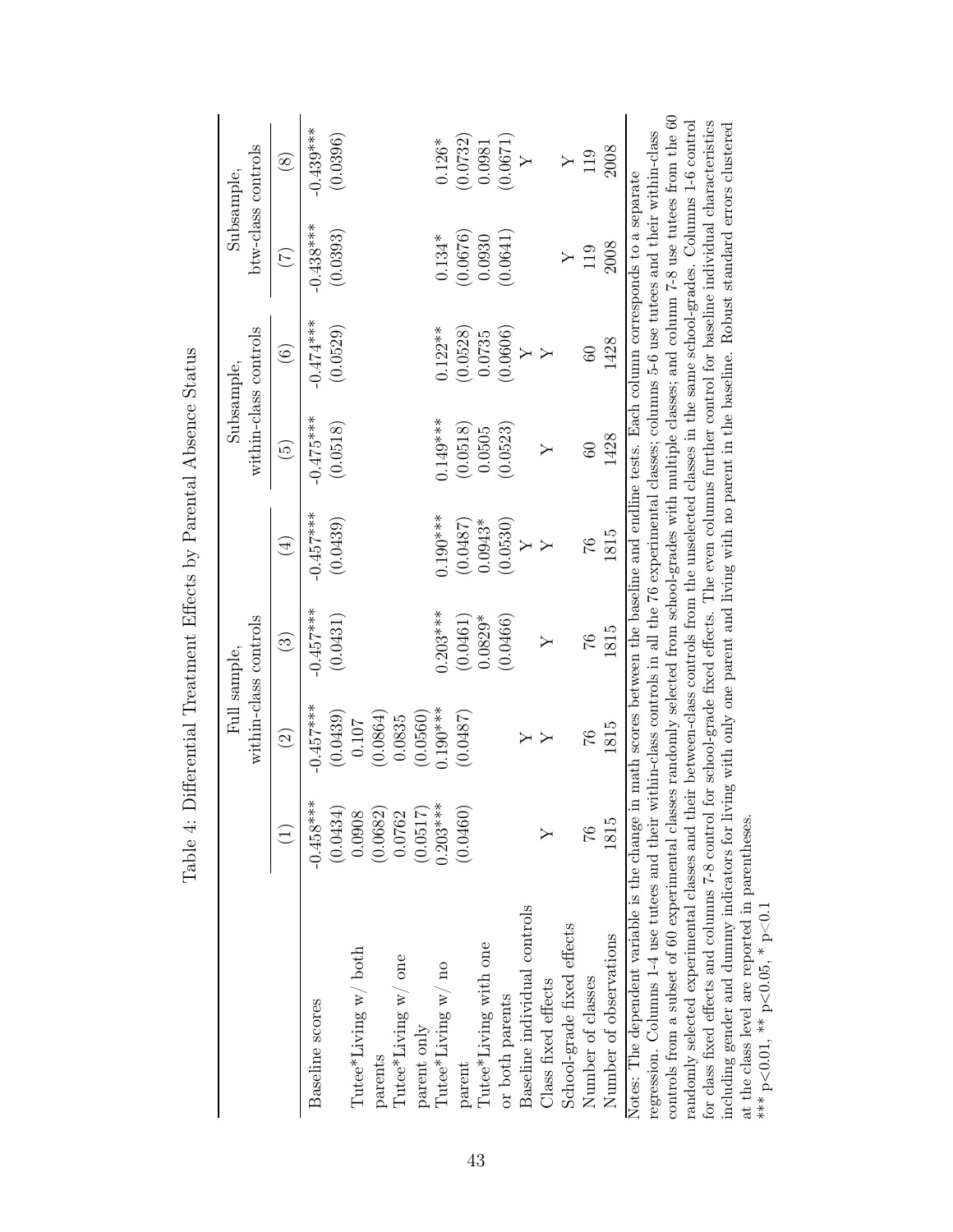Table 4: Differential Treatment Effects by Parental Absence Status

| | Full sample, within-class controls | | | | Subsample, within-class controls | | Subsample, btw-class controls | |
|---|---|---|---|---|---|---|---|---|
| | (1) | (2) | (3) | (4) | (5) | (6) | (7) | (8) |
| Baseline scores | -0.458*** | -0.457*** | -0.457*** | -0.457*** | -0.475*** | -0.474*** | -0.438*** | -0.439*** |
| | (0.0434) | (0.0439) | (0.0431) | (0.0439) | (0.0518) | (0.0529) | (0.0393) | (0.0396) |
| Tutee*Living w/ both parents | 0.0908 | 0.107 | | | | | | |
| | (0.0682) | (0.0864) | | | | | | |
| Tutee*Living w/ one parent only | 0.0762 | 0.0835 | | | | | | |
| | (0.0517) | (0.0560) | | | | | | |
| Tutee*Living w/ no parent | 0.203*** | 0.190*** | 0.203*** | 0.190*** | 0.149*** | 0.122** | 0.134* | 0.126* |
| | (0.0460) | (0.0487) | (0.0461) | (0.0487) | (0.0518) | (0.0528) | (0.0676) | (0.0732) |
| Tutee*Living with one or both parents | | | 0.0829* | 0.0943* | 0.0505 | 0.0735 | 0.0930 | 0.0981 |
| | | | (0.0466) | (0.0530) | (0.0523) | (0.0606) | (0.0641) | (0.0671) |
| Baseline individual controls | | Y | | Y | | Y | | Y |
| Class fixed effects | Y | Y | Y | Y | Y | Y | | |
| School-grade fixed effects | | | | | | | Y | Y |
| Number of classes | 76 | 76 | 76 | 76 | 60 | 60 | 119 | 119 |
| Number of observations | 1815 | 1815 | 1815 | 1815 | 1428 | 1428 | 2008 | 2008 |

Notes: The dependent variable is the change in math scores between the baseline and endline tests. Each column corresponds to a separate regression. Columns 1-4 use tutees and their within-class controls in all the 76 experimental classes; columns 5-6 use tutees and their within-class controls from a subset of 60 experimental classes randomly selected from school-grades with multiple classes; and column 7-8 use tutees from the 60 randomly selected experimental classes and their between-class controls from the unselected classes in the same school-grades. Columns 1-6 control for class fixed effects and columns 7-8 control for school-grade fixed effects. The even columns further control for baseline individual characteristics including gender and dummy indicators for living with only one parent and living with no parent in the baseline. Robust standard errors clustered at the class level are reported in parentheses.
*** p<0.01, ** p<0.05, * p<0.1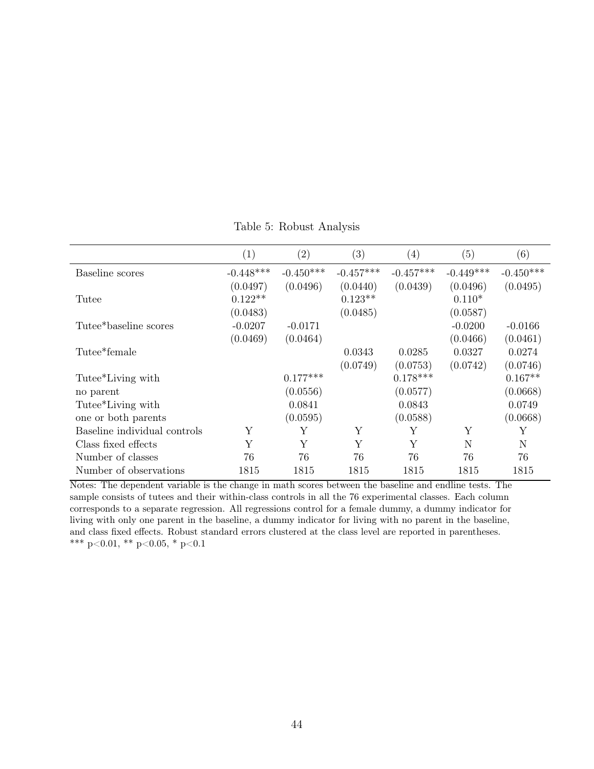Table 5: Robust Analysis

| | (1) | (2) | (3) | (4) | (5) | (6) |
|---|---|---|---|---|---|---|
| Baseline scores | -0.448*** | -0.450*** | -0.457*** | -0.457*** | -0.449*** | -0.450*** |
| | (0.0497) | (0.0496) | (0.0440) | (0.0439) | (0.0496) | (0.0495) |
| Tutee | 0.122** | | 0.123** | | 0.110* | |
| | (0.0483) | | (0.0485) | | (0.0587) | |
| Tutee*baseline scores | -0.0207 | -0.0171 | | | -0.0200 | -0.0166 |
| | (0.0469) | (0.0464) | | | (0.0466) | (0.0461) |
| Tutee*female | | | 0.0343 | 0.0285 | 0.0327 | 0.0274 |
| | | | (0.0749) | (0.0753) | (0.0742) | (0.0746) |
| Tutee*Living with no parent | | 0.177*** | | 0.178*** | | 0.167** |
| | | (0.0556) | | (0.0577) | | (0.0668) |
| Tutee*Living with one or both parents | | 0.0841 | | 0.0843 | | 0.0749 |
| | | (0.0595) | | (0.0588) | | (0.0668) |
| Baseline individual controls | Y | Y | Y | Y | Y | Y |
| Class fixed effects | Y | Y | Y | Y | N | N |
| Number of classes | 76 | 76 | 76 | 76 | 76 | 76 |
| Number of observations | 1815 | 1815 | 1815 | 1815 | 1815 | 1815 |

Notes: The dependent variable is the change in math scores between the baseline and endline tests. The sample consists of tutees and their within-class controls in all the 76 experimental classes. Each column corresponds to a separate regression. All regressions control for a female dummy, a dummy indicator for living with only one parent in the baseline, a dummy indicator for living with no parent in the baseline, and class fixed effects. Robust standard errors clustered at the class level are reported in parentheses. *** $p<0.01$, ** $p<0.05$, * $p<0.1$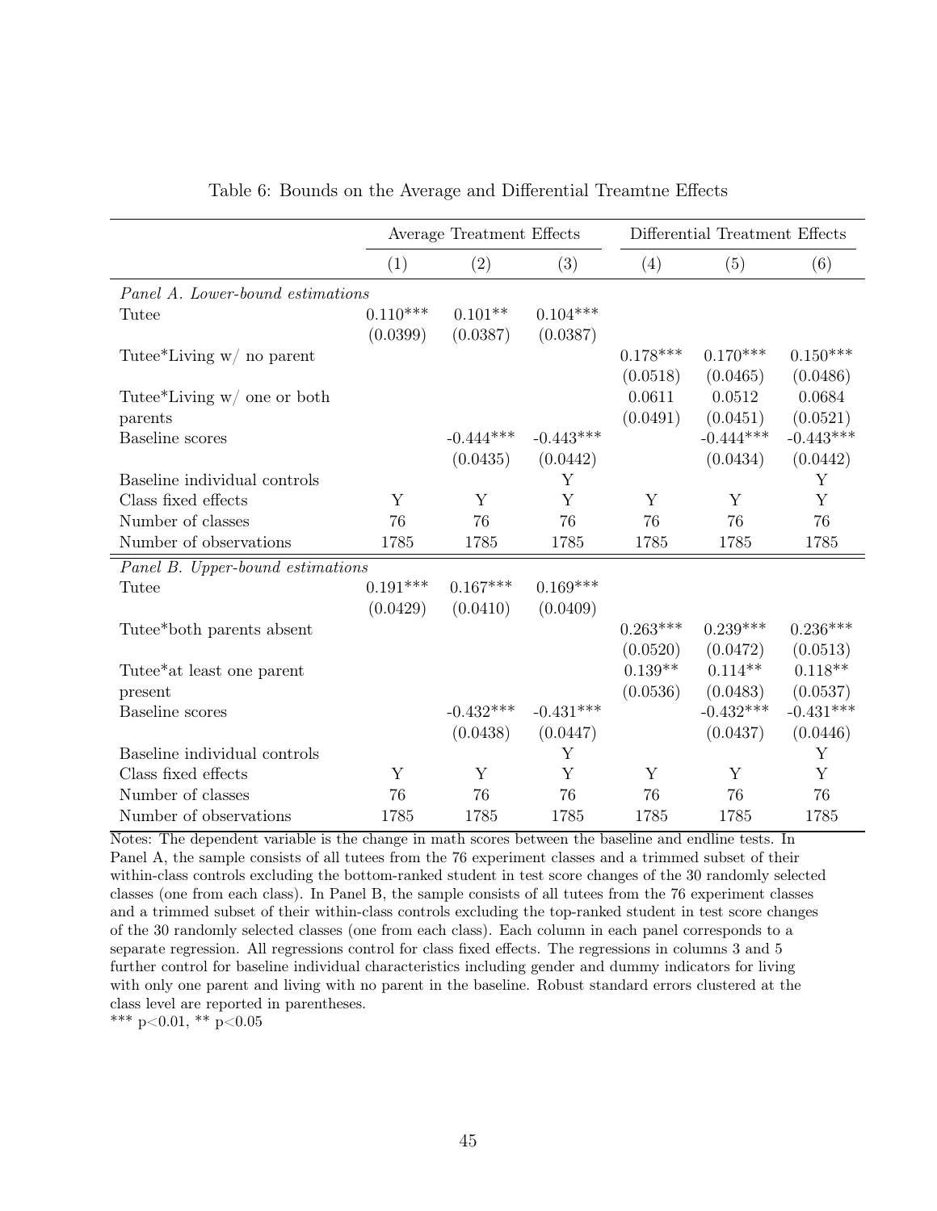Table 6: Bounds on the Average and Differential Treamtne Effects

| | Average Treatment Effects | | | Differential Treatment Effects | | |
|---|---|---|---|---|---|---|
| | (1) | (2) | (3) | (4) | (5) | (6) |
| *Panel A. Lower-bound estimations* | | | | | | |
| Tutee | 0.110*** | 0.101** | 0.104*** | | | |
| | (0.0399) | (0.0387) | (0.0387) | | | |
| Tutee*Living w/ no parent | | | | 0.178*** | 0.170*** | 0.150*** |
| | | | | (0.0518) | (0.0465) | (0.0486) |
| Tutee*Living w/ one or both parents | | | | 0.0611 | 0.0512 | 0.0684 |
| | | | | (0.0491) | (0.0451) | (0.0521) |
| Baseline scores | | -0.444*** | -0.443*** | | -0.444*** | -0.443*** |
| | | (0.0435) | (0.0442) | | (0.0434) | (0.0442) |
| Baseline individual controls | | | Y | | | Y |
| Class fixed effects | Y | Y | Y | Y | Y | Y |
| Number of classes | 76 | 76 | 76 | 76 | 76 | 76 |
| Number of observations | 1785 | 1785 | 1785 | 1785 | 1785 | 1785 |
| *Panel B. Upper-bound estimations* | | | | | | |
| Tutee | 0.191*** | 0.167*** | 0.169*** | | | |
| | (0.0429) | (0.0410) | (0.0409) | | | |
| Tutee*both parents absent | | | | 0.263*** | 0.239*** | 0.236*** |
| | | | | (0.0520) | (0.0472) | (0.0513) |
| Tutee*at least one parent present | | | | 0.139** | 0.114** | 0.118** |
| | | | | (0.0536) | (0.0483) | (0.0537) |
| Baseline scores | | -0.432*** | -0.431*** | | -0.432*** | -0.431*** |
| | | (0.0438) | (0.0447) | | (0.0437) | (0.0446) |
| Baseline individual controls | | | Y | | | Y |
| Class fixed effects | Y | Y | Y | Y | Y | Y |
| Number of classes | 76 | 76 | 76 | 76 | 76 | 76 |
| Number of observations | 1785 | 1785 | 1785 | 1785 | 1785 | 1785 |

Notes: The dependent variable is the change in math scores between the baseline and endline tests. In Panel A, the sample consists of all tutees from the 76 experiment classes and a trimmed subset of their within-class controls excluding the bottom-ranked student in test score changes of the 30 randomly selected classes (one from each class). In Panel B, the sample consists of all tutees from the 76 experiment classes and a trimmed subset of their within-class controls excluding the top-ranked student in test score changes of the 30 randomly selected classes (one from each class). Each column in each panel corresponds to a separate regression. All regressions control for class fixed effects. The regressions in columns 3 and 5 further control for baseline individual characteristics including gender and dummy indicators for living with only one parent and living with no parent in the baseline. Robust standard errors clustered at the class level are reported in parentheses.

*** p<0.01, ** p<0.05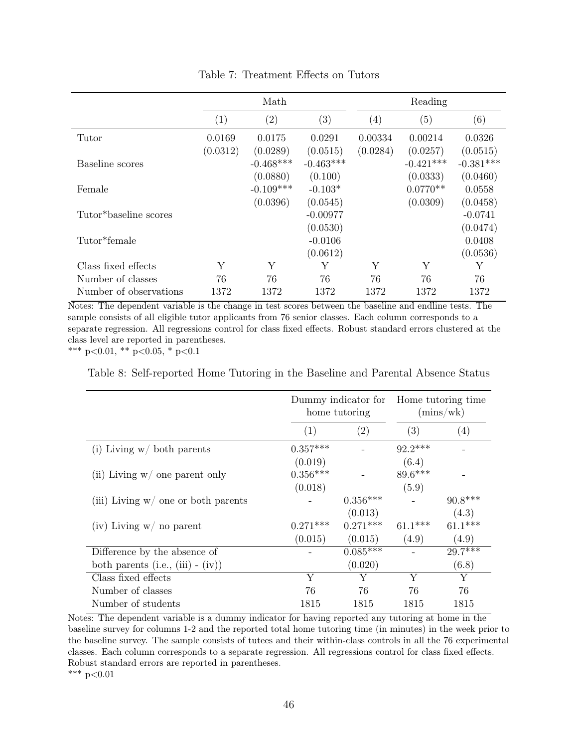Table 7: Treatment Effects on Tutors

| | Math | | | Reading | | |
|---|---|---|---|---|---|---|
| | (1) | (2) | (3) | (4) | (5) | (6) |
| Tutor | 0.0169 | 0.0175 | 0.0291 | 0.00334 | 0.00214 | 0.0326 |
| | (0.0312) | (0.0289) | (0.0515) | (0.0284) | (0.0257) | (0.0515) |
| Baseline scores | | -0.468*** | -0.463*** | | -0.421*** | -0.381*** |
| | | (0.0880) | (0.100) | | (0.0333) | (0.0460) |
| Female | | -0.109*** | -0.103* | | 0.0770** | 0.0558 |
| | | (0.0396) | (0.0545) | | (0.0309) | (0.0458) |
| Tutor*baseline scores | | | -0.00977 | | | -0.0741 |
| | | | (0.0530) | | | (0.0474) |
| Tutor*female | | | -0.0106 | | | 0.0408 |
| | | | (0.0612) | | | (0.0536) |
| Class fixed effects | Y | Y | Y | Y | Y | Y |
| Number of classes | 76 | 76 | 76 | 76 | 76 | 76 |
| Number of observations | 1372 | 1372 | 1372 | 1372 | 1372 | 1372 |

Notes: The dependent variable is the change in test scores between the baseline and endline tests. The sample consists of all eligible tutor applicants from 76 senior classes. Each column corresponds to a separate regression. All regressions control for class fixed effects. Robust standard errors clustered at the class level are reported in parentheses.
*** p<0.01, ** p<0.05, * p<0.1

Table 8: Self-reported Home Tutoring in the Baseline and Parental Absence Status

| | Dummy indicator for home tutoring | | Home tutoring time (mins/wk) | |
|---|---|---|---|---|
| | (1) | (2) | (3) | (4) |
| (i) Living w/ both parents | 0.357*** | - | 92.2*** | - |
| | (0.019) | | (6.4) | |
| (ii) Living w/ one parent only | 0.356*** | - | 89.6*** | - |
| | (0.018) | | (5.9) | |
| (iii) Living w/ one or both parents | - | 0.356*** | - | 90.8*** |
| | | (0.013) | | (4.3) |
| (iv) Living w/ no parent | 0.271*** | 0.271*** | 61.1*** | 61.1*** |
| | (0.015) | (0.015) | (4.9) | (4.9) |
| Difference by the absence of both parents (i.e., (iii) - (iv)) | - | 0.085*** | - | 29.7*** |
| | | (0.020) | | (6.8) |
| Class fixed effects | Y | Y | Y | Y |
| Number of classes | 76 | 76 | 76 | 76 |
| Number of students | 1815 | 1815 | 1815 | 1815 |

Notes: The dependent variable is a dummy indicator for having reported any tutoring at home in the baseline survey for columns 1-2 and the reported total home tutoring time (in minutes) in the week prior to the baseline survey. The sample consists of tutees and their within-class controls in all the 76 experimental classes. Each column corresponds to a separate regression. All regressions control for class fixed effects. Robust standard errors are reported in parentheses.
*** p<0.01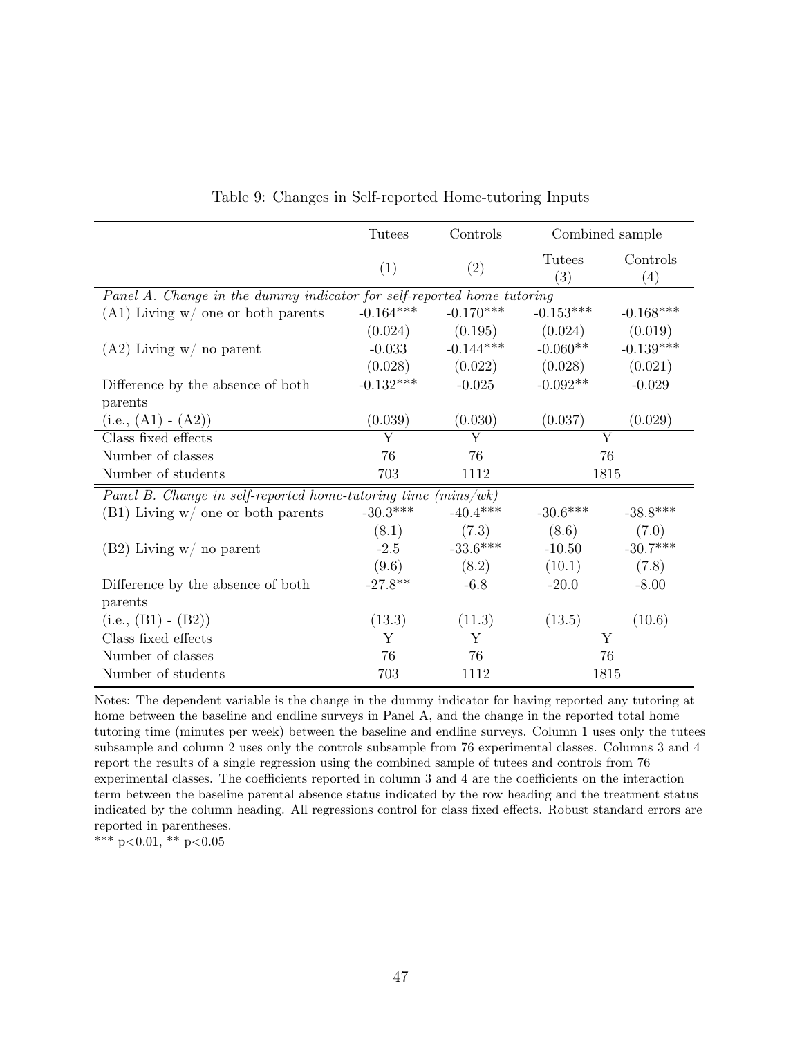Table 9: Changes in Self-reported Home-tutoring Inputs

| | Tutees | Controls | Combined sample | |
|---|---|---|---|---|
| | (1) | (2) | Tutees (3) | Controls (4) |
| *Panel A. Change in the dummy indicator for self-reported home tutoring* | | | | |
| (A1) Living w/ one or both parents | -0.164*** | -0.170*** | -0.153*** | -0.168*** |
| | (0.024) | (0.195) | (0.024) | (0.019) |
| (A2) Living w/ no parent | -0.033 | -0.144*** | -0.060** | -0.139*** |
| | (0.028) | (0.022) | (0.028) | (0.021) |
| Difference by the absence of both parents | -0.132*** | -0.025 | -0.092** | -0.029 |
| (i.e., (A1) - (A2)) | (0.039) | (0.030) | (0.037) | (0.029) |
| Class fixed effects | Y | Y | Y | |
| Number of classes | 76 | 76 | 76 | |
| Number of students | 703 | 1112 | 1815 | |
| *Panel B. Change in self-reported home-tutoring time (mins/wk)* | | | | |
| (B1) Living w/ one or both parents | -30.3*** | -40.4*** | -30.6*** | -38.8*** |
| | (8.1) | (7.3) | (8.6) | (7.0) |
| (B2) Living w/ no parent | -2.5 | -33.6*** | -10.50 | -30.7*** |
| | (9.6) | (8.2) | (10.1) | (7.8) |
| Difference by the absence of both parents | -27.8** | -6.8 | -20.0 | -8.00 |
| (i.e., (B1) - (B2)) | (13.3) | (11.3) | (13.5) | (10.6) |
| Class fixed effects | Y | Y | Y | |
| Number of classes | 76 | 76 | 76 | |
| Number of students | 703 | 1112 | 1815 | |

Notes: The dependent variable is the change in the dummy indicator for having reported any tutoring at home between the baseline and endline surveys in Panel A, and the change in the reported total home tutoring time (minutes per week) between the baseline and endline surveys. Column 1 uses only the tutees subsample and column 2 uses only the controls subsample from 76 experimental classes. Columns 3 and 4 report the results of a single regression using the combined sample of tutees and controls from 76 experimental classes. The coefficients reported in column 3 and 4 are the coefficients on the interaction term between the baseline parental absence status indicated by the row heading and the treatment status indicated by the column heading. All regressions control for class fixed effects. Robust standard errors are reported in parentheses.

*** p<0.01, ** p<0.05